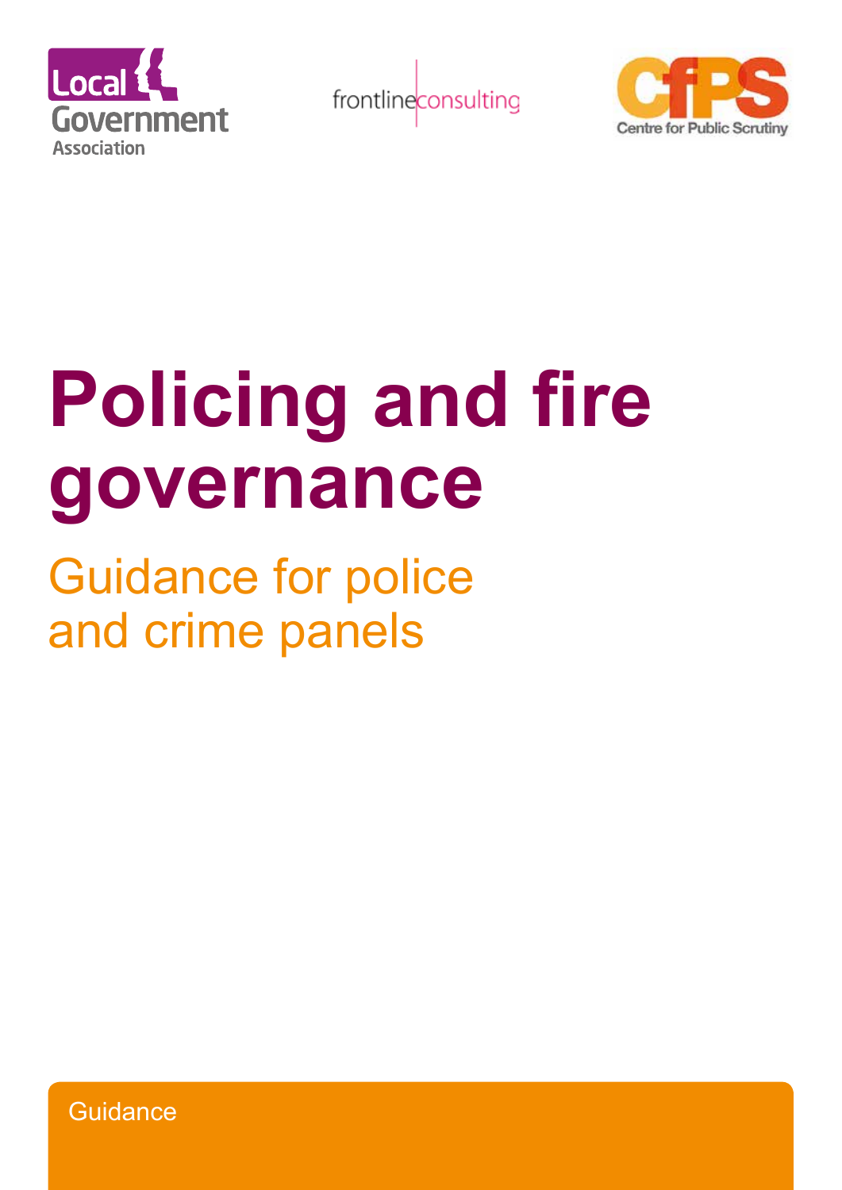Local Government Association

frontline consulting

CfPS Centre for Public Scrutiny

# Policing and fire governance

## Guidance for police and crime panels

Guidance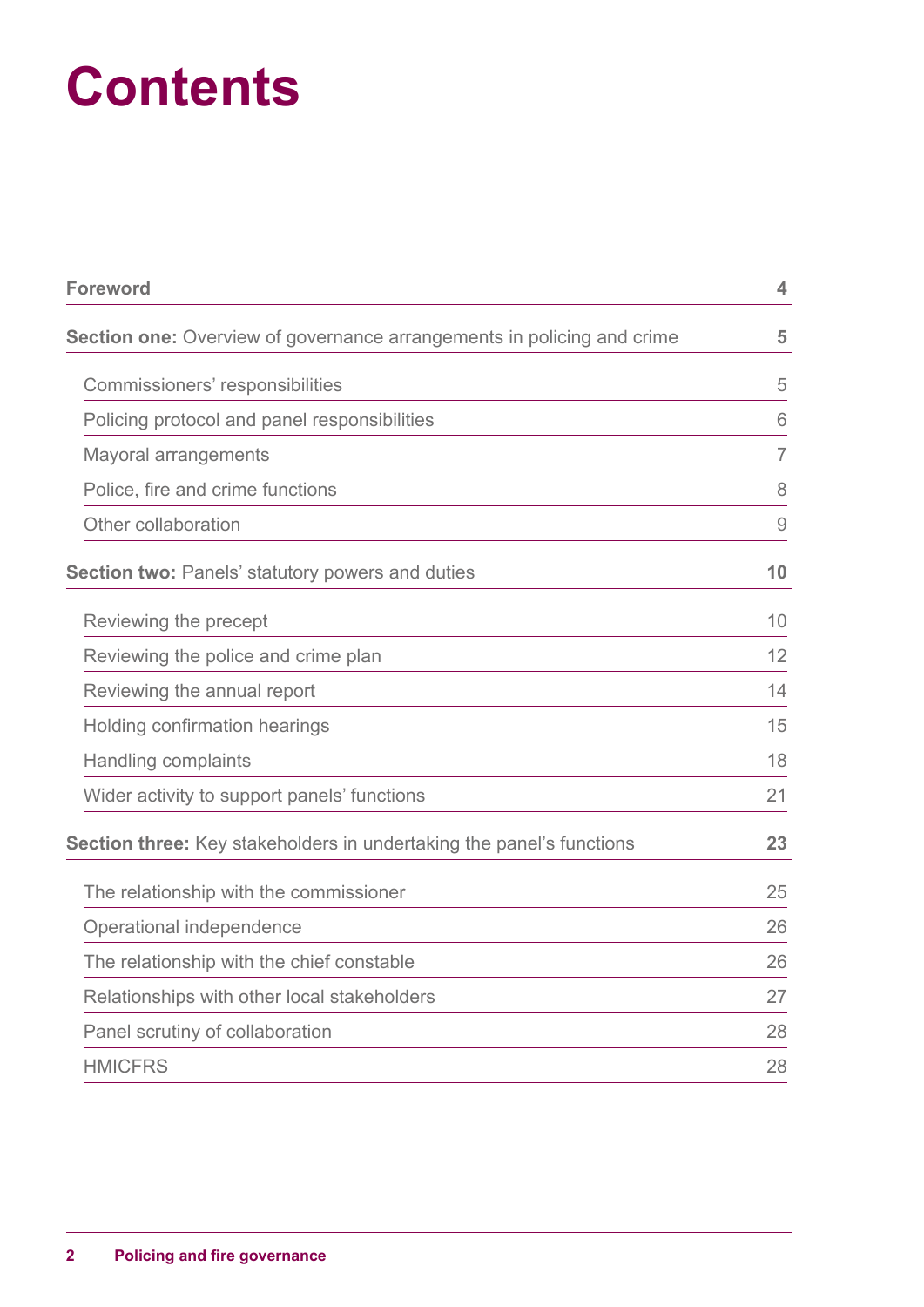# Contents

| | |
|---|---|
| **Foreword** | **4** |
| **Section one:** Overview of governance arrangements in policing and crime | **5** |
| Commissioners' responsibilities | 5 |
| Policing protocol and panel responsibilities | 6 |
| Mayoral arrangements | 7 |
| Police, fire and crime functions | 8 |
| Other collaboration | 9 |
| **Section two:** Panels' statutory powers and duties | **10** |
| Reviewing the precept | 10 |
| Reviewing the police and crime plan | 12 |
| Reviewing the annual report | 14 |
| Holding confirmation hearings | 15 |
| Handling complaints | 18 |
| Wider activity to support panels' functions | 21 |
| **Section three:** Key stakeholders in undertaking the panel's functions | **23** |
| The relationship with the commissioner | 25 |
| Operational independence | 26 |
| The relationship with the chief constable | 26 |
| Relationships with other local stakeholders | 27 |
| Panel scrutiny of collaboration | 28 |
| HMICFRS | 28 |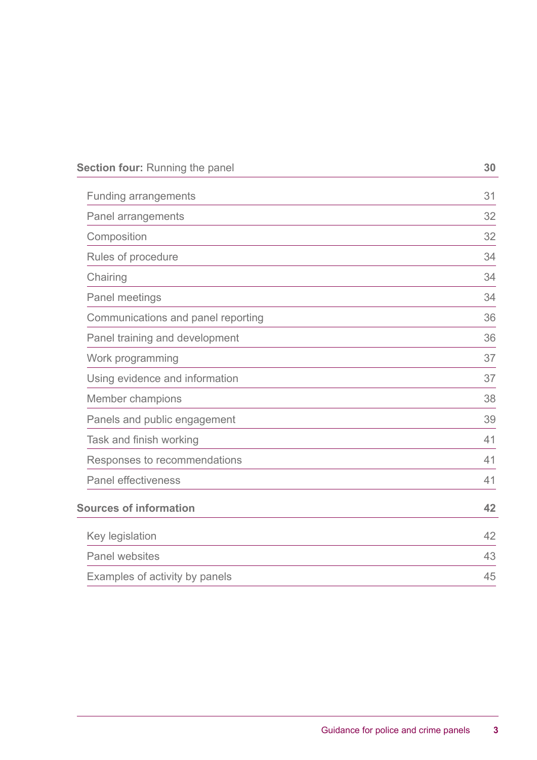| | |
|---|---|
| **Section four:** Running the panel | **30** |
| Funding arrangements | 31 |
| Panel arrangements | 32 |
| Composition | 32 |
| Rules of procedure | 34 |
| Chairing | 34 |
| Panel meetings | 34 |
| Communications and panel reporting | 36 |
| Panel training and development | 36 |
| Work programming | 37 |
| Using evidence and information | 37 |
| Member champions | 38 |
| Panels and public engagement | 39 |
| Task and finish working | 41 |
| Responses to recommendations | 41 |
| Panel effectiveness | 41 |
| **Sources of information** | **42** |
| Key legislation | 42 |
| Panel websites | 43 |
| Examples of activity by panels | 45 |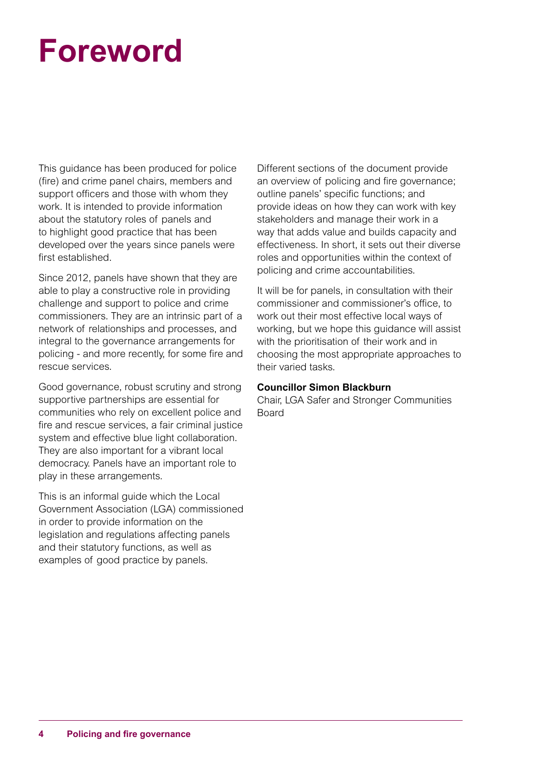# Foreword

This guidance has been produced for police (fire) and crime panel chairs, members and support officers and those with whom they work. It is intended to provide information about the statutory roles of panels and to highlight good practice that has been developed over the years since panels were first established.

Since 2012, panels have shown that they are able to play a constructive role in providing challenge and support to police and crime commissioners. They are an intrinsic part of a network of relationships and processes, and integral to the governance arrangements for policing - and more recently, for some fire and rescue services.

Good governance, robust scrutiny and strong supportive partnerships are essential for communities who rely on excellent police and fire and rescue services, a fair criminal justice system and effective blue light collaboration. They are also important for a vibrant local democracy. Panels have an important role to play in these arrangements.

This is an informal guide which the Local Government Association (LGA) commissioned in order to provide information on the legislation and regulations affecting panels and their statutory functions, as well as examples of good practice by panels.

Different sections of the document provide an overview of policing and fire governance; outline panels' specific functions; and provide ideas on how they can work with key stakeholders and manage their work in a way that adds value and builds capacity and effectiveness. In short, it sets out their diverse roles and opportunities within the context of policing and crime accountabilities.

It will be for panels, in consultation with their commissioner and commissioner's office, to work out their most effective local ways of working, but we hope this guidance will assist with the prioritisation of their work and in choosing the most appropriate approaches to their varied tasks.

**Councillor Simon Blackburn**
Chair, LGA Safer and Stronger Communities Board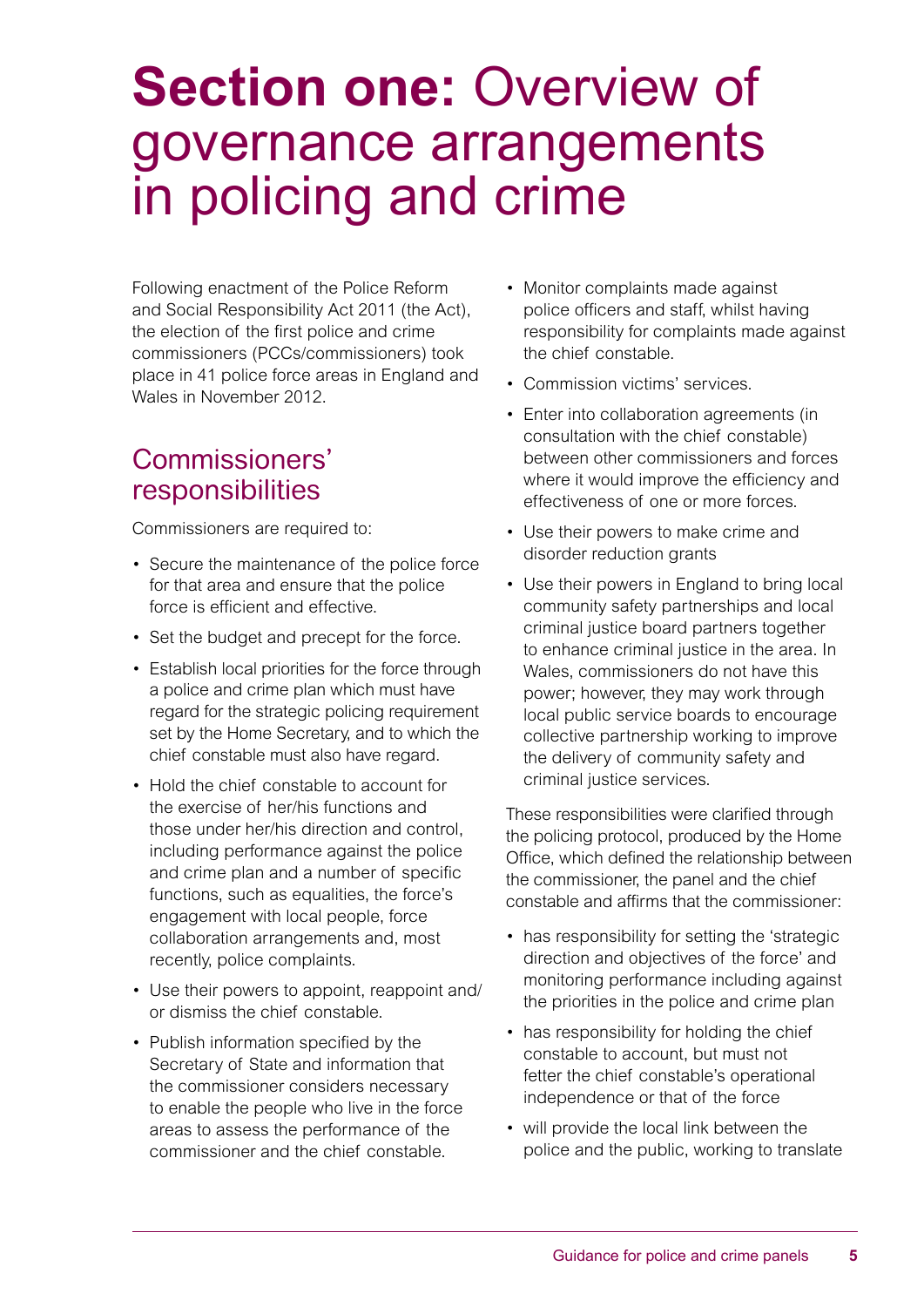# Section one: Overview of governance arrangements in policing and crime

Following enactment of the Police Reform and Social Responsibility Act 2011 (the Act), the election of the first police and crime commissioners (PCCs/commissioners) took place in 41 police force areas in England and Wales in November 2012.

## Commissioners' responsibilities

Commissioners are required to:

- Secure the maintenance of the police force for that area and ensure that the police force is efficient and effective.
- Set the budget and precept for the force.
- Establish local priorities for the force through a police and crime plan which must have regard for the strategic policing requirement set by the Home Secretary, and to which the chief constable must also have regard.
- Hold the chief constable to account for the exercise of her/his functions and those under her/his direction and control, including performance against the police and crime plan and a number of specific functions, such as equalities, the force's engagement with local people, force collaboration arrangements and, most recently, police complaints.
- Use their powers to appoint, reappoint and/or dismiss the chief constable.
- Publish information specified by the Secretary of State and information that the commissioner considers necessary to enable the people who live in the force areas to assess the performance of the commissioner and the chief constable.
- Monitor complaints made against police officers and staff, whilst having responsibility for complaints made against the chief constable.
- Commission victims' services.
- Enter into collaboration agreements (in consultation with the chief constable) between other commissioners and forces where it would improve the efficiency and effectiveness of one or more forces.
- Use their powers to make crime and disorder reduction grants
- Use their powers in England to bring local community safety partnerships and local criminal justice board partners together to enhance criminal justice in the area. In Wales, commissioners do not have this power; however, they may work through local public service boards to encourage collective partnership working to improve the delivery of community safety and criminal justice services.

These responsibilities were clarified through the policing protocol, produced by the Home Office, which defined the relationship between the commissioner, the panel and the chief constable and affirms that the commissioner:

- has responsibility for setting the 'strategic direction and objectives of the force' and monitoring performance including against the priorities in the police and crime plan
- has responsibility for holding the chief constable to account, but must not fetter the chief constable's operational independence or that of the force
- will provide the local link between the police and the public, working to translate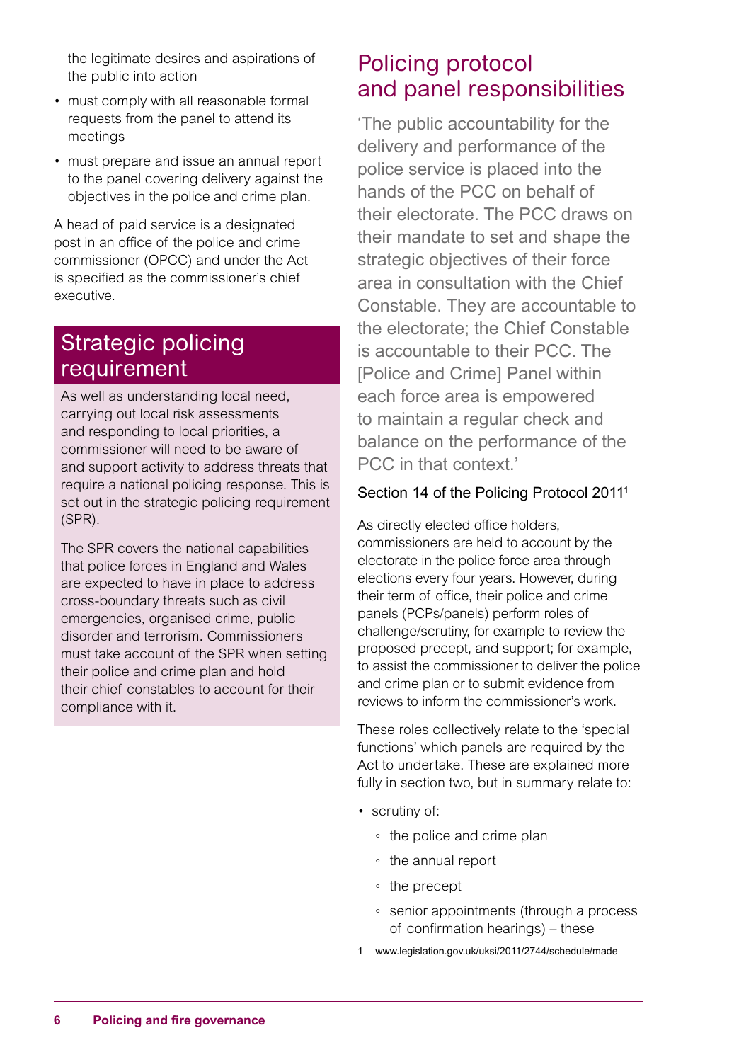the legitimate desires and aspirations of the public into action

- must comply with all reasonable formal requests from the panel to attend its meetings
- must prepare and issue an annual report to the panel covering delivery against the objectives in the police and crime plan.

A head of paid service is a designated post in an office of the police and crime commissioner (OPCC) and under the Act is specified as the commissioner's chief executive.

## Strategic policing requirement

As well as understanding local need, carrying out local risk assessments and responding to local priorities, a commissioner will need to be aware of and support activity to address threats that require a national policing response. This is set out in the strategic policing requirement (SPR).

The SPR covers the national capabilities that police forces in England and Wales are expected to have in place to address cross-boundary threats such as civil emergencies, organised crime, public disorder and terrorism. Commissioners must take account of the SPR when setting their police and crime plan and hold their chief constables to account for their compliance with it.

## Policing protocol and panel responsibilities

'The public accountability for the delivery and performance of the police service is placed into the hands of the PCC on behalf of their electorate. The PCC draws on their mandate to set and shape the strategic objectives of their force area in consultation with the Chief Constable. They are accountable to the electorate; the Chief Constable is accountable to their PCC. The [Police and Crime] Panel within each force area is empowered to maintain a regular check and balance on the performance of the PCC in that context.'

Section 14 of the Policing Protocol 2011[1]

As directly elected office holders, commissioners are held to account by the electorate in the police force area through elections every four years. However, during their term of office, their police and crime panels (PCPs/panels) perform roles of challenge/scrutiny, for example to review the proposed precept, and support; for example, to assist the commissioner to deliver the police and crime plan or to submit evidence from reviews to inform the commissioner's work.

These roles collectively relate to the 'special functions' which panels are required by the Act to undertake. These are explained more fully in section two, but in summary relate to:

- scrutiny of:
  - the police and crime plan
  - the annual report
  - the precept
  - senior appointments (through a process of confirmation hearings) – these

1 www.legislation.gov.uk/uksi/2011/2744/schedule/made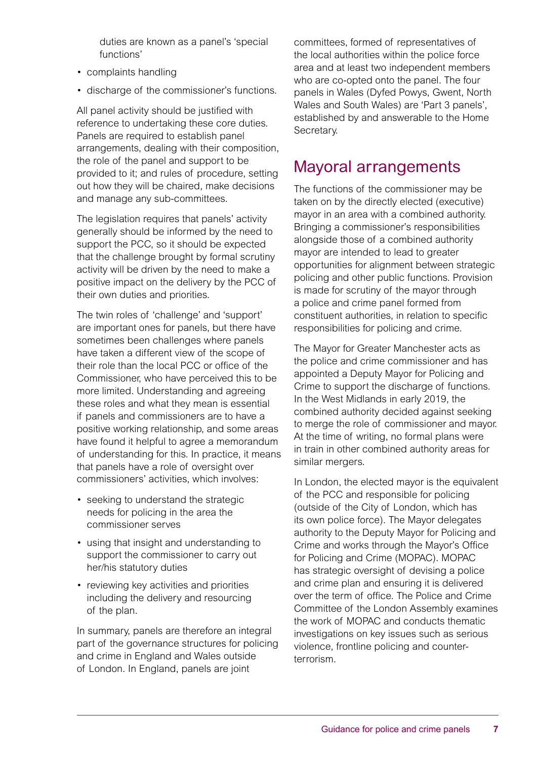duties are known as a panel's 'special functions'

- complaints handling
- discharge of the commissioner's functions.

All panel activity should be justified with reference to undertaking these core duties. Panels are required to establish panel arrangements, dealing with their composition, the role of the panel and support to be provided to it; and rules of procedure, setting out how they will be chaired, make decisions and manage any sub-committees.

The legislation requires that panels' activity generally should be informed by the need to support the PCC, so it should be expected that the challenge brought by formal scrutiny activity will be driven by the need to make a positive impact on the delivery by the PCC of their own duties and priorities.

The twin roles of 'challenge' and 'support' are important ones for panels, but there have sometimes been challenges where panels have taken a different view of the scope of their role than the local PCC or office of the Commissioner, who have perceived this to be more limited. Understanding and agreeing these roles and what they mean is essential if panels and commissioners are to have a positive working relationship, and some areas have found it helpful to agree a memorandum of understanding for this. In practice, it means that panels have a role of oversight over commissioners' activities, which involves:

- seeking to understand the strategic needs for policing in the area the commissioner serves
- using that insight and understanding to support the commissioner to carry out her/his statutory duties
- reviewing key activities and priorities including the delivery and resourcing of the plan.

In summary, panels are therefore an integral part of the governance structures for policing and crime in England and Wales outside of London. In England, panels are joint committees, formed of representatives of the local authorities within the police force area and at least two independent members who are co-opted onto the panel. The four panels in Wales (Dyfed Powys, Gwent, North Wales and South Wales) are 'Part 3 panels', established by and answerable to the Home Secretary.

## Mayoral arrangements

The functions of the commissioner may be taken on by the directly elected (executive) mayor in an area with a combined authority. Bringing a commissioner's responsibilities alongside those of a combined authority mayor are intended to lead to greater opportunities for alignment between strategic policing and other public functions. Provision is made for scrutiny of the mayor through a police and crime panel formed from constituent authorities, in relation to specific responsibilities for policing and crime.

The Mayor for Greater Manchester acts as the police and crime commissioner and has appointed a Deputy Mayor for Policing and Crime to support the discharge of functions. In the West Midlands in early 2019, the combined authority decided against seeking to merge the role of commissioner and mayor. At the time of writing, no formal plans were in train in other combined authority areas for similar mergers.

In London, the elected mayor is the equivalent of the PCC and responsible for policing (outside of the City of London, which has its own police force). The Mayor delegates authority to the Deputy Mayor for Policing and Crime and works through the Mayor's Office for Policing and Crime (MOPAC). MOPAC has strategic oversight of devising a police and crime plan and ensuring it is delivered over the term of office. The Police and Crime Committee of the London Assembly examines the work of MOPAC and conducts thematic investigations on key issues such as serious violence, frontline policing and counter-terrorism.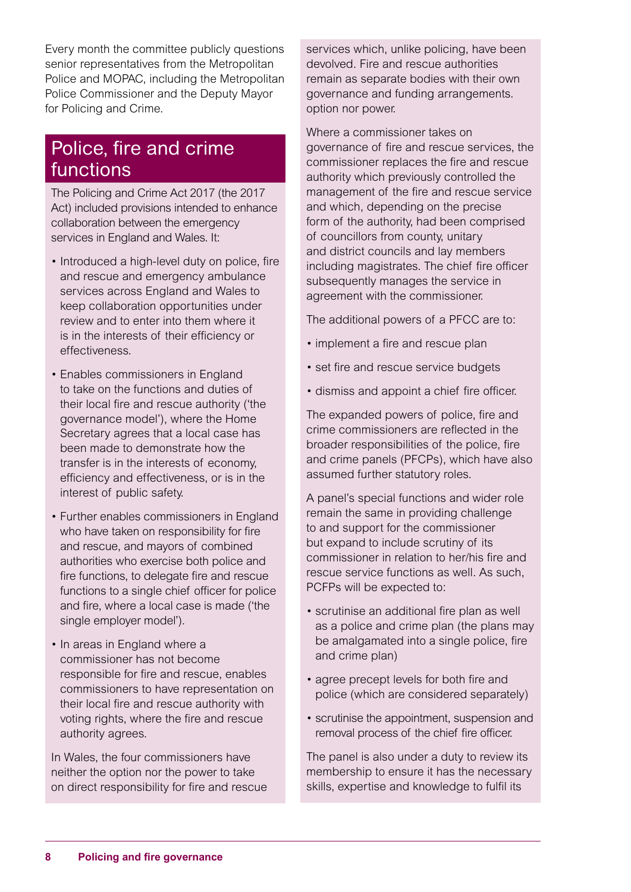Every month the committee publicly questions senior representatives from the Metropolitan Police and MOPAC, including the Metropolitan Police Commissioner and the Deputy Mayor for Policing and Crime.

## Police, fire and crime functions

The Policing and Crime Act 2017 (the 2017 Act) included provisions intended to enhance collaboration between the emergency services in England and Wales. It:

- Introduced a high-level duty on police, fire and rescue and emergency ambulance services across England and Wales to keep collaboration opportunities under review and to enter into them where it is in the interests of their efficiency or effectiveness.
- Enables commissioners in England to take on the functions and duties of their local fire and rescue authority ('the governance model'), where the Home Secretary agrees that a local case has been made to demonstrate how the transfer is in the interests of economy, efficiency and effectiveness, or is in the interest of public safety.
- Further enables commissioners in England who have taken on responsibility for fire and rescue, and mayors of combined authorities who exercise both police and fire functions, to delegate fire and rescue functions to a single chief officer for police and fire, where a local case is made ('the single employer model').
- In areas in England where a commissioner has not become responsible for fire and rescue, enables commissioners to have representation on their local fire and rescue authority with voting rights, where the fire and rescue authority agrees.

In Wales, the four commissioners have neither the option nor the power to take on direct responsibility for fire and rescue services which, unlike policing, have been devolved. Fire and rescue authorities remain as separate bodies with their own governance and funding arrangements. option nor power.

Where a commissioner takes on governance of fire and rescue services, the commissioner replaces the fire and rescue authority which previously controlled the management of the fire and rescue service and which, depending on the precise form of the authority, had been comprised of councillors from county, unitary and district councils and lay members including magistrates. The chief fire officer subsequently manages the service in agreement with the commissioner.

The additional powers of a PFCC are to:

- implement a fire and rescue plan
- set fire and rescue service budgets
- dismiss and appoint a chief fire officer.

The expanded powers of police, fire and crime commissioners are reflected in the broader responsibilities of the police, fire and crime panels (PFCPs), which have also assumed further statutory roles.

A panel's special functions and wider role remain the same in providing challenge to and support for the commissioner but expand to include scrutiny of its commissioner in relation to her/his fire and rescue service functions as well. As such, PCFPs will be expected to:

- scrutinise an additional fire plan as well as a police and crime plan (the plans may be amalgamated into a single police, fire and crime plan)
- agree precept levels for both fire and police (which are considered separately)
- scrutinise the appointment, suspension and removal process of the chief fire officer.

The panel is also under a duty to review its membership to ensure it has the necessary skills, expertise and knowledge to fulfil its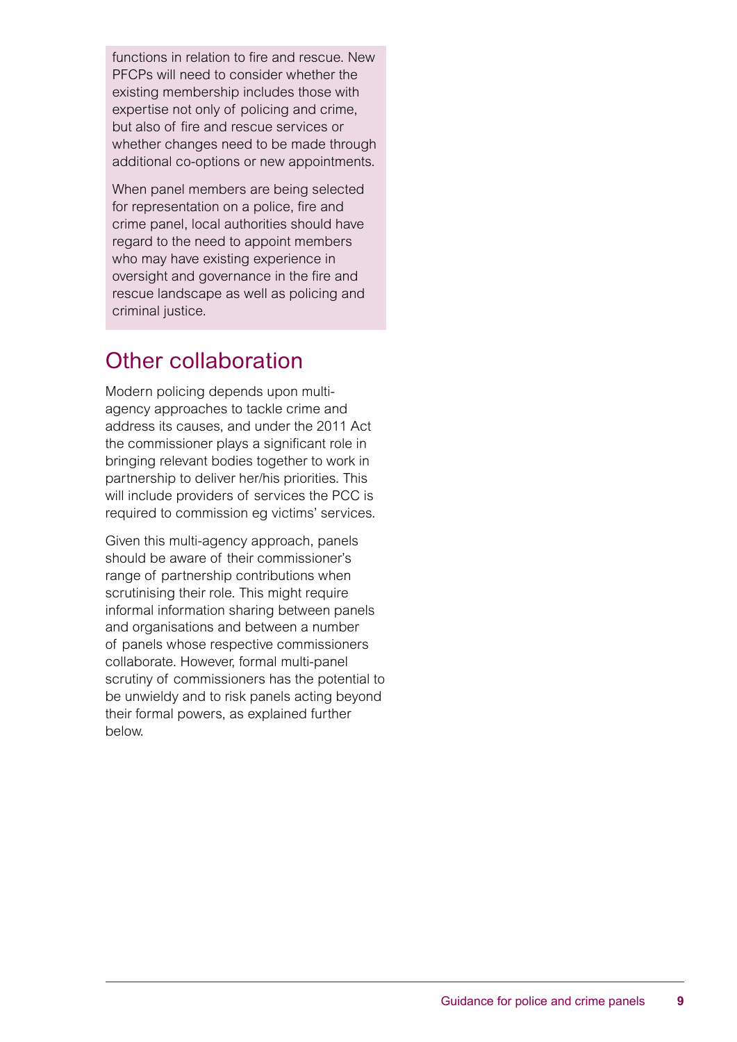functions in relation to fire and rescue. New PFCPs will need to consider whether the existing membership includes those with expertise not only of policing and crime, but also of fire and rescue services or whether changes need to be made through additional co-options or new appointments.

When panel members are being selected for representation on a police, fire and crime panel, local authorities should have regard to the need to appoint members who may have existing experience in oversight and governance in the fire and rescue landscape as well as policing and criminal justice.

## Other collaboration

Modern policing depends upon multi-agency approaches to tackle crime and address its causes, and under the 2011 Act the commissioner plays a significant role in bringing relevant bodies together to work in partnership to deliver her/his priorities. This will include providers of services the PCC is required to commission eg victims' services.

Given this multi-agency approach, panels should be aware of their commissioner's range of partnership contributions when scrutinising their role. This might require informal information sharing between panels and organisations and between a number of panels whose respective commissioners collaborate. However, formal multi-panel scrutiny of commissioners has the potential to be unwieldy and to risk panels acting beyond their formal powers, as explained further below.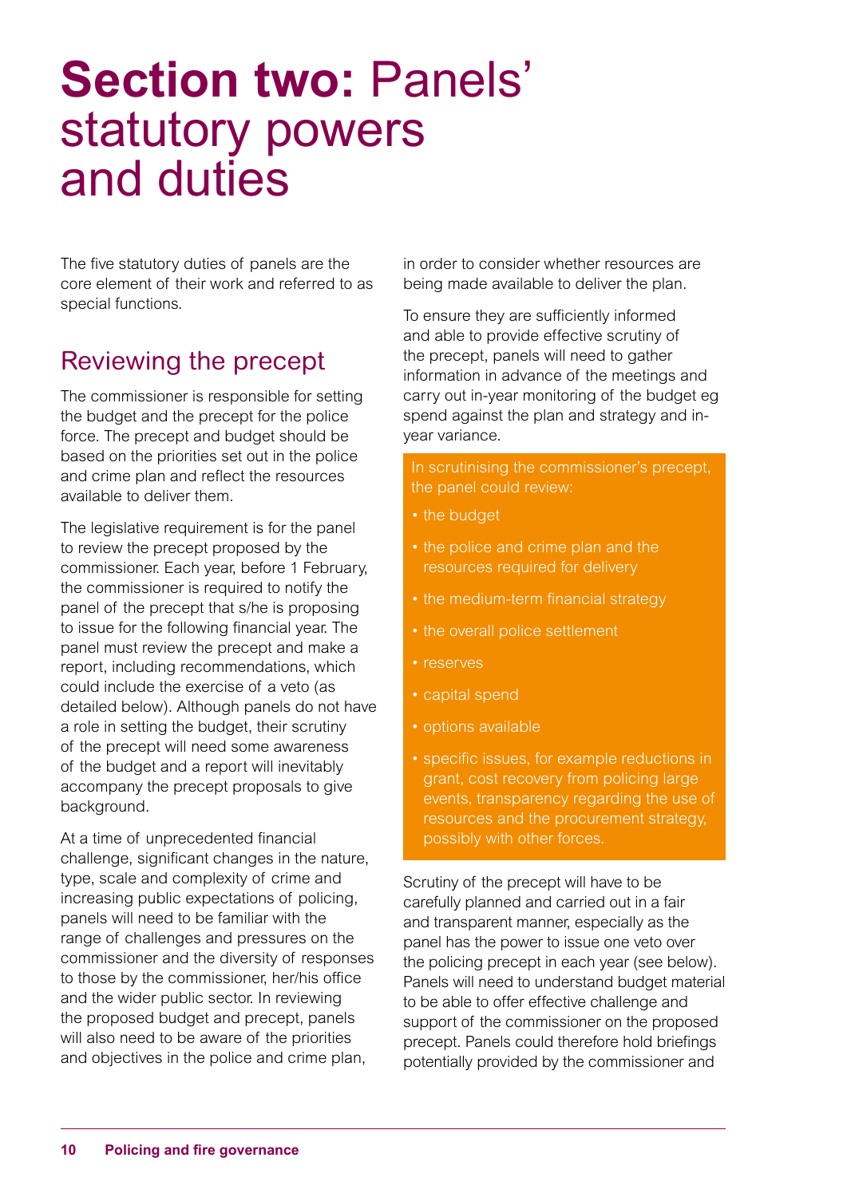# **Section two:** Panels' statutory powers and duties

The five statutory duties of panels are the core element of their work and referred to as special functions.

## Reviewing the precept

The commissioner is responsible for setting the budget and the precept for the police force. The precept and budget should be based on the priorities set out in the police and crime plan and reflect the resources available to deliver them.

The legislative requirement is for the panel to review the precept proposed by the commissioner. Each year, before 1 February, the commissioner is required to notify the panel of the precept that s/he is proposing to issue for the following financial year. The panel must review the precept and make a report, including recommendations, which could include the exercise of a veto (as detailed below). Although panels do not have a role in setting the budget, their scrutiny of the precept will need some awareness of the budget and a report will inevitably accompany the precept proposals to give background.

At a time of unprecedented financial challenge, significant changes in the nature, type, scale and complexity of crime and increasing public expectations of policing, panels will need to be familiar with the range of challenges and pressures on the commissioner and the diversity of responses to those by the commissioner, her/his office and the wider public sector. In reviewing the proposed budget and precept, panels will also need to be aware of the priorities and objectives in the police and crime plan, in order to consider whether resources are being made available to deliver the plan.

To ensure they are sufficiently informed and able to provide effective scrutiny of the precept, panels will need to gather information in advance of the meetings and carry out in-year monitoring of the budget eg spend against the plan and strategy and in-year variance.

In scrutinising the commissioner's precept, the panel could review:

- the budget
- the police and crime plan and the resources required for delivery
- the medium-term financial strategy
- the overall police settlement
- reserves
- capital spend
- options available
- specific issues, for example reductions in grant, cost recovery from policing large events, transparency regarding the use of resources and the procurement strategy, possibly with other forces.

Scrutiny of the precept will have to be carefully planned and carried out in a fair and transparent manner, especially as the panel has the power to issue one veto over the policing precept in each year (see below). Panels will need to understand budget material to be able to offer effective challenge and support of the commissioner on the proposed precept. Panels could therefore hold briefings potentially provided by the commissioner and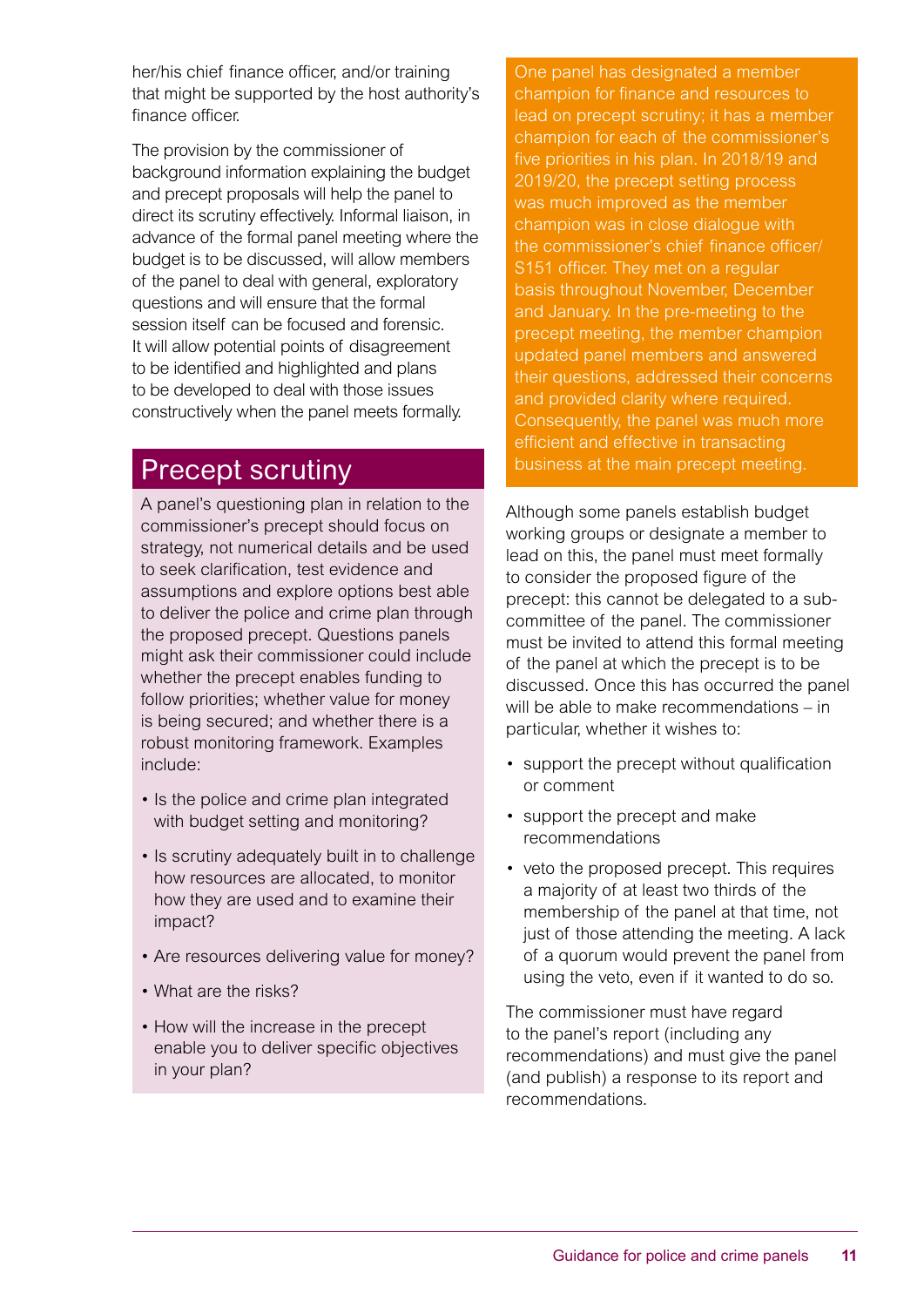her/his chief finance officer, and/or training that might be supported by the host authority's finance officer.

The provision by the commissioner of background information explaining the budget and precept proposals will help the panel to direct its scrutiny effectively. Informal liaison, in advance of the formal panel meeting where the budget is to be discussed, will allow members of the panel to deal with general, exploratory questions and will ensure that the formal session itself can be focused and forensic. It will allow potential points of disagreement to be identified and highlighted and plans to be developed to deal with those issues constructively when the panel meets formally.

## Precept scrutiny

A panel's questioning plan in relation to the commissioner's precept should focus on strategy, not numerical details and be used to seek clarification, test evidence and assumptions and explore options best able to deliver the police and crime plan through the proposed precept. Questions panels might ask their commissioner could include whether the precept enables funding to follow priorities; whether value for money is being secured; and whether there is a robust monitoring framework. Examples include:

- Is the police and crime plan integrated with budget setting and monitoring?
- Is scrutiny adequately built in to challenge how resources are allocated, to monitor how they are used and to examine their impact?
- Are resources delivering value for money?
- What are the risks?
- How will the increase in the precept enable you to deliver specific objectives in your plan?

One panel has designated a member champion for finance and resources to lead on precept scrutiny; it has a member champion for each of the commissioner's five priorities in his plan. In 2018/19 and 2019/20, the precept setting process was much improved as the member champion was in close dialogue with the commissioner's chief finance officer/ S151 officer. They met on a regular basis throughout November, December and January. In the pre-meeting to the precept meeting, the member champion updated panel members and answered their questions, addressed their concerns and provided clarity where required. Consequently, the panel was much more efficient and effective in transacting business at the main precept meeting.

Although some panels establish budget working groups or designate a member to lead on this, the panel must meet formally to consider the proposed figure of the precept: this cannot be delegated to a sub-committee of the panel. The commissioner must be invited to attend this formal meeting of the panel at which the precept is to be discussed. Once this has occurred the panel will be able to make recommendations – in particular, whether it wishes to:

- support the precept without qualification or comment
- support the precept and make recommendations
- veto the proposed precept. This requires a majority of at least two thirds of the membership of the panel at that time, not just of those attending the meeting. A lack of a quorum would prevent the panel from using the veto, even if it wanted to do so.

The commissioner must have regard to the panel's report (including any recommendations) and must give the panel (and publish) a response to its report and recommendations.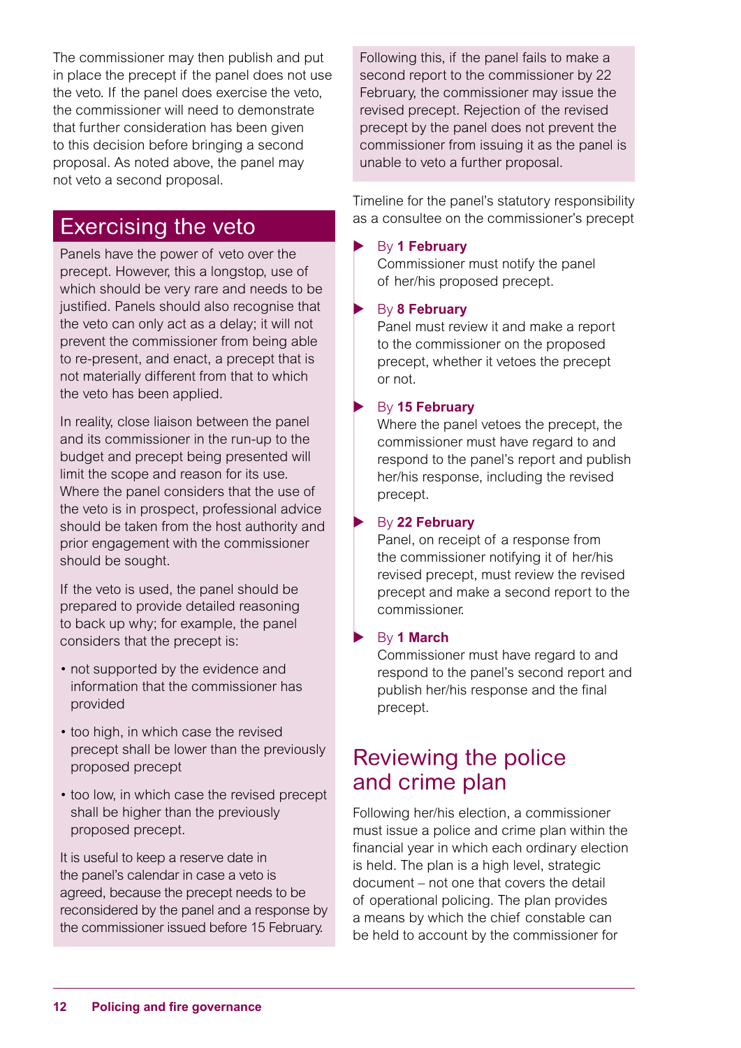The commissioner may then publish and put in place the precept if the panel does not use the veto. If the panel does exercise the veto, the commissioner will need to demonstrate that further consideration has been given to this decision before bringing a second proposal. As noted above, the panel may not veto a second proposal.

## Exercising the veto

Panels have the power of veto over the precept. However, this a longstop, use of which should be very rare and needs to be justified. Panels should also recognise that the veto can only act as a delay; it will not prevent the commissioner from being able to re-present, and enact, a precept that is not materially different from that to which the veto has been applied.

In reality, close liaison between the panel and its commissioner in the run-up to the budget and precept being presented will limit the scope and reason for its use. Where the panel considers that the use of the veto is in prospect, professional advice should be taken from the host authority and prior engagement with the commissioner should be sought.

If the veto is used, the panel should be prepared to provide detailed reasoning to back up why; for example, the panel considers that the precept is:

- not supported by the evidence and information that the commissioner has provided
- too high, in which case the revised precept shall be lower than the previously proposed precept
- too low, in which case the revised precept shall be higher than the previously proposed precept.

It is useful to keep a reserve date in the panel's calendar in case a veto is agreed, because the precept needs to be reconsidered by the panel and a response by the commissioner issued before 15 February.

Following this, if the panel fails to make a second report to the commissioner by 22 February, the commissioner may issue the revised precept. Rejection of the revised precept by the panel does not prevent the commissioner from issuing it as the panel is unable to veto a further proposal.

Timeline for the panel's statutory responsibility as a consultee on the commissioner's precept

- By **1 February**
  Commissioner must notify the panel of her/his proposed precept.
- By **8 February**
  Panel must review it and make a report to the commissioner on the proposed precept, whether it vetoes the precept or not.
- By **15 February**
  Where the panel vetoes the precept, the commissioner must have regard to and respond to the panel's report and publish her/his response, including the revised precept.
- By **22 February**
  Panel, on receipt of a response from the commissioner notifying it of her/his revised precept, must review the revised precept and make a second report to the commissioner.
- By **1 March**
  Commissioner must have regard to and respond to the panel's second report and publish her/his response and the final precept.

## Reviewing the police and crime plan

Following her/his election, a commissioner must issue a police and crime plan within the financial year in which each ordinary election is held. The plan is a high level, strategic document – not one that covers the detail of operational policing. The plan provides a means by which the chief constable can be held to account by the commissioner for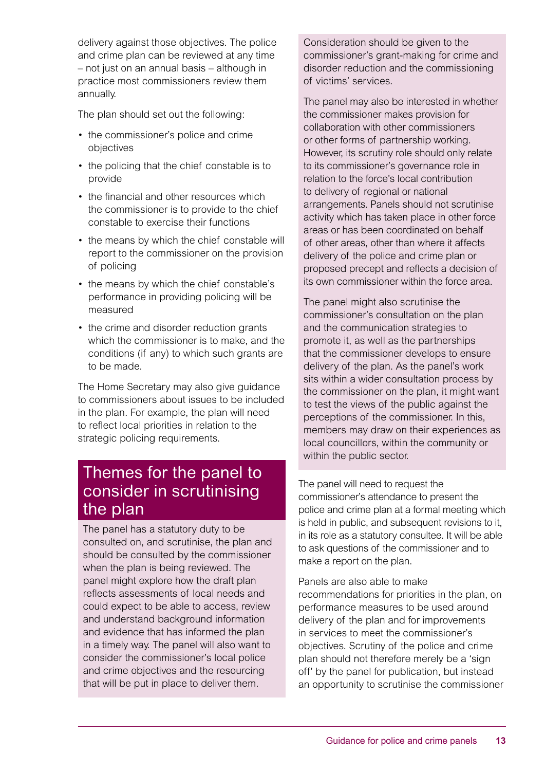delivery against those objectives. The police and crime plan can be reviewed at any time – not just on an annual basis – although in practice most commissioners review them annually.

The plan should set out the following:

- the commissioner's police and crime objectives
- the policing that the chief constable is to provide
- the financial and other resources which the commissioner is to provide to the chief constable to exercise their functions
- the means by which the chief constable will report to the commissioner on the provision of policing
- the means by which the chief constable's performance in providing policing will be measured
- the crime and disorder reduction grants which the commissioner is to make, and the conditions (if any) to which such grants are to be made.

The Home Secretary may also give guidance to commissioners about issues to be included in the plan. For example, the plan will need to reflect local priorities in relation to the strategic policing requirements.

## Themes for the panel to consider in scrutinising the plan

The panel has a statutory duty to be consulted on, and scrutinise, the plan and should be consulted by the commissioner when the plan is being reviewed. The panel might explore how the draft plan reflects assessments of local needs and could expect to be able to access, review and understand background information and evidence that has informed the plan in a timely way. The panel will also want to consider the commissioner's local police and crime objectives and the resourcing that will be put in place to deliver them.

Consideration should be given to the commissioner's grant-making for crime and disorder reduction and the commissioning of victims' services.

The panel may also be interested in whether the commissioner makes provision for collaboration with other commissioners or other forms of partnership working. However, its scrutiny role should only relate to its commissioner's governance role in relation to the force's local contribution to delivery of regional or national arrangements. Panels should not scrutinise activity which has taken place in other force areas or has been coordinated on behalf of other areas, other than where it affects delivery of the police and crime plan or proposed precept and reflects a decision of its own commissioner within the force area.

The panel might also scrutinise the commissioner's consultation on the plan and the communication strategies to promote it, as well as the partnerships that the commissioner develops to ensure delivery of the plan. As the panel's work sits within a wider consultation process by the commissioner on the plan, it might want to test the views of the public against the perceptions of the commissioner. In this, members may draw on their experiences as local councillors, within the community or within the public sector.

The panel will need to request the commissioner's attendance to present the police and crime plan at a formal meeting which is held in public, and subsequent revisions to it, in its role as a statutory consultee. It will be able to ask questions of the commissioner and to make a report on the plan.

Panels are also able to make recommendations for priorities in the plan, on performance measures to be used around delivery of the plan and for improvements in services to meet the commissioner's objectives. Scrutiny of the police and crime plan should not therefore merely be a 'sign off' by the panel for publication, but instead an opportunity to scrutinise the commissioner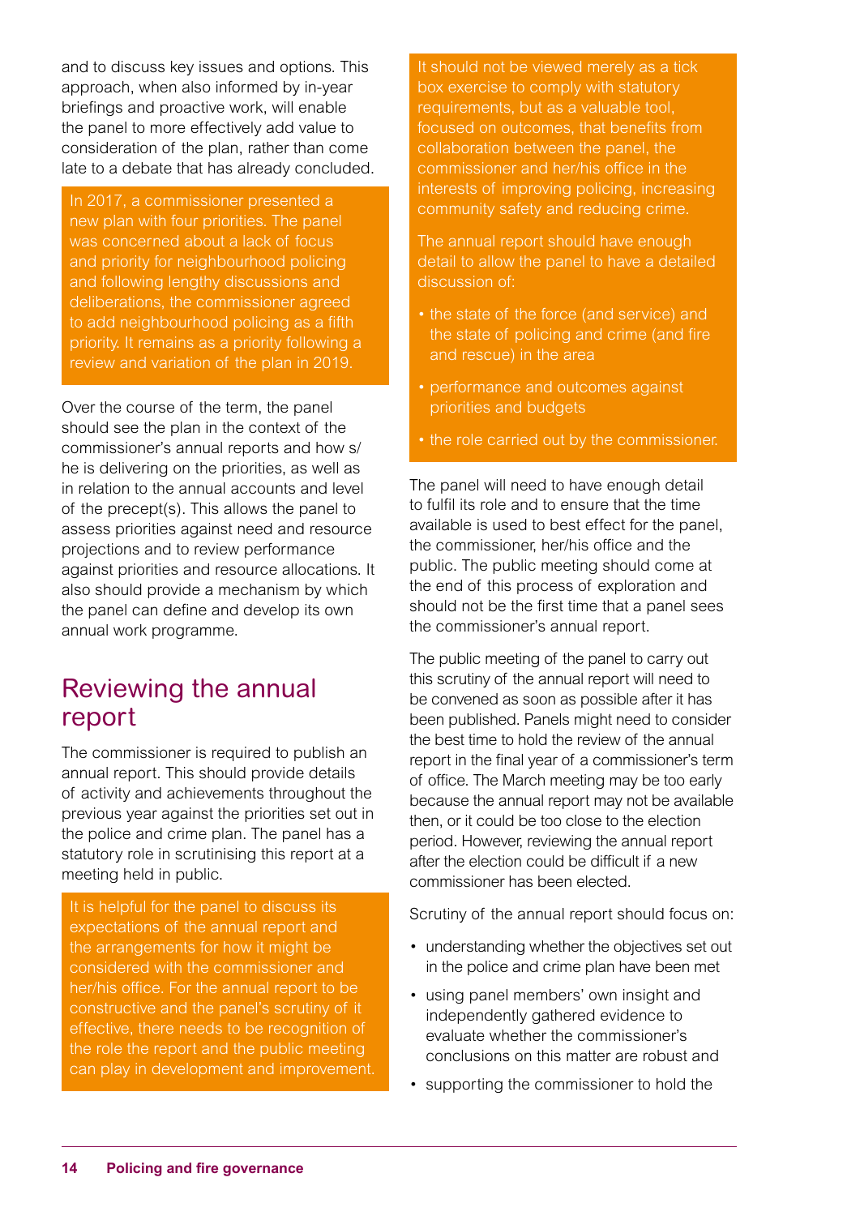and to discuss key issues and options. This approach, when also informed by in-year briefings and proactive work, will enable the panel to more effectively add value to consideration of the plan, rather than come late to a debate that has already concluded.

> In 2017, a commissioner presented a new plan with four priorities. The panel was concerned about a lack of focus and priority for neighbourhood policing and following lengthy discussions and deliberations, the commissioner agreed to add neighbourhood policing as a fifth priority. It remains as a priority following a review and variation of the plan in 2019.

Over the course of the term, the panel should see the plan in the context of the commissioner's annual reports and how s/he is delivering on the priorities, as well as in relation to the annual accounts and level of the precept(s). This allows the panel to assess priorities against need and resource projections and to review performance against priorities and resource allocations. It also should provide a mechanism by which the panel can define and develop its own annual work programme.

## Reviewing the annual report

The commissioner is required to publish an annual report. This should provide details of activity and achievements throughout the previous year against the priorities set out in the police and crime plan. The panel has a statutory role in scrutinising this report at a meeting held in public.

> It is helpful for the panel to discuss its expectations of the annual report and the arrangements for how it might be considered with the commissioner and her/his office. For the annual report to be constructive and the panel's scrutiny of it effective, there needs to be recognition of the role the report and the public meeting can play in development and improvement.
>
> It should not be viewed merely as a tick box exercise to comply with statutory requirements, but as a valuable tool, focused on outcomes, that benefits from collaboration between the panel, the commissioner and her/his office in the interests of improving policing, increasing community safety and reducing crime.
>
> The annual report should have enough detail to allow the panel to have a detailed discussion of:
>
> - the state of the force (and service) and the state of policing and crime (and fire and rescue) in the area
> - performance and outcomes against priorities and budgets
> - the role carried out by the commissioner.

The panel will need to have enough detail to fulfil its role and to ensure that the time available is used to best effect for the panel, the commissioner, her/his office and the public. The public meeting should come at the end of this process of exploration and should not be the first time that a panel sees the commissioner's annual report.

The public meeting of the panel to carry out this scrutiny of the annual report will need to be convened as soon as possible after it has been published. Panels might need to consider the best time to hold the review of the annual report in the final year of a commissioner's term of office. The March meeting may be too early because the annual report may not be available then, or it could be too close to the election period. However, reviewing the annual report after the election could be difficult if a new commissioner has been elected.

Scrutiny of the annual report should focus on:

- understanding whether the objectives set out in the police and crime plan have been met
- using panel members' own insight and independently gathered evidence to evaluate whether the commissioner's conclusions on this matter are robust and
- supporting the commissioner to hold the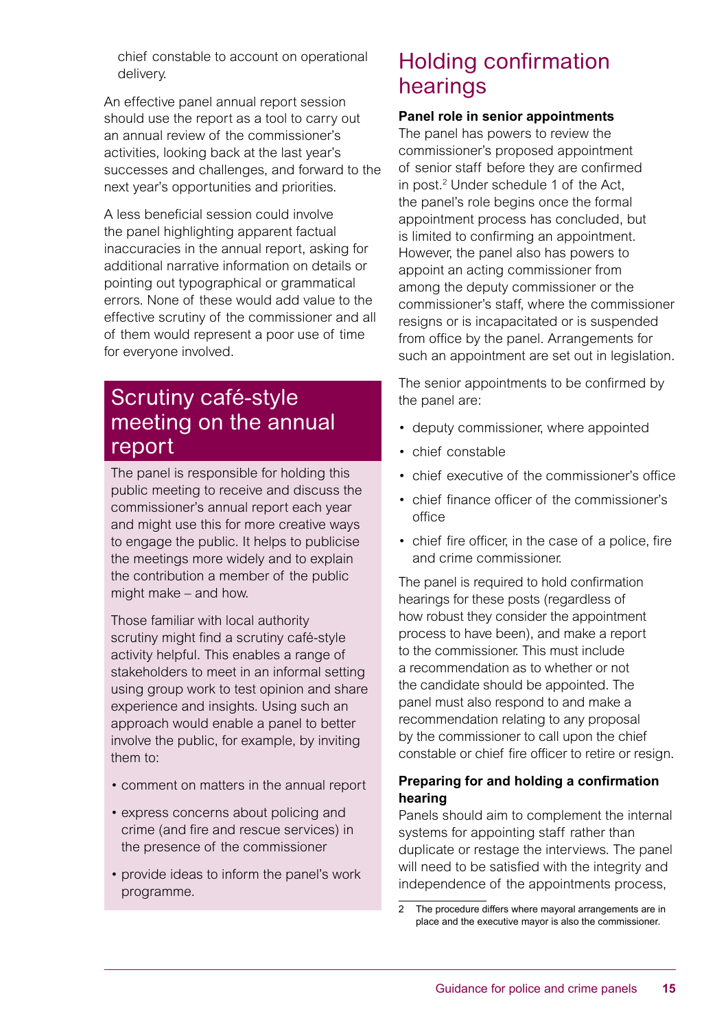chief constable to account on operational delivery.

An effective panel annual report session should use the report as a tool to carry out an annual review of the commissioner's activities, looking back at the last year's successes and challenges, and forward to the next year's opportunities and priorities.

A less beneficial session could involve the panel highlighting apparent factual inaccuracies in the annual report, asking for additional narrative information on details or pointing out typographical or grammatical errors. None of these would add value to the effective scrutiny of the commissioner and all of them would represent a poor use of time for everyone involved.

## Scrutiny café-style meeting on the annual report

The panel is responsible for holding this public meeting to receive and discuss the commissioner's annual report each year and might use this for more creative ways to engage the public. It helps to publicise the meetings more widely and to explain the contribution a member of the public might make – and how.

Those familiar with local authority scrutiny might find a scrutiny café-style activity helpful. This enables a range of stakeholders to meet in an informal setting using group work to test opinion and share experience and insights. Using such an approach would enable a panel to better involve the public, for example, by inviting them to:

- comment on matters in the annual report
- express concerns about policing and crime (and fire and rescue services) in the presence of the commissioner
- provide ideas to inform the panel's work programme.

## Holding confirmation hearings

**Panel role in senior appointments**

The panel has powers to review the commissioner's proposed appointment of senior staff before they are confirmed in post.[2] Under schedule 1 of the Act, the panel's role begins once the formal appointment process has concluded, but is limited to confirming an appointment. However, the panel also has powers to appoint an acting commissioner from among the deputy commissioner or the commissioner's staff, where the commissioner resigns or is incapacitated or is suspended from office by the panel. Arrangements for such an appointment are set out in legislation.

The senior appointments to be confirmed by the panel are:

- deputy commissioner, where appointed
- chief constable
- chief executive of the commissioner's office
- chief finance officer of the commissioner's office
- chief fire officer, in the case of a police, fire and crime commissioner.

The panel is required to hold confirmation hearings for these posts (regardless of how robust they consider the appointment process to have been), and make a report to the commissioner. This must include a recommendation as to whether or not the candidate should be appointed. The panel must also respond to and make a recommendation relating to any proposal by the commissioner to call upon the chief constable or chief fire officer to retire or resign.

**Preparing for and holding a confirmation hearing**

Panels should aim to complement the internal systems for appointing staff rather than duplicate or restage the interviews. The panel will need to be satisfied with the integrity and independence of the appointments process,

2 The procedure differs where mayoral arrangements are in place and the executive mayor is also the commissioner.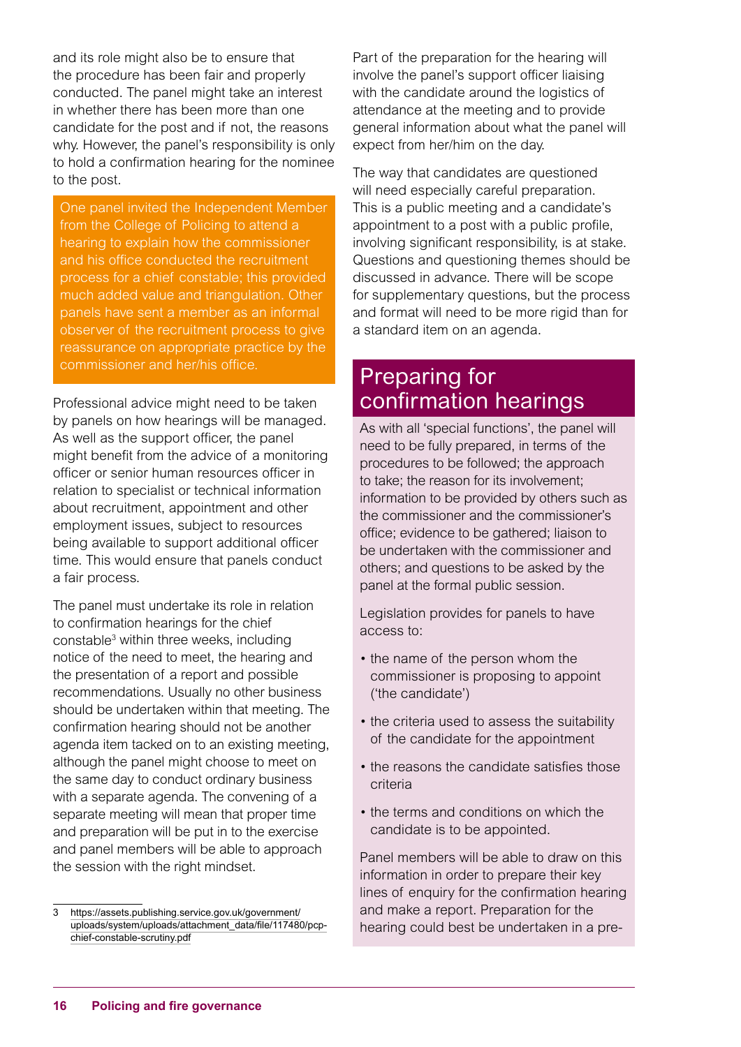and its role might also be to ensure that the procedure has been fair and properly conducted. The panel might take an interest in whether there has been more than one candidate for the post and if not, the reasons why. However, the panel's responsibility is only to hold a confirmation hearing for the nominee to the post.

One panel invited the Independent Member from the College of Policing to attend a hearing to explain how the commissioner and his office conducted the recruitment process for a chief constable; this provided much added value and triangulation. Other panels have sent a member as an informal observer of the recruitment process to give reassurance on appropriate practice by the commissioner and her/his office.

Professional advice might need to be taken by panels on how hearings will be managed. As well as the support officer, the panel might benefit from the advice of a monitoring officer or senior human resources officer in relation to specialist or technical information about recruitment, appointment and other employment issues, subject to resources being available to support additional officer time. This would ensure that panels conduct a fair process.

The panel must undertake its role in relation to confirmation hearings for the chief constable[3] within three weeks, including notice of the need to meet, the hearing and the presentation of a report and possible recommendations. Usually no other business should be undertaken within that meeting. The confirmation hearing should not be another agenda item tacked on to an existing meeting, although the panel might choose to meet on the same day to conduct ordinary business with a separate agenda. The convening of a separate meeting will mean that proper time and preparation will be put in to the exercise and panel members will be able to approach the session with the right mindset.

Part of the preparation for the hearing will involve the panel's support officer liaising with the candidate around the logistics of attendance at the meeting and to provide general information about what the panel will expect from her/him on the day.

The way that candidates are questioned will need especially careful preparation. This is a public meeting and a candidate's appointment to a post with a public profile, involving significant responsibility, is at stake. Questions and questioning themes should be discussed in advance. There will be scope for supplementary questions, but the process and format will need to be more rigid than for a standard item on an agenda.

## Preparing for confirmation hearings

As with all 'special functions', the panel will need to be fully prepared, in terms of the procedures to be followed; the approach to take; the reason for its involvement; information to be provided by others such as the commissioner and the commissioner's office; evidence to be gathered; liaison to be undertaken with the commissioner and others; and questions to be asked by the panel at the formal public session.

Legislation provides for panels to have access to:

- the name of the person whom the commissioner is proposing to appoint ('the candidate')
- the criteria used to assess the suitability of the candidate for the appointment
- the reasons the candidate satisfies those criteria
- the terms and conditions on which the candidate is to be appointed.

Panel members will be able to draw on this information in order to prepare their key lines of enquiry for the confirmation hearing and make a report. Preparation for the hearing could best be undertaken in a pre-

3 https://assets.publishing.service.gov.uk/government/uploads/system/uploads/attachment_data/file/117480/pcp-chief-constable-scrutiny.pdf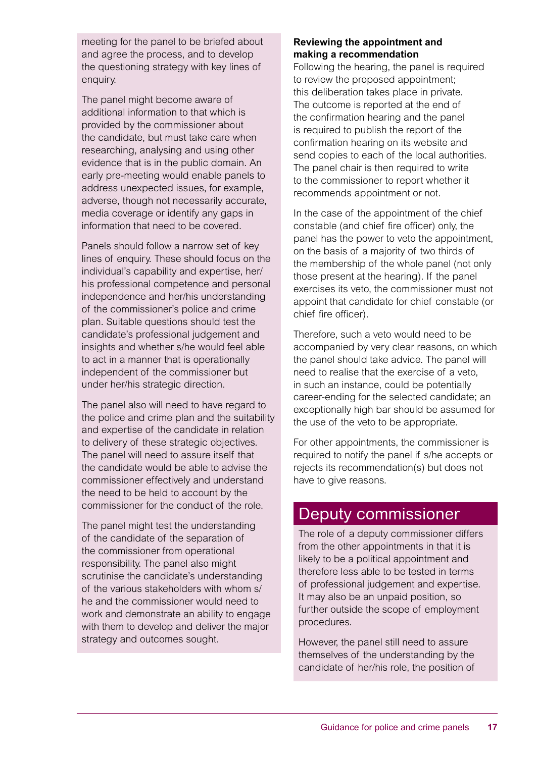meeting for the panel to be briefed about and agree the process, and to develop the questioning strategy with key lines of enquiry.

The panel might become aware of additional information to that which is provided by the commissioner about the candidate, but must take care when researching, analysing and using other evidence that is in the public domain. An early pre-meeting would enable panels to address unexpected issues, for example, adverse, though not necessarily accurate, media coverage or identify any gaps in information that need to be covered.

Panels should follow a narrow set of key lines of enquiry. These should focus on the individual's capability and expertise, her/his professional competence and personal independence and her/his understanding of the commissioner's police and crime plan. Suitable questions should test the candidate's professional judgement and insights and whether s/he would feel able to act in a manner that is operationally independent of the commissioner but under her/his strategic direction.

The panel also will need to have regard to the police and crime plan and the suitability and expertise of the candidate in relation to delivery of these strategic objectives. The panel will need to assure itself that the candidate would be able to advise the commissioner effectively and understand the need to be held to account by the commissioner for the conduct of the role.

The panel might test the understanding of the candidate of the separation of the commissioner from operational responsibility. The panel also might scrutinise the candidate's understanding of the various stakeholders with whom s/he and the commissioner would need to work and demonstrate an ability to engage with them to develop and deliver the major strategy and outcomes sought.

**Reviewing the appointment and making a recommendation**

Following the hearing, the panel is required to review the proposed appointment; this deliberation takes place in private. The outcome is reported at the end of the confirmation hearing and the panel is required to publish the report of the confirmation hearing on its website and send copies to each of the local authorities. The panel chair is then required to write to the commissioner to report whether it recommends appointment or not.

In the case of the appointment of the chief constable (and chief fire officer) only, the panel has the power to veto the appointment, on the basis of a majority of two thirds of the membership of the whole panel (not only those present at the hearing). If the panel exercises its veto, the commissioner must not appoint that candidate for chief constable (or chief fire officer).

Therefore, such a veto would need to be accompanied by very clear reasons, on which the panel should take advice. The panel will need to realise that the exercise of a veto, in such an instance, could be potentially career-ending for the selected candidate; an exceptionally high bar should be assumed for the use of the veto to be appropriate.

For other appointments, the commissioner is required to notify the panel if s/he accepts or rejects its recommendation(s) but does not have to give reasons.

## Deputy commissioner

The role of a deputy commissioner differs from the other appointments in that it is likely to be a political appointment and therefore less able to be tested in terms of professional judgement and expertise. It may also be an unpaid position, so further outside the scope of employment procedures.

However, the panel still need to assure themselves of the understanding by the candidate of her/his role, the position of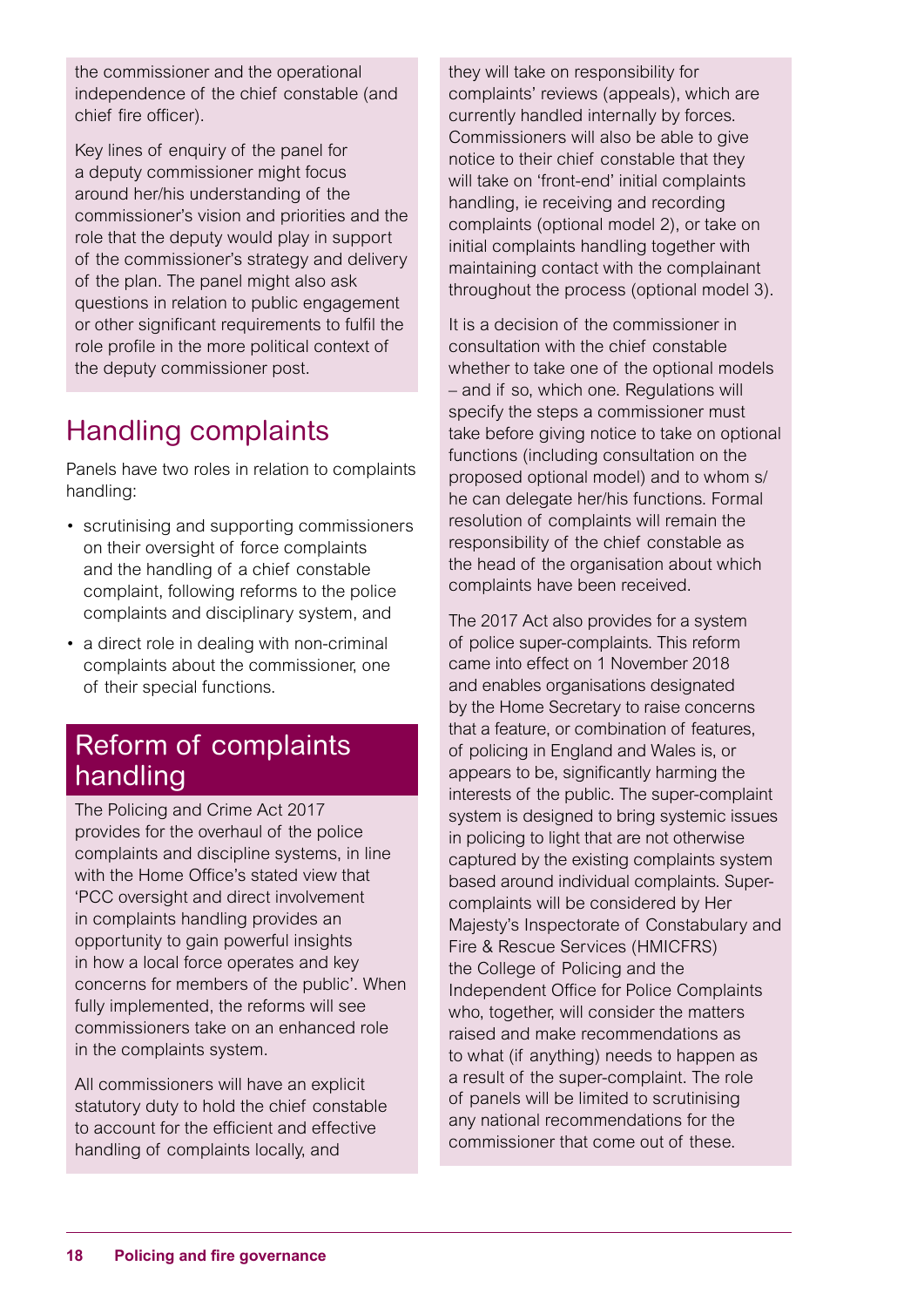the commissioner and the operational independence of the chief constable (and chief fire officer).

Key lines of enquiry of the panel for a deputy commissioner might focus around her/his understanding of the commissioner's vision and priorities and the role that the deputy would play in support of the commissioner's strategy and delivery of the plan. The panel might also ask questions in relation to public engagement or other significant requirements to fulfil the role profile in the more political context of the deputy commissioner post.

## Handling complaints

Panels have two roles in relation to complaints handling:

- scrutinising and supporting commissioners on their oversight of force complaints and the handling of a chief constable complaint, following reforms to the police complaints and disciplinary system, and
- a direct role in dealing with non-criminal complaints about the commissioner, one of their special functions.

## Reform of complaints handling

The Policing and Crime Act 2017 provides for the overhaul of the police complaints and discipline systems, in line with the Home Office's stated view that 'PCC oversight and direct involvement in complaints handling provides an opportunity to gain powerful insights in how a local force operates and key concerns for members of the public'. When fully implemented, the reforms will see commissioners take on an enhanced role in the complaints system.

All commissioners will have an explicit statutory duty to hold the chief constable to account for the efficient and effective handling of complaints locally, and they will take on responsibility for complaints' reviews (appeals), which are currently handled internally by forces. Commissioners will also be able to give notice to their chief constable that they will take on 'front-end' initial complaints handling, ie receiving and recording complaints (optional model 2), or take on initial complaints handling together with maintaining contact with the complainant throughout the process (optional model 3).

It is a decision of the commissioner in consultation with the chief constable whether to take one of the optional models – and if so, which one. Regulations will specify the steps a commissioner must take before giving notice to take on optional functions (including consultation on the proposed optional model) and to whom s/he can delegate her/his functions. Formal resolution of complaints will remain the responsibility of the chief constable as the head of the organisation about which complaints have been received.

The 2017 Act also provides for a system of police super-complaints. This reform came into effect on 1 November 2018 and enables organisations designated by the Home Secretary to raise concerns that a feature, or combination of features, of policing in England and Wales is, or appears to be, significantly harming the interests of the public. The super-complaint system is designed to bring systemic issues in policing to light that are not otherwise captured by the existing complaints system based around individual complaints. Super-complaints will be considered by Her Majesty's Inspectorate of Constabulary and Fire & Rescue Services (HMICFRS) the College of Policing and the Independent Office for Police Complaints who, together, will consider the matters raised and make recommendations as to what (if anything) needs to happen as a result of the super-complaint. The role of panels will be limited to scrutinising any national recommendations for the commissioner that come out of these.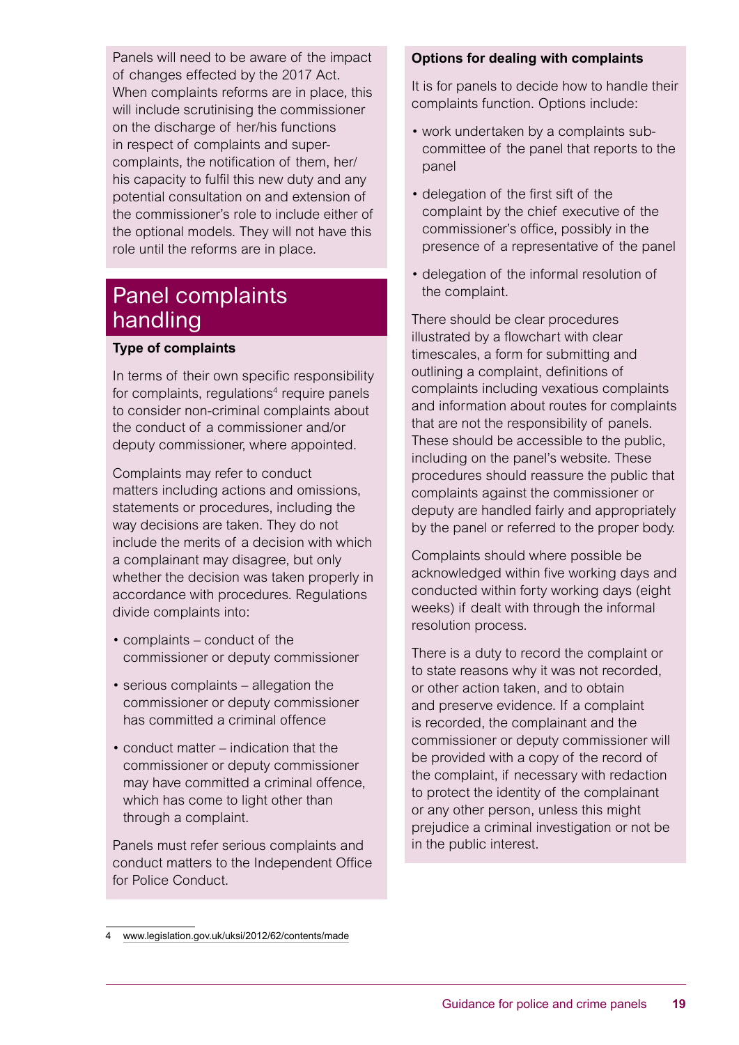Panels will need to be aware of the impact of changes effected by the 2017 Act. When complaints reforms are in place, this will include scrutinising the commissioner on the discharge of her/his functions in respect of complaints and super-complaints, the notification of them, her/his capacity to fulfil this new duty and any potential consultation on and extension of the commissioner's role to include either of the optional models. They will not have this role until the reforms are in place.

## Panel complaints handling

**Type of complaints**

In terms of their own specific responsibility for complaints, regulations[4] require panels to consider non-criminal complaints about the conduct of a commissioner and/or deputy commissioner, where appointed.

Complaints may refer to conduct matters including actions and omissions, statements or procedures, including the way decisions are taken. They do not include the merits of a decision with which a complainant may disagree, but only whether the decision was taken properly in accordance with procedures. Regulations divide complaints into:

- complaints – conduct of the commissioner or deputy commissioner
- serious complaints – allegation the commissioner or deputy commissioner has committed a criminal offence
- conduct matter – indication that the commissioner or deputy commissioner may have committed a criminal offence, which has come to light other than through a complaint.

Panels must refer serious complaints and conduct matters to the Independent Office for Police Conduct.

**Options for dealing with complaints**

It is for panels to decide how to handle their complaints function. Options include:

- work undertaken by a complaints sub-committee of the panel that reports to the panel
- delegation of the first sift of the complaint by the chief executive of the commissioner's office, possibly in the presence of a representative of the panel
- delegation of the informal resolution of the complaint.

There should be clear procedures illustrated by a flowchart with clear timescales, a form for submitting and outlining a complaint, definitions of complaints including vexatious complaints and information about routes for complaints that are not the responsibility of panels. These should be accessible to the public, including on the panel's website. These procedures should reassure the public that complaints against the commissioner or deputy are handled fairly and appropriately by the panel or referred to the proper body.

Complaints should where possible be acknowledged within five working days and conducted within forty working days (eight weeks) if dealt with through the informal resolution process.

There is a duty to record the complaint or to state reasons why it was not recorded, or other action taken, and to obtain and preserve evidence. If a complaint is recorded, the complainant and the commissioner or deputy commissioner will be provided with a copy of the record of the complaint, if necessary with redaction to protect the identity of the complainant or any other person, unless this might prejudice a criminal investigation or not be in the public interest.

---

4 www.legislation.gov.uk/uksi/2012/62/contents/made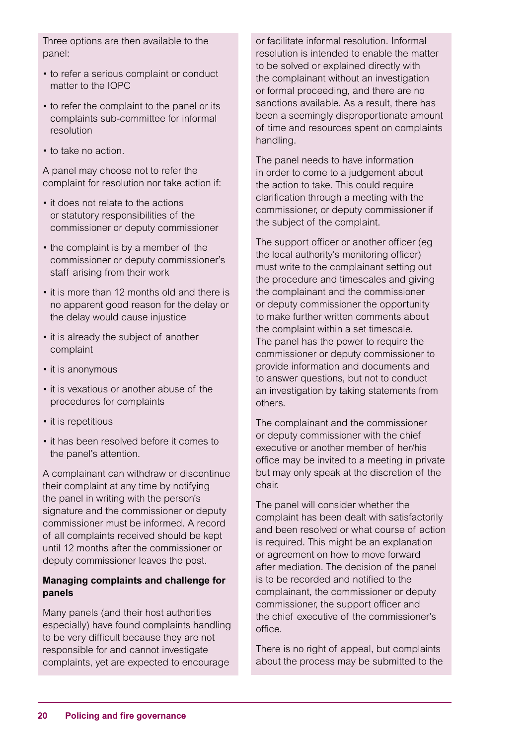Three options are then available to the panel:

- to refer a serious complaint or conduct matter to the IOPC
- to refer the complaint to the panel or its complaints sub-committee for informal resolution
- to take no action.

A panel may choose not to refer the complaint for resolution nor take action if:

- it does not relate to the actions or statutory responsibilities of the commissioner or deputy commissioner
- the complaint is by a member of the commissioner or deputy commissioner's staff arising from their work
- it is more than 12 months old and there is no apparent good reason for the delay or the delay would cause injustice
- it is already the subject of another complaint
- it is anonymous
- it is vexatious or another abuse of the procedures for complaints
- it is repetitious
- it has been resolved before it comes to the panel's attention.

A complainant can withdraw or discontinue their complaint at any time by notifying the panel in writing with the person's signature and the commissioner or deputy commissioner must be informed. A record of all complaints received should be kept until 12 months after the commissioner or deputy commissioner leaves the post.

**Managing complaints and challenge for panels**

Many panels (and their host authorities especially) have found complaints handling to be very difficult because they are not responsible for and cannot investigate complaints, yet are expected to encourage or facilitate informal resolution. Informal resolution is intended to enable the matter to be solved or explained directly with the complainant without an investigation or formal proceeding, and there are no sanctions available. As a result, there has been a seemingly disproportionate amount of time and resources spent on complaints handling.

The panel needs to have information in order to come to a judgement about the action to take. This could require clarification through a meeting with the commissioner, or deputy commissioner if the subject of the complaint.

The support officer or another officer (eg the local authority's monitoring officer) must write to the complainant setting out the procedure and timescales and giving the complainant and the commissioner or deputy commissioner the opportunity to make further written comments about the complaint within a set timescale. The panel has the power to require the commissioner or deputy commissioner to provide information and documents and to answer questions, but not to conduct an investigation by taking statements from others.

The complainant and the commissioner or deputy commissioner with the chief executive or another member of her/his office may be invited to a meeting in private but may only speak at the discretion of the chair.

The panel will consider whether the complaint has been dealt with satisfactorily and been resolved or what course of action is required. This might be an explanation or agreement on how to move forward after mediation. The decision of the panel is to be recorded and notified to the complainant, the commissioner or deputy commissioner, the support officer and the chief executive of the commissioner's office.

There is no right of appeal, but complaints about the process may be submitted to the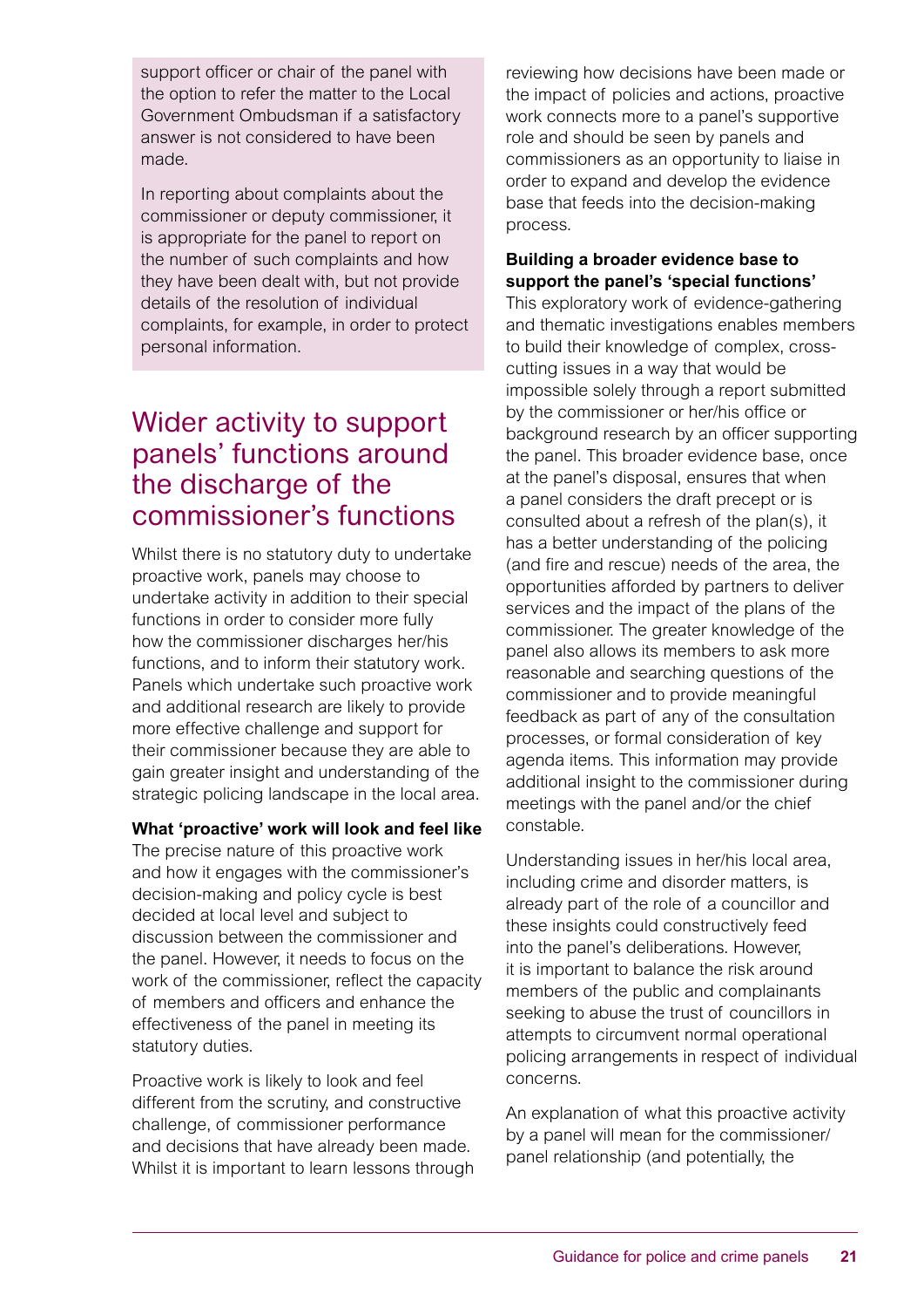support officer or chair of the panel with the option to refer the matter to the Local Government Ombudsman if a satisfactory answer is not considered to have been made.

In reporting about complaints about the commissioner or deputy commissioner, it is appropriate for the panel to report on the number of such complaints and how they have been dealt with, but not provide details of the resolution of individual complaints, for example, in order to protect personal information.

## Wider activity to support panels' functions around the discharge of the commissioner's functions

Whilst there is no statutory duty to undertake proactive work, panels may choose to undertake activity in addition to their special functions in order to consider more fully how the commissioner discharges her/his functions, and to inform their statutory work. Panels which undertake such proactive work and additional research are likely to provide more effective challenge and support for their commissioner because they are able to gain greater insight and understanding of the strategic policing landscape in the local area.

**What 'proactive' work will look and feel like**

The precise nature of this proactive work and how it engages with the commissioner's decision-making and policy cycle is best decided at local level and subject to discussion between the commissioner and the panel. However, it needs to focus on the work of the commissioner, reflect the capacity of members and officers and enhance the effectiveness of the panel in meeting its statutory duties.

Proactive work is likely to look and feel different from the scrutiny, and constructive challenge, of commissioner performance and decisions that have already been made. Whilst it is important to learn lessons through reviewing how decisions have been made or the impact of policies and actions, proactive work connects more to a panel's supportive role and should be seen by panels and commissioners as an opportunity to liaise in order to expand and develop the evidence base that feeds into the decision-making process.

**Building a broader evidence base to support the panel's 'special functions'**

This exploratory work of evidence-gathering and thematic investigations enables members to build their knowledge of complex, cross-cutting issues in a way that would be impossible solely through a report submitted by the commissioner or her/his office or background research by an officer supporting the panel. This broader evidence base, once at the panel's disposal, ensures that when a panel considers the draft precept or is consulted about a refresh of the plan(s), it has a better understanding of the policing (and fire and rescue) needs of the area, the opportunities afforded by partners to deliver services and the impact of the plans of the commissioner. The greater knowledge of the panel also allows its members to ask more reasonable and searching questions of the commissioner and to provide meaningful feedback as part of any of the consultation processes, or formal consideration of key agenda items. This information may provide additional insight to the commissioner during meetings with the panel and/or the chief constable.

Understanding issues in her/his local area, including crime and disorder matters, is already part of the role of a councillor and these insights could constructively feed into the panel's deliberations. However, it is important to balance the risk around members of the public and complainants seeking to abuse the trust of councillors in attempts to circumvent normal operational policing arrangements in respect of individual concerns.

An explanation of what this proactive activity by a panel will mean for the commissioner/panel relationship (and potentially, the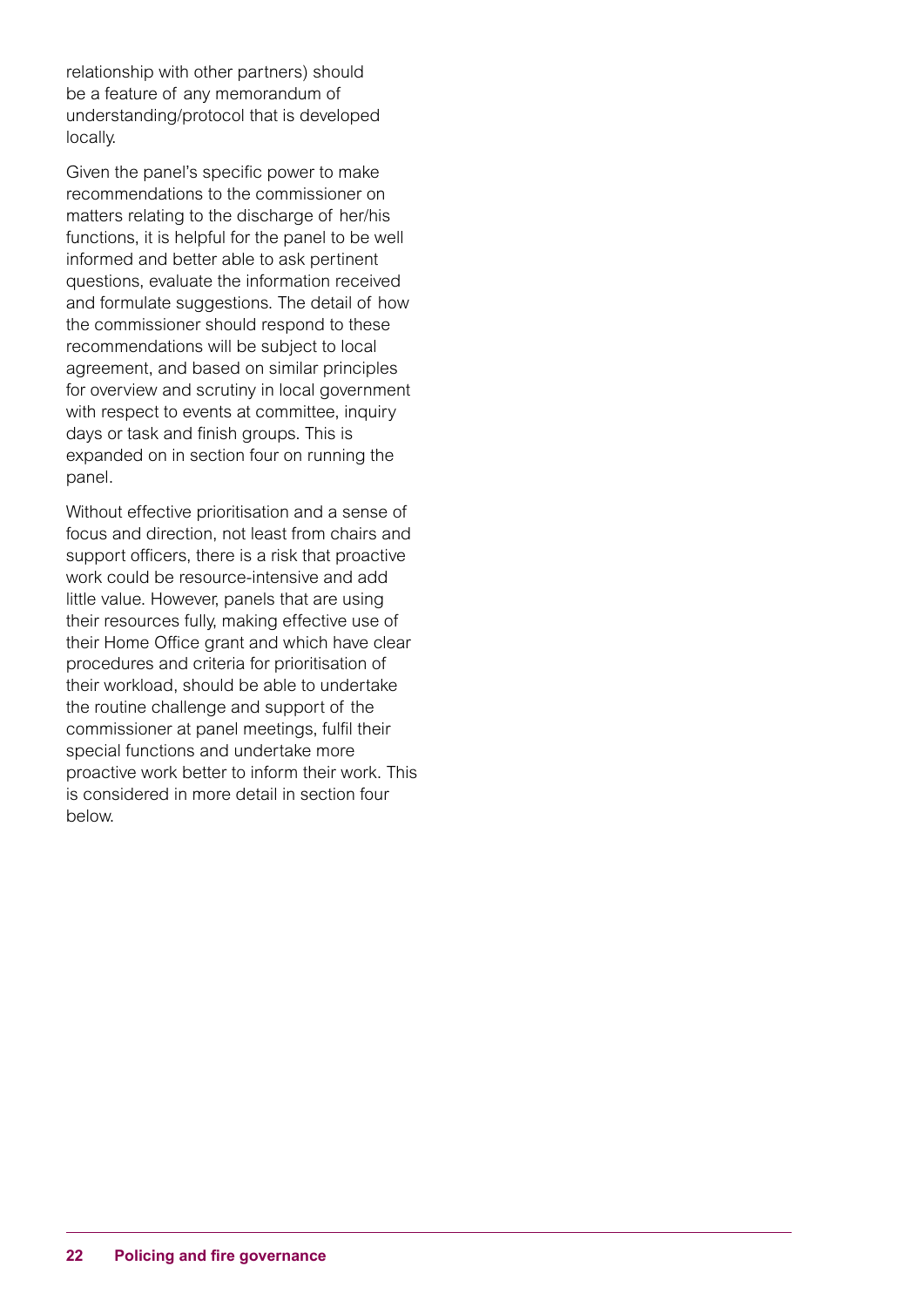relationship with other partners) should be a feature of any memorandum of understanding/protocol that is developed locally.

Given the panel's specific power to make recommendations to the commissioner on matters relating to the discharge of her/his functions, it is helpful for the panel to be well informed and better able to ask pertinent questions, evaluate the information received and formulate suggestions. The detail of how the commissioner should respond to these recommendations will be subject to local agreement, and based on similar principles for overview and scrutiny in local government with respect to events at committee, inquiry days or task and finish groups. This is expanded on in section four on running the panel.

Without effective prioritisation and a sense of focus and direction, not least from chairs and support officers, there is a risk that proactive work could be resource-intensive and add little value. However, panels that are using their resources fully, making effective use of their Home Office grant and which have clear procedures and criteria for prioritisation of their workload, should be able to undertake the routine challenge and support of the commissioner at panel meetings, fulfil their special functions and undertake more proactive work better to inform their work. This is considered in more detail in section four below.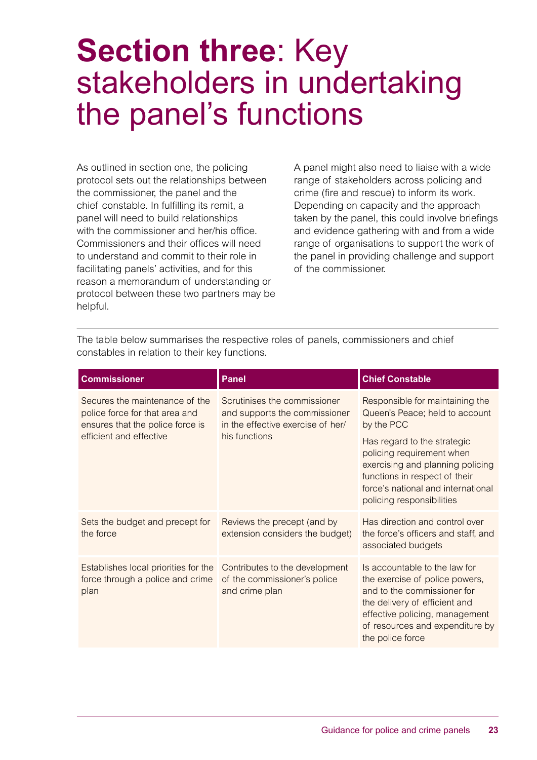# **Section three**: Key stakeholders in undertaking the panel's functions

As outlined in section one, the policing protocol sets out the relationships between the commissioner, the panel and the chief constable. In fulfilling its remit, a panel will need to build relationships with the commissioner and her/his office. Commissioners and their offices will need to understand and commit to their role in facilitating panels' activities, and for this reason a memorandum of understanding or protocol between these two partners may be helpful.

A panel might also need to liaise with a wide range of stakeholders across policing and crime (fire and rescue) to inform its work. Depending on capacity and the approach taken by the panel, this could involve briefings and evidence gathering with and from a wide range of organisations to support the work of the panel in providing challenge and support of the commissioner.

The table below summarises the respective roles of panels, commissioners and chief constables in relation to their key functions.

| Commissioner | Panel | Chief Constable |
|---|---|---|
| Secures the maintenance of the police force for that area and ensures that the police force is efficient and effective | Scrutinises the commissioner and supports the commissioner in the effective exercise of her/his functions | Responsible for maintaining the Queen's Peace; held to account by the PCC<br><br>Has regard to the strategic policing requirement when exercising and planning policing functions in respect of their force's national and international policing responsibilities |
| Sets the budget and precept for the force | Reviews the precept (and by extension considers the budget) | Has direction and control over the force's officers and staff, and associated budgets |
| Establishes local priorities for the force through a police and crime plan | Contributes to the development of the commissioner's police and crime plan | Is accountable to the law for the exercise of police powers, and to the commissioner for the delivery of efficient and effective policing, management of resources and expenditure by the police force |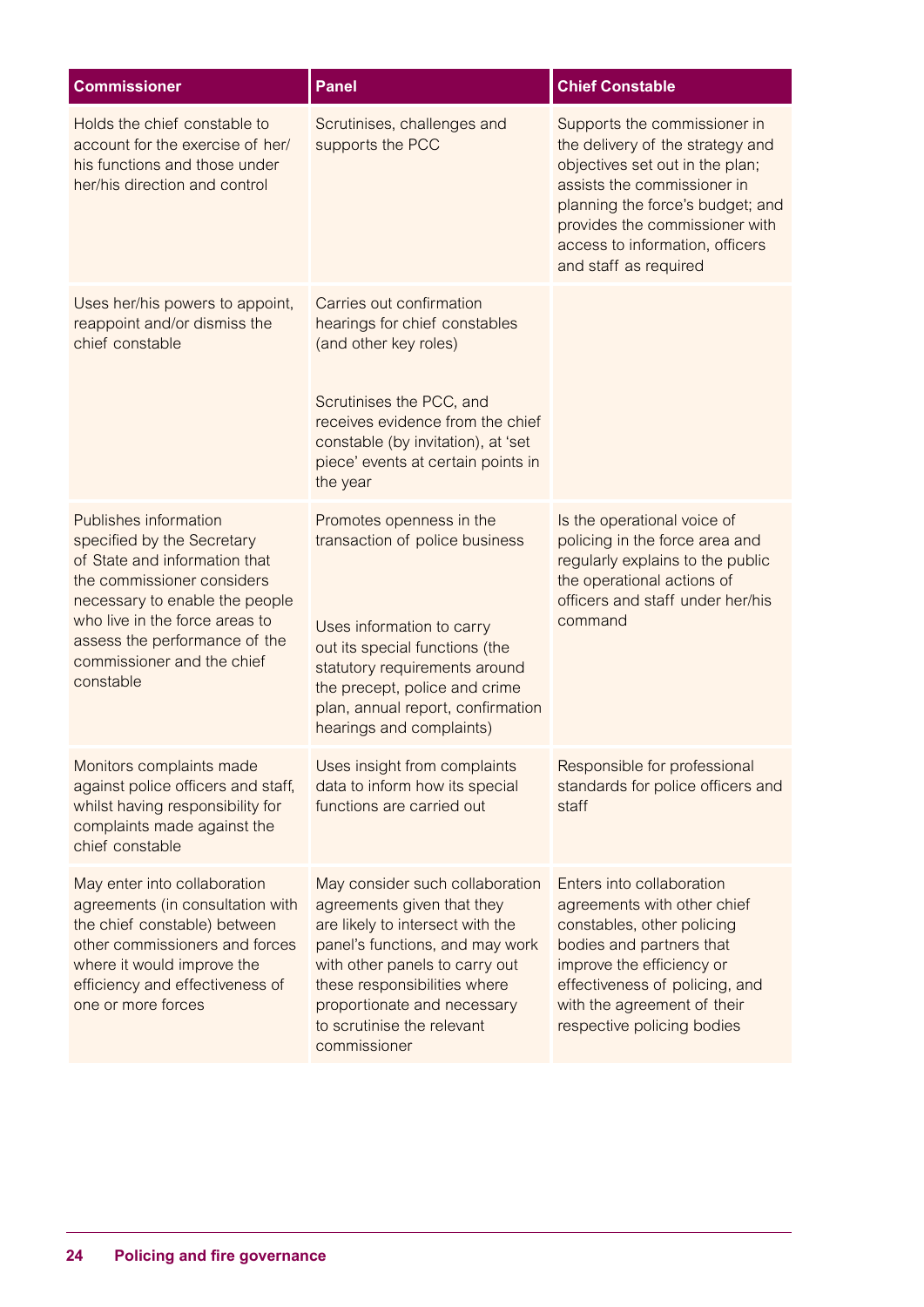| Commissioner | Panel | Chief Constable |
|---|---|---|
| Holds the chief constable to account for the exercise of her/his functions and those under her/his direction and control | Scrutinises, challenges and supports the PCC | Supports the commissioner in the delivery of the strategy and objectives set out in the plan; assists the commissioner in planning the force's budget; and provides the commissioner with access to information, officers and staff as required |
| Uses her/his powers to appoint, reappoint and/or dismiss the chief constable | Carries out confirmation hearings for chief constables (and other key roles)<br><br>Scrutinises the PCC, and receives evidence from the chief constable (by invitation), at 'set piece' events at certain points in the year | |
| Publishes information specified by the Secretary of State and information that the commissioner considers necessary to enable the people who live in the force areas to assess the performance of the commissioner and the chief constable | Promotes openness in the transaction of police business<br><br>Uses information to carry out its special functions (the statutory requirements around the precept, police and crime plan, annual report, confirmation hearings and complaints) | Is the operational voice of policing in the force area and regularly explains to the public the operational actions of officers and staff under her/his command |
| Monitors complaints made against police officers and staff, whilst having responsibility for complaints made against the chief constable | Uses insight from complaints data to inform how its special functions are carried out | Responsible for professional standards for police officers and staff |
| May enter into collaboration agreements (in consultation with the chief constable) between other commissioners and forces where it would improve the efficiency and effectiveness of one or more forces | May consider such collaboration agreements given that they are likely to intersect with the panel's functions, and may work with other panels to carry out these responsibilities where proportionate and necessary to scrutinise the relevant commissioner | Enters into collaboration agreements with other chief constables, other policing bodies and partners that improve the efficiency or effectiveness of policing, and with the agreement of their respective policing bodies |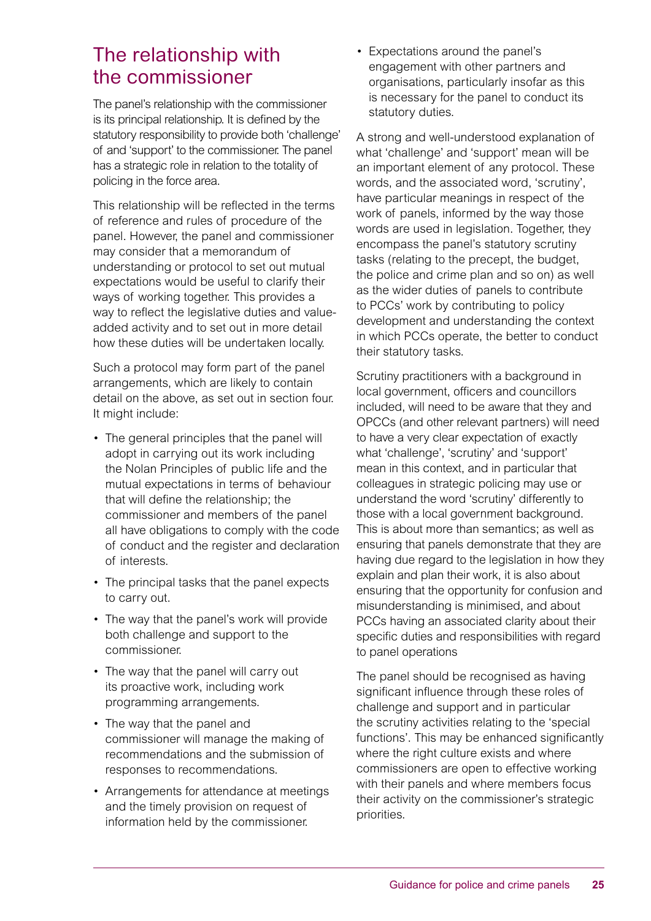## The relationship with the commissioner

The panel's relationship with the commissioner is its principal relationship. It is defined by the statutory responsibility to provide both 'challenge' of and 'support' to the commissioner. The panel has a strategic role in relation to the totality of policing in the force area.

This relationship will be reflected in the terms of reference and rules of procedure of the panel. However, the panel and commissioner may consider that a memorandum of understanding or protocol to set out mutual expectations would be useful to clarify their ways of working together. This provides a way to reflect the legislative duties and value-added activity and to set out in more detail how these duties will be undertaken locally.

Such a protocol may form part of the panel arrangements, which are likely to contain detail on the above, as set out in section four. It might include:

- The general principles that the panel will adopt in carrying out its work including the Nolan Principles of public life and the mutual expectations in terms of behaviour that will define the relationship; the commissioner and members of the panel all have obligations to comply with the code of conduct and the register and declaration of interests.
- The principal tasks that the panel expects to carry out.
- The way that the panel's work will provide both challenge and support to the commissioner.
- The way that the panel will carry out its proactive work, including work programming arrangements.
- The way that the panel and commissioner will manage the making of recommendations and the submission of responses to recommendations.
- Arrangements for attendance at meetings and the timely provision on request of information held by the commissioner.
- Expectations around the panel's engagement with other partners and organisations, particularly insofar as this is necessary for the panel to conduct its statutory duties.

A strong and well-understood explanation of what 'challenge' and 'support' mean will be an important element of any protocol. These words, and the associated word, 'scrutiny', have particular meanings in respect of the work of panels, informed by the way those words are used in legislation. Together, they encompass the panel's statutory scrutiny tasks (relating to the precept, the budget, the police and crime plan and so on) as well as the wider duties of panels to contribute to PCCs' work by contributing to policy development and understanding the context in which PCCs operate, the better to conduct their statutory tasks.

Scrutiny practitioners with a background in local government, officers and councillors included, will need to be aware that they and OPCCs (and other relevant partners) will need to have a very clear expectation of exactly what 'challenge', 'scrutiny' and 'support' mean in this context, and in particular that colleagues in strategic policing may use or understand the word 'scrutiny' differently to those with a local government background. This is about more than semantics; as well as ensuring that panels demonstrate that they are having due regard to the legislation in how they explain and plan their work, it is also about ensuring that the opportunity for confusion and misunderstanding is minimised, and about PCCs having an associated clarity about their specific duties and responsibilities with regard to panel operations

The panel should be recognised as having significant influence through these roles of challenge and support and in particular the scrutiny activities relating to the 'special functions'. This may be enhanced significantly where the right culture exists and where commissioners are open to effective working with their panels and where members focus their activity on the commissioner's strategic priorities.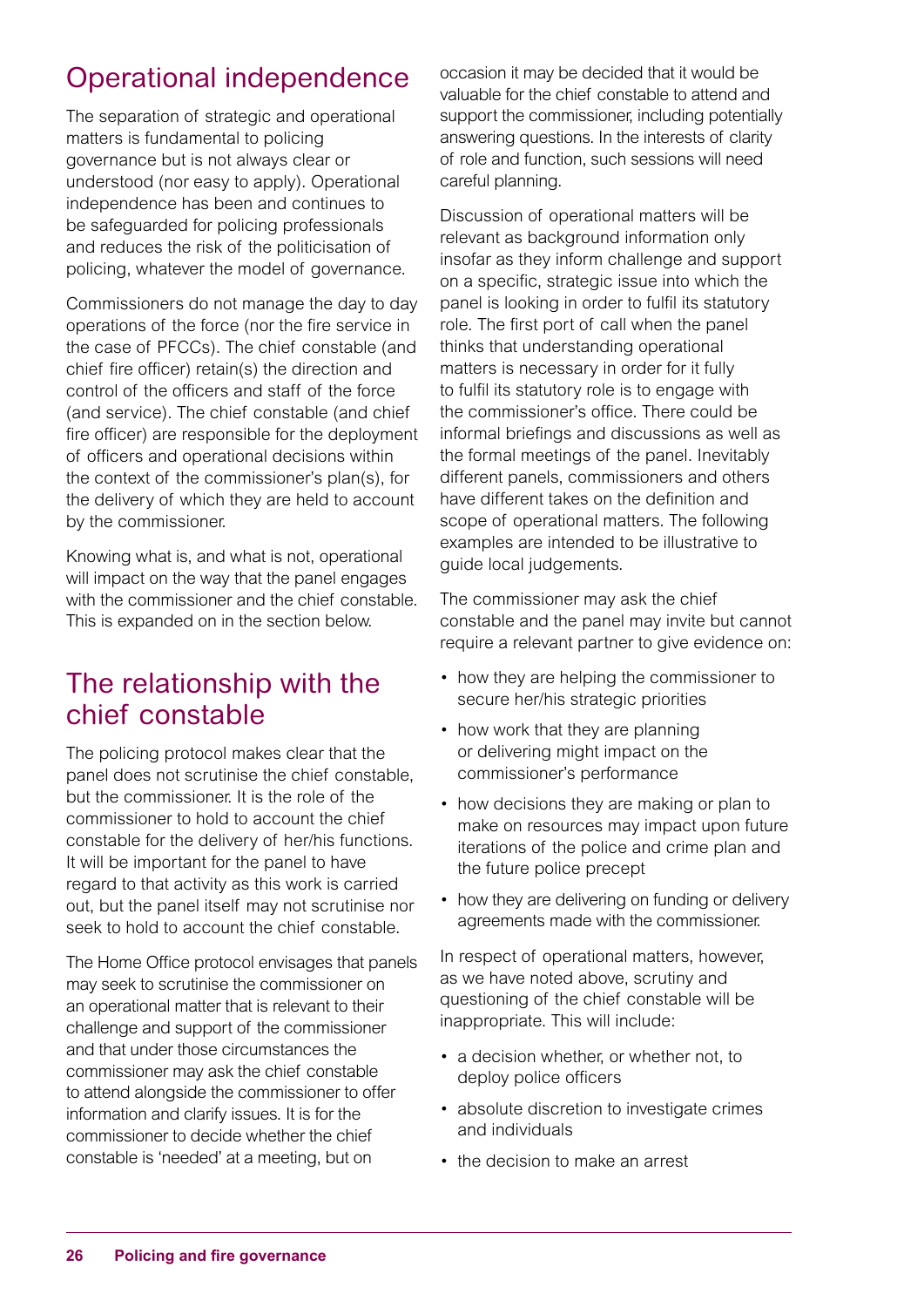## Operational independence

The separation of strategic and operational matters is fundamental to policing governance but is not always clear or understood (nor easy to apply). Operational independence has been and continues to be safeguarded for policing professionals and reduces the risk of the politicisation of policing, whatever the model of governance.

Commissioners do not manage the day to day operations of the force (nor the fire service in the case of PFCCs). The chief constable (and chief fire officer) retain(s) the direction and control of the officers and staff of the force (and service). The chief constable (and chief fire officer) are responsible for the deployment of officers and operational decisions within the context of the commissioner's plan(s), for the delivery of which they are held to account by the commissioner.

Knowing what is, and what is not, operational will impact on the way that the panel engages with the commissioner and the chief constable. This is expanded on in the section below.

## The relationship with the chief constable

The policing protocol makes clear that the panel does not scrutinise the chief constable, but the commissioner. It is the role of the commissioner to hold to account the chief constable for the delivery of her/his functions. It will be important for the panel to have regard to that activity as this work is carried out, but the panel itself may not scrutinise nor seek to hold to account the chief constable.

The Home Office protocol envisages that panels may seek to scrutinise the commissioner on an operational matter that is relevant to their challenge and support of the commissioner and that under those circumstances the commissioner may ask the chief constable to attend alongside the commissioner to offer information and clarify issues. It is for the commissioner to decide whether the chief constable is 'needed' at a meeting, but on occasion it may be decided that it would be valuable for the chief constable to attend and support the commissioner, including potentially answering questions. In the interests of clarity of role and function, such sessions will need careful planning.

Discussion of operational matters will be relevant as background information only insofar as they inform challenge and support on a specific, strategic issue into which the panel is looking in order to fulfil its statutory role. The first port of call when the panel thinks that understanding operational matters is necessary in order for it fully to fulfil its statutory role is to engage with the commissioner's office. There could be informal briefings and discussions as well as the formal meetings of the panel. Inevitably different panels, commissioners and others have different takes on the definition and scope of operational matters. The following examples are intended to be illustrative to guide local judgements.

The commissioner may ask the chief constable and the panel may invite but cannot require a relevant partner to give evidence on:

- how they are helping the commissioner to secure her/his strategic priorities
- how work that they are planning or delivering might impact on the commissioner's performance
- how decisions they are making or plan to make on resources may impact upon future iterations of the police and crime plan and the future police precept
- how they are delivering on funding or delivery agreements made with the commissioner.

In respect of operational matters, however, as we have noted above, scrutiny and questioning of the chief constable will be inappropriate. This will include:

- a decision whether, or whether not, to deploy police officers
- absolute discretion to investigate crimes and individuals
- the decision to make an arrest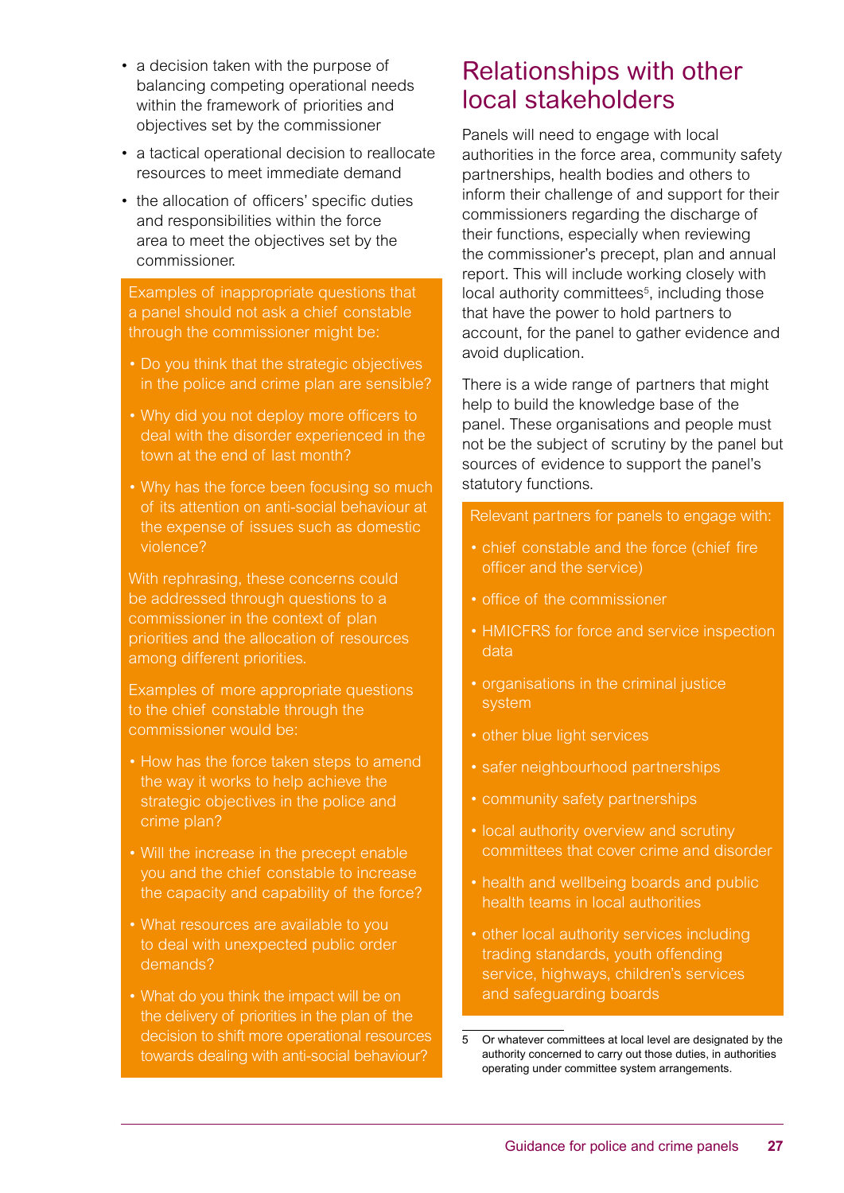- a decision taken with the purpose of balancing competing operational needs within the framework of priorities and objectives set by the commissioner
- a tactical operational decision to reallocate resources to meet immediate demand
- the allocation of officers' specific duties and responsibilities within the force area to meet the objectives set by the commissioner.

Examples of inappropriate questions that a panel should not ask a chief constable through the commissioner might be:

- Do you think that the strategic objectives in the police and crime plan are sensible?
- Why did you not deploy more officers to deal with the disorder experienced in the town at the end of last month?
- Why has the force been focusing so much of its attention on anti-social behaviour at the expense of issues such as domestic violence?

With rephrasing, these concerns could be addressed through questions to a commissioner in the context of plan priorities and the allocation of resources among different priorities.

Examples of more appropriate questions to the chief constable through the commissioner would be:

- How has the force taken steps to amend the way it works to help achieve the strategic objectives in the police and crime plan?
- Will the increase in the precept enable you and the chief constable to increase the capacity and capability of the force?
- What resources are available to you to deal with unexpected public order demands?
- What do you think the impact will be on the delivery of priorities in the plan of the decision to shift more operational resources towards dealing with anti-social behaviour?

## Relationships with other local stakeholders

Panels will need to engage with local authorities in the force area, community safety partnerships, health bodies and others to inform their challenge of and support for their commissioners regarding the discharge of their functions, especially when reviewing the commissioner's precept, plan and annual report. This will include working closely with local authority committees[5], including those that have the power to hold partners to account, for the panel to gather evidence and avoid duplication.

There is a wide range of partners that might help to build the knowledge base of the panel. These organisations and people must not be the subject of scrutiny by the panel but sources of evidence to support the panel's statutory functions.

Relevant partners for panels to engage with:

- chief constable and the force (chief fire officer and the service)
- office of the commissioner
- HMICFRS for force and service inspection data
- organisations in the criminal justice system
- other blue light services
- safer neighbourhood partnerships
- community safety partnerships
- local authority overview and scrutiny committees that cover crime and disorder
- health and wellbeing boards and public health teams in local authorities
- other local authority services including trading standards, youth offending service, highways, children's services and safeguarding boards

5 Or whatever committees at local level are designated by the authority concerned to carry out those duties, in authorities operating under committee system arrangements.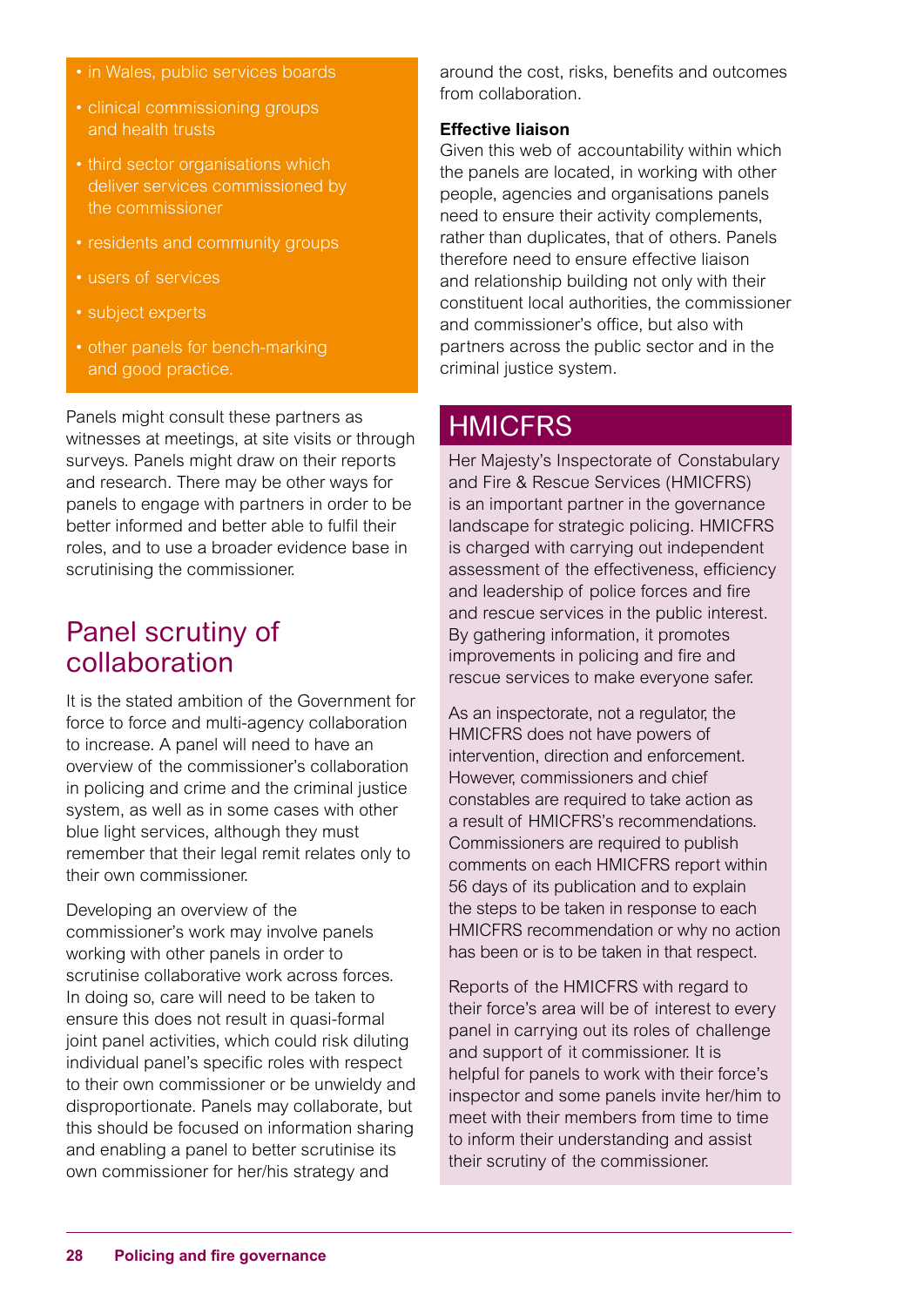- in Wales, public services boards
- clinical commissioning groups and health trusts
- third sector organisations which deliver services commissioned by the commissioner
- residents and community groups
- users of services
- subject experts
- other panels for bench-marking and good practice.

Panels might consult these partners as witnesses at meetings, at site visits or through surveys. Panels might draw on their reports and research. There may be other ways for panels to engage with partners in order to be better informed and better able to fulfil their roles, and to use a broader evidence base in scrutinising the commissioner.

## Panel scrutiny of collaboration

It is the stated ambition of the Government for force to force and multi-agency collaboration to increase. A panel will need to have an overview of the commissioner's collaboration in policing and crime and the criminal justice system, as well as in some cases with other blue light services, although they must remember that their legal remit relates only to their own commissioner.

Developing an overview of the commissioner's work may involve panels working with other panels in order to scrutinise collaborative work across forces. In doing so, care will need to be taken to ensure this does not result in quasi-formal joint panel activities, which could risk diluting individual panel's specific roles with respect to their own commissioner or be unwieldy and disproportionate. Panels may collaborate, but this should be focused on information sharing and enabling a panel to better scrutinise its own commissioner for her/his strategy and around the cost, risks, benefits and outcomes from collaboration.

**Effective liaison**

Given this web of accountability within which the panels are located, in working with other people, agencies and organisations panels need to ensure their activity complements, rather than duplicates, that of others. Panels therefore need to ensure effective liaison and relationship building not only with their constituent local authorities, the commissioner and commissioner's office, but also with partners across the public sector and in the criminal justice system.

## HMICFRS

Her Majesty's Inspectorate of Constabulary and Fire & Rescue Services (HMICFRS) is an important partner in the governance landscape for strategic policing. HMICFRS is charged with carrying out independent assessment of the effectiveness, efficiency and leadership of police forces and fire and rescue services in the public interest. By gathering information, it promotes improvements in policing and fire and rescue services to make everyone safer.

As an inspectorate, not a regulator, the HMICFRS does not have powers of intervention, direction and enforcement. However, commissioners and chief constables are required to take action as a result of HMICFRS's recommendations. Commissioners are required to publish comments on each HMICFRS report within 56 days of its publication and to explain the steps to be taken in response to each HMICFRS recommendation or why no action has been or is to be taken in that respect.

Reports of the HMICFRS with regard to their force's area will be of interest to every panel in carrying out its roles of challenge and support of it commissioner. It is helpful for panels to work with their force's inspector and some panels invite her/him to meet with their members from time to time to inform their understanding and assist their scrutiny of the commissioner.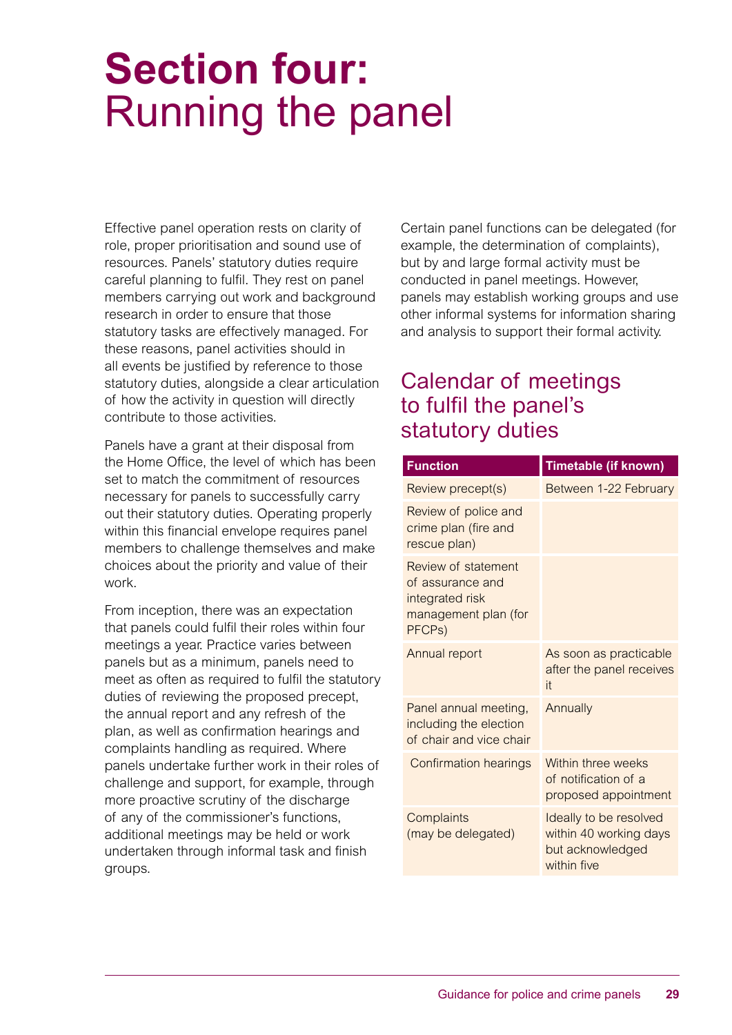# Section four: Running the panel

Effective panel operation rests on clarity of role, proper prioritisation and sound use of resources. Panels' statutory duties require careful planning to fulfil. They rest on panel members carrying out work and background research in order to ensure that those statutory tasks are effectively managed. For these reasons, panel activities should in all events be justified by reference to those statutory duties, alongside a clear articulation of how the activity in question will directly contribute to those activities.

Panels have a grant at their disposal from the Home Office, the level of which has been set to match the commitment of resources necessary for panels to successfully carry out their statutory duties. Operating properly within this financial envelope requires panel members to challenge themselves and make choices about the priority and value of their work.

From inception, there was an expectation that panels could fulfil their roles within four meetings a year. Practice varies between panels but as a minimum, panels need to meet as often as required to fulfil the statutory duties of reviewing the proposed precept, the annual report and any refresh of the plan, as well as confirmation hearings and complaints handling as required. Where panels undertake further work in their roles of challenge and support, for example, through more proactive scrutiny of the discharge of any of the commissioner's functions, additional meetings may be held or work undertaken through informal task and finish groups.

Certain panel functions can be delegated (for example, the determination of complaints), but by and large formal activity must be conducted in panel meetings. However, panels may establish working groups and use other informal systems for information sharing and analysis to support their formal activity.

## Calendar of meetings to fulfil the panel's statutory duties

| Function | Timetable (if known) |
|---|---|
| Review precept(s) | Between 1-22 February |
| Review of police and crime plan (fire and rescue plan) | |
| Review of statement of assurance and integrated risk management plan (for PFCPs) | |
| Annual report | As soon as practicable after the panel receives it |
| Panel annual meeting, including the election of chair and vice chair | Annually |
| Confirmation hearings | Within three weeks of notification of a proposed appointment |
| Complaints (may be delegated) | Ideally to be resolved within 40 working days but acknowledged within five |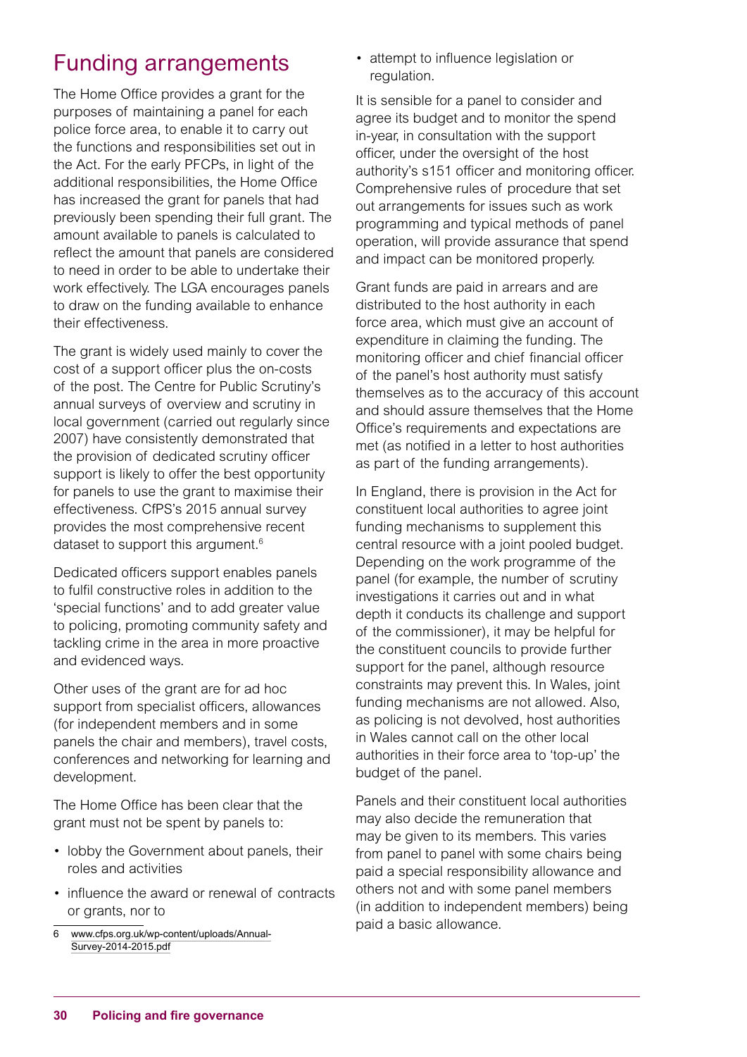## Funding arrangements

The Home Office provides a grant for the purposes of maintaining a panel for each police force area, to enable it to carry out the functions and responsibilities set out in the Act. For the early PFCPs, in light of the additional responsibilities, the Home Office has increased the grant for panels that had previously been spending their full grant. The amount available to panels is calculated to reflect the amount that panels are considered to need in order to be able to undertake their work effectively. The LGA encourages panels to draw on the funding available to enhance their effectiveness.

The grant is widely used mainly to cover the cost of a support officer plus the on-costs of the post. The Centre for Public Scrutiny's annual surveys of overview and scrutiny in local government (carried out regularly since 2007) have consistently demonstrated that the provision of dedicated scrutiny officer support is likely to offer the best opportunity for panels to use the grant to maximise their effectiveness. CfPS's 2015 annual survey provides the most comprehensive recent dataset to support this argument.[6]

Dedicated officers support enables panels to fulfil constructive roles in addition to the 'special functions' and to add greater value to policing, promoting community safety and tackling crime in the area in more proactive and evidenced ways.

Other uses of the grant are for ad hoc support from specialist officers, allowances (for independent members and in some panels the chair and members), travel costs, conferences and networking for learning and development.

The Home Office has been clear that the grant must not be spent by panels to:

- lobby the Government about panels, their roles and activities
- influence the award or renewal of contracts or grants, nor to
- attempt to influence legislation or regulation.

It is sensible for a panel to consider and agree its budget and to monitor the spend in-year, in consultation with the support officer, under the oversight of the host authority's s151 officer and monitoring officer. Comprehensive rules of procedure that set out arrangements for issues such as work programming and typical methods of panel operation, will provide assurance that spend and impact can be monitored properly.

Grant funds are paid in arrears and are distributed to the host authority in each force area, which must give an account of expenditure in claiming the funding. The monitoring officer and chief financial officer of the panel's host authority must satisfy themselves as to the accuracy of this account and should assure themselves that the Home Office's requirements and expectations are met (as notified in a letter to host authorities as part of the funding arrangements).

In England, there is provision in the Act for constituent local authorities to agree joint funding mechanisms to supplement this central resource with a joint pooled budget. Depending on the work programme of the panel (for example, the number of scrutiny investigations it carries out and in what depth it conducts its challenge and support of the commissioner), it may be helpful for the constituent councils to provide further support for the panel, although resource constraints may prevent this. In Wales, joint funding mechanisms are not allowed. Also, as policing is not devolved, host authorities in Wales cannot call on the other local authorities in their force area to 'top-up' the budget of the panel.

Panels and their constituent local authorities may also decide the remuneration that may be given to its members. This varies from panel to panel with some chairs being paid a special responsibility allowance and others not and with some panel members (in addition to independent members) being paid a basic allowance.

6 www.cfps.org.uk/wp-content/uploads/Annual-Survey-2014-2015.pdf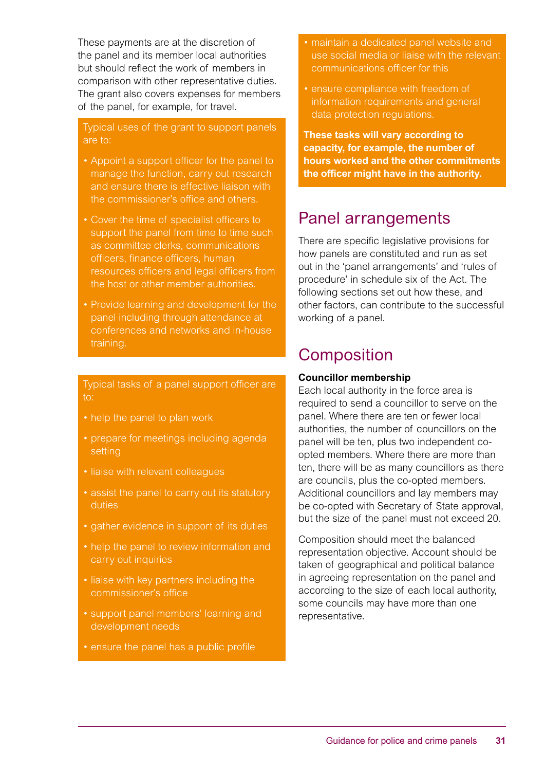These payments are at the discretion of the panel and its member local authorities but should reflect the work of members in comparison with other representative duties. The grant also covers expenses for members of the panel, for example, for travel.

Typical uses of the grant to support panels are to:

- Appoint a support officer for the panel to manage the function, carry out research and ensure there is effective liaison with the commissioner's office and others.
- Cover the time of specialist officers to support the panel from time to time such as committee clerks, communications officers, finance officers, human resources officers and legal officers from the host or other member authorities.
- Provide learning and development for the panel including through attendance at conferences and networks and in-house training.

Typical tasks of a panel support officer are to:

- help the panel to plan work
- prepare for meetings including agenda setting
- liaise with relevant colleagues
- assist the panel to carry out its statutory duties
- gather evidence in support of its duties
- help the panel to review information and carry out inquiries
- liaise with key partners including the commissioner's office
- support panel members' learning and development needs
- ensure the panel has a public profile
- maintain a dedicated panel website and use social media or liaise with the relevant communications officer for this
- ensure compliance with freedom of information requirements and general data protection regulations.

**These tasks will vary according to capacity, for example, the number of hours worked and the other commitments the officer might have in the authority.**

## Panel arrangements

There are specific legislative provisions for how panels are constituted and run as set out in the 'panel arrangements' and 'rules of procedure' in schedule six of the Act. The following sections set out how these, and other factors, can contribute to the successful working of a panel.

## Composition

**Councillor membership**

Each local authority in the force area is required to send a councillor to serve on the panel. Where there are ten or fewer local authorities, the number of councillors on the panel will be ten, plus two independent co-opted members. Where there are more than ten, there will be as many councillors as there are councils, plus the co-opted members. Additional councillors and lay members may be co-opted with Secretary of State approval, but the size of the panel must not exceed 20.

Composition should meet the balanced representation objective. Account should be taken of geographical and political balance in agreeing representation on the panel and according to the size of each local authority, some councils may have more than one representative.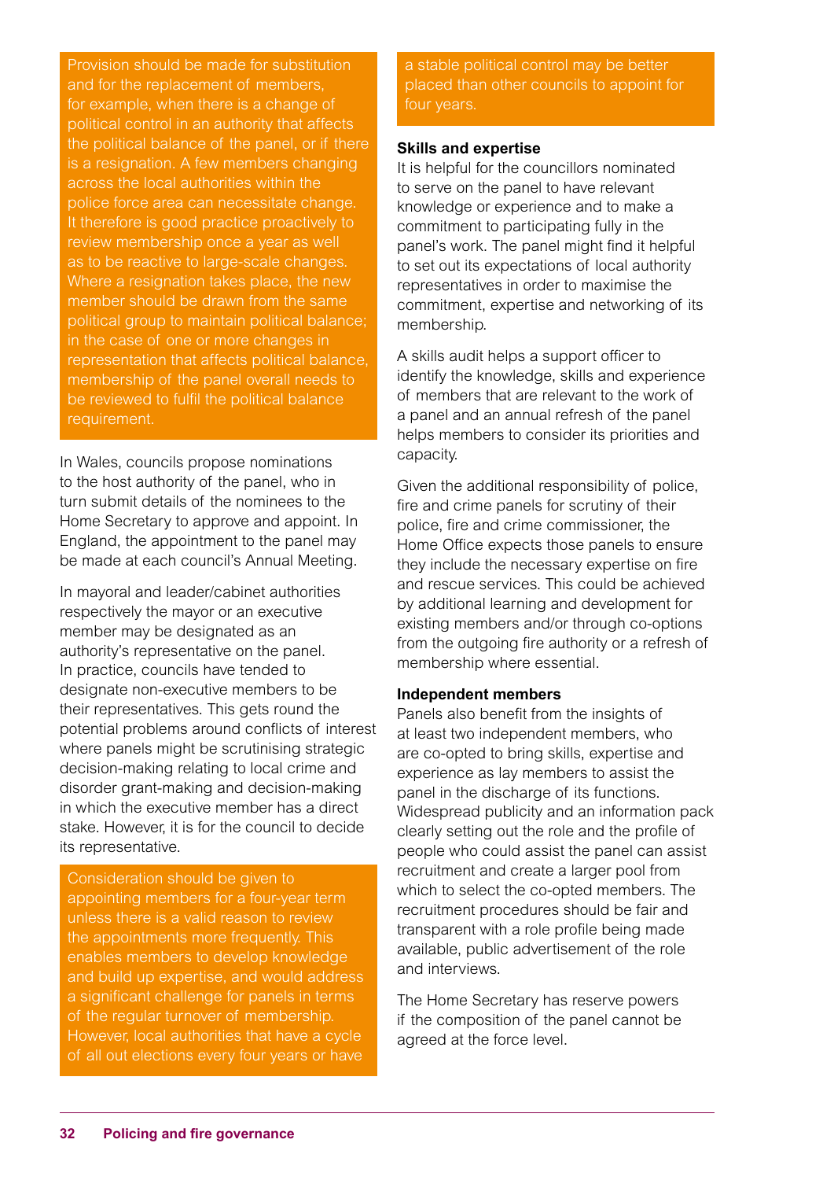Provision should be made for substitution and for the replacement of members, for example, when there is a change of political control in an authority that affects the political balance of the panel, or if there is a resignation. A few members changing across the local authorities within the police force area can necessitate change. It therefore is good practice proactively to review membership once a year as well as to be reactive to large-scale changes. Where a resignation takes place, the new member should be drawn from the same political group to maintain political balance; in the case of one or more changes in representation that affects political balance, membership of the panel overall needs to be reviewed to fulfil the political balance requirement.

In Wales, councils propose nominations to the host authority of the panel, who in turn submit details of the nominees to the Home Secretary to approve and appoint. In England, the appointment to the panel may be made at each council's Annual Meeting.

In mayoral and leader/cabinet authorities respectively the mayor or an executive member may be designated as an authority's representative on the panel. In practice, councils have tended to designate non-executive members to be their representatives. This gets round the potential problems around conflicts of interest where panels might be scrutinising strategic decision-making relating to local crime and disorder grant-making and decision-making in which the executive member has a direct stake. However, it is for the council to decide its representative.

Consideration should be given to appointing members for a four-year term unless there is a valid reason to review the appointments more frequently. This enables members to develop knowledge and build up expertise, and would address a significant challenge for panels in terms of the regular turnover of membership. However, local authorities that have a cycle of all out elections every four years or have a stable political control may be better placed than other councils to appoint for four years.

**Skills and expertise**

It is helpful for the councillors nominated to serve on the panel to have relevant knowledge or experience and to make a commitment to participating fully in the panel's work. The panel might find it helpful to set out its expectations of local authority representatives in order to maximise the commitment, expertise and networking of its membership.

A skills audit helps a support officer to identify the knowledge, skills and experience of members that are relevant to the work of a panel and an annual refresh of the panel helps members to consider its priorities and capacity.

Given the additional responsibility of police, fire and crime panels for scrutiny of their police, fire and crime commissioner, the Home Office expects those panels to ensure they include the necessary expertise on fire and rescue services. This could be achieved by additional learning and development for existing members and/or through co-options from the outgoing fire authority or a refresh of membership where essential.

**Independent members**

Panels also benefit from the insights of at least two independent members, who are co-opted to bring skills, expertise and experience as lay members to assist the panel in the discharge of its functions. Widespread publicity and an information pack clearly setting out the role and the profile of people who could assist the panel can assist recruitment and create a larger pool from which to select the co-opted members. The recruitment procedures should be fair and transparent with a role profile being made available, public advertisement of the role and interviews.

The Home Secretary has reserve powers if the composition of the panel cannot be agreed at the force level.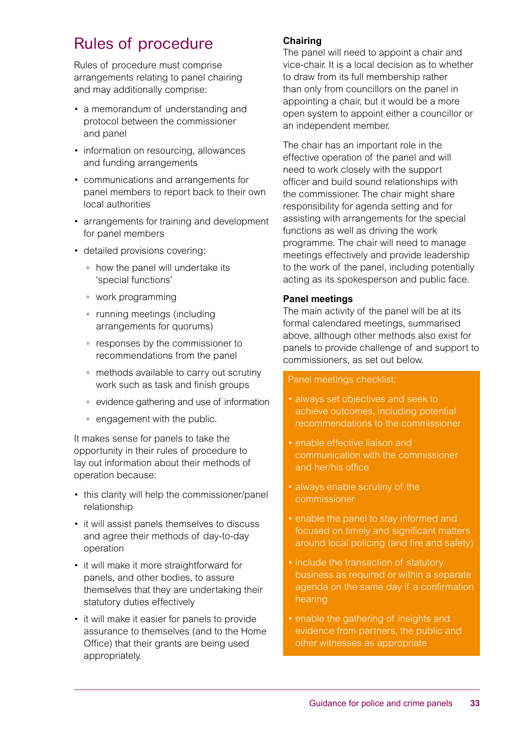## Rules of procedure

Rules of procedure must comprise arrangements relating to panel chairing and may additionally comprise:

- a memorandum of understanding and protocol between the commissioner and panel
- information on resourcing, allowances and funding arrangements
- communications and arrangements for panel members to report back to their own local authorities
- arrangements for training and development for panel members
- detailed provisions covering:
  - how the panel will undertake its 'special functions'
  - work programming
  - running meetings (including arrangements for quorums)
  - responses by the commissioner to recommendations from the panel
  - methods available to carry out scrutiny work such as task and finish groups
  - evidence gathering and use of information
  - engagement with the public.

It makes sense for panels to take the opportunity in their rules of procedure to lay out information about their methods of operation because:

- this clarity will help the commissioner/panel relationship
- it will assist panels themselves to discuss and agree their methods of day-to-day operation
- it will make it more straightforward for panels, and other bodies, to assure themselves that they are undertaking their statutory duties effectively
- it will make it easier for panels to provide assurance to themselves (and to the Home Office) that their grants are being used appropriately.

**Chairing**

The panel will need to appoint a chair and vice-chair. It is a local decision as to whether to draw from its full membership rather than only from councillors on the panel in appointing a chair, but it would be a more open system to appoint either a councillor or an independent member.

The chair has an important role in the effective operation of the panel and will need to work closely with the support officer and build sound relationships with the commissioner. The chair might share responsibility for agenda setting and for assisting with arrangements for the special functions as well as driving the work programme. The chair will need to manage meetings effectively and provide leadership to the work of the panel, including potentially acting as its spokesperson and public face.

**Panel meetings**

The main activity of the panel will be at its formal calendared meetings, summarised above, although other methods also exist for panels to provide challenge of and support to commissioners, as set out below.

Panel meetings checklist:

- always set objectives and seek to achieve outcomes, including potential recommendations to the commissioner
- enable effective liaison and communication with the commissioner and her/his office
- always enable scrutiny of the commissioner
- enable the panel to stay informed and focused on timely and significant matters around local policing (and fire and safety)
- include the transaction of statutory business as required or within a separate agenda on the same day if a confirmation hearing
- enable the gathering of insights and evidence from partners, the public and other witnesses as appropriate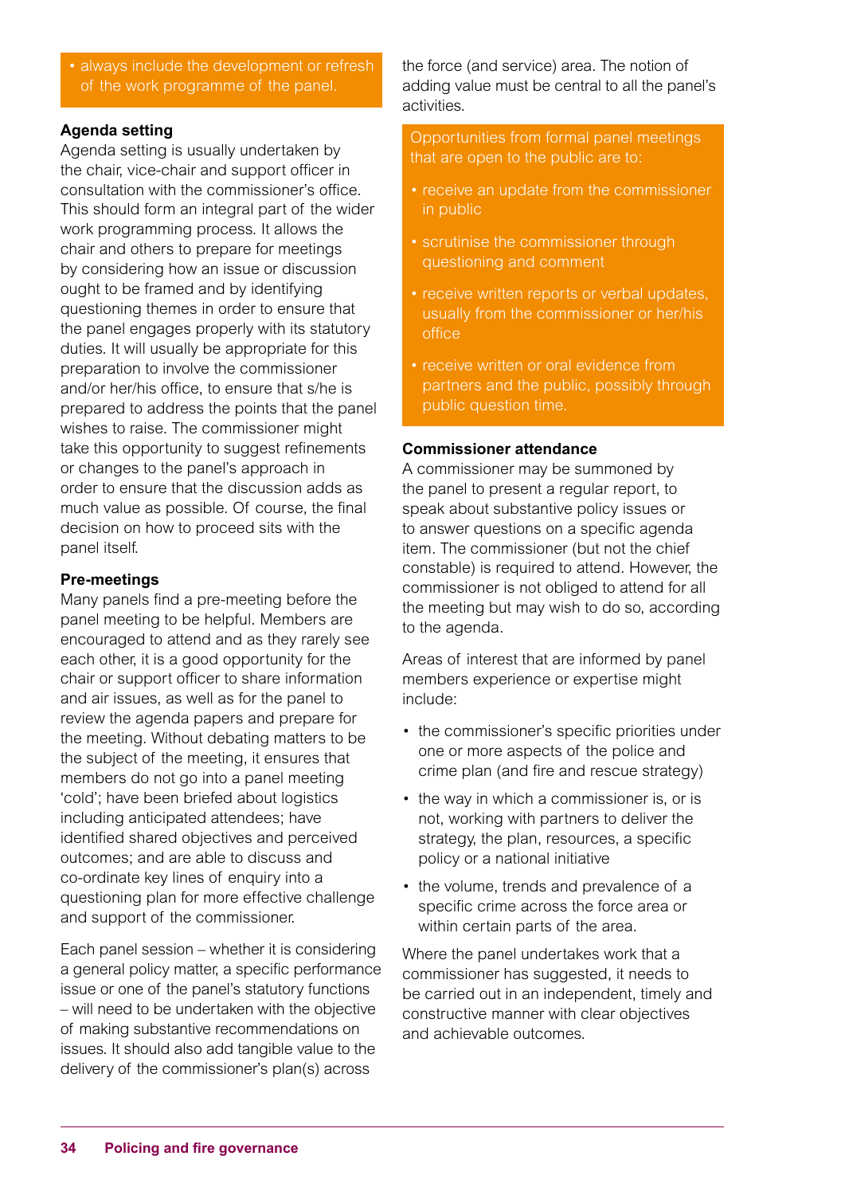- always include the development or refresh of the work programme of the panel.

**Agenda setting**

Agenda setting is usually undertaken by the chair, vice-chair and support officer in consultation with the commissioner's office. This should form an integral part of the wider work programming process. It allows the chair and others to prepare for meetings by considering how an issue or discussion ought to be framed and by identifying questioning themes in order to ensure that the panel engages properly with its statutory duties. It will usually be appropriate for this preparation to involve the commissioner and/or her/his office, to ensure that s/he is prepared to address the points that the panel wishes to raise. The commissioner might take this opportunity to suggest refinements or changes to the panel's approach in order to ensure that the discussion adds as much value as possible. Of course, the final decision on how to proceed sits with the panel itself.

**Pre-meetings**

Many panels find a pre-meeting before the panel meeting to be helpful. Members are encouraged to attend and as they rarely see each other, it is a good opportunity for the chair or support officer to share information and air issues, as well as for the panel to review the agenda papers and prepare for the meeting. Without debating matters to be the subject of the meeting, it ensures that members do not go into a panel meeting 'cold'; have been briefed about logistics including anticipated attendees; have identified shared objectives and perceived outcomes; and are able to discuss and co-ordinate key lines of enquiry into a questioning plan for more effective challenge and support of the commissioner.

Each panel session – whether it is considering a general policy matter, a specific performance issue or one of the panel's statutory functions – will need to be undertaken with the objective of making substantive recommendations on issues. It should also add tangible value to the delivery of the commissioner's plan(s) across the force (and service) area. The notion of adding value must be central to all the panel's activities.

Opportunities from formal panel meetings that are open to the public are to:

- receive an update from the commissioner in public
- scrutinise the commissioner through questioning and comment
- receive written reports or verbal updates, usually from the commissioner or her/his office
- receive written or oral evidence from partners and the public, possibly through public question time.

**Commissioner attendance**

A commissioner may be summoned by the panel to present a regular report, to speak about substantive policy issues or to answer questions on a specific agenda item. The commissioner (but not the chief constable) is required to attend. However, the commissioner is not obliged to attend for all the meeting but may wish to do so, according to the agenda.

Areas of interest that are informed by panel members experience or expertise might include:

- the commissioner's specific priorities under one or more aspects of the police and crime plan (and fire and rescue strategy)
- the way in which a commissioner is, or is not, working with partners to deliver the strategy, the plan, resources, a specific policy or a national initiative
- the volume, trends and prevalence of a specific crime across the force area or within certain parts of the area.

Where the panel undertakes work that a commissioner has suggested, it needs to be carried out in an independent, timely and constructive manner with clear objectives and achievable outcomes.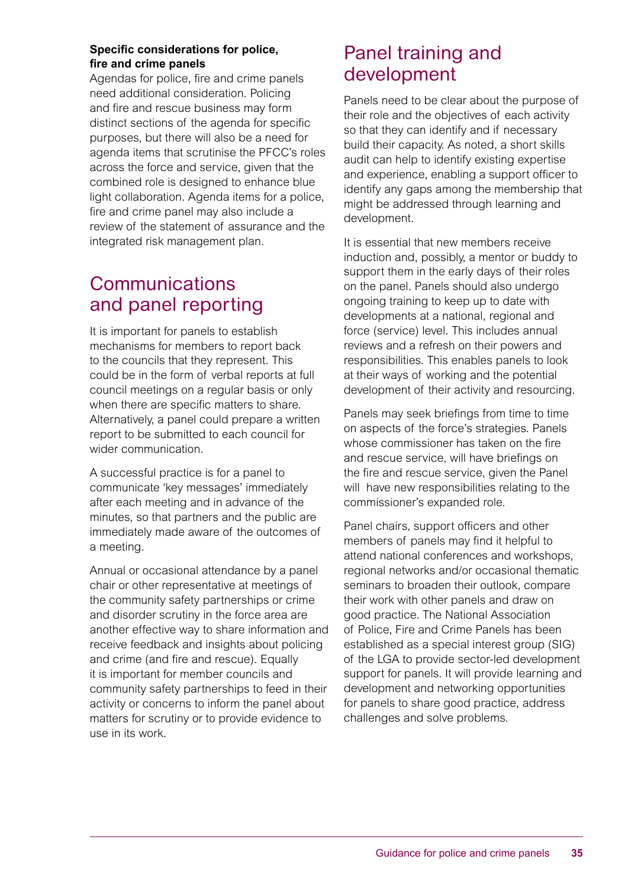**Specific considerations for police, fire and crime panels**

Agendas for police, fire and crime panels need additional consideration. Policing and fire and rescue business may form distinct sections of the agenda for specific purposes, but there will also be a need for agenda items that scrutinise the PFCC's roles across the force and service, given that the combined role is designed to enhance blue light collaboration. Agenda items for a police, fire and crime panel may also include a review of the statement of assurance and the integrated risk management plan.

## Communications and panel reporting

It is important for panels to establish mechanisms for members to report back to the councils that they represent. This could be in the form of verbal reports at full council meetings on a regular basis or only when there are specific matters to share. Alternatively, a panel could prepare a written report to be submitted to each council for wider communication.

A successful practice is for a panel to communicate 'key messages' immediately after each meeting and in advance of the minutes, so that partners and the public are immediately made aware of the outcomes of a meeting.

Annual or occasional attendance by a panel chair or other representative at meetings of the community safety partnerships or crime and disorder scrutiny in the force area are another effective way to share information and receive feedback and insights about policing and crime (and fire and rescue). Equally it is important for member councils and community safety partnerships to feed in their activity or concerns to inform the panel about matters for scrutiny or to provide evidence to use in its work.

## Panel training and development

Panels need to be clear about the purpose of their role and the objectives of each activity so that they can identify and if necessary build their capacity. As noted, a short skills audit can help to identify existing expertise and experience, enabling a support officer to identify any gaps among the membership that might be addressed through learning and development.

It is essential that new members receive induction and, possibly, a mentor or buddy to support them in the early days of their roles on the panel. Panels should also undergo ongoing training to keep up to date with developments at a national, regional and force (service) level. This includes annual reviews and a refresh on their powers and responsibilities. This enables panels to look at their ways of working and the potential development of their activity and resourcing.

Panels may seek briefings from time to time on aspects of the force's strategies. Panels whose commissioner has taken on the fire and rescue service, will have briefings on the fire and rescue service, given the Panel will have new responsibilities relating to the commissioner's expanded role.

Panel chairs, support officers and other members of panels may find it helpful to attend national conferences and workshops, regional networks and/or occasional thematic seminars to broaden their outlook, compare their work with other panels and draw on good practice. The National Association of Police, Fire and Crime Panels has been established as a special interest group (SIG) of the LGA to provide sector-led development support for panels. It will provide learning and development and networking opportunities for panels to share good practice, address challenges and solve problems.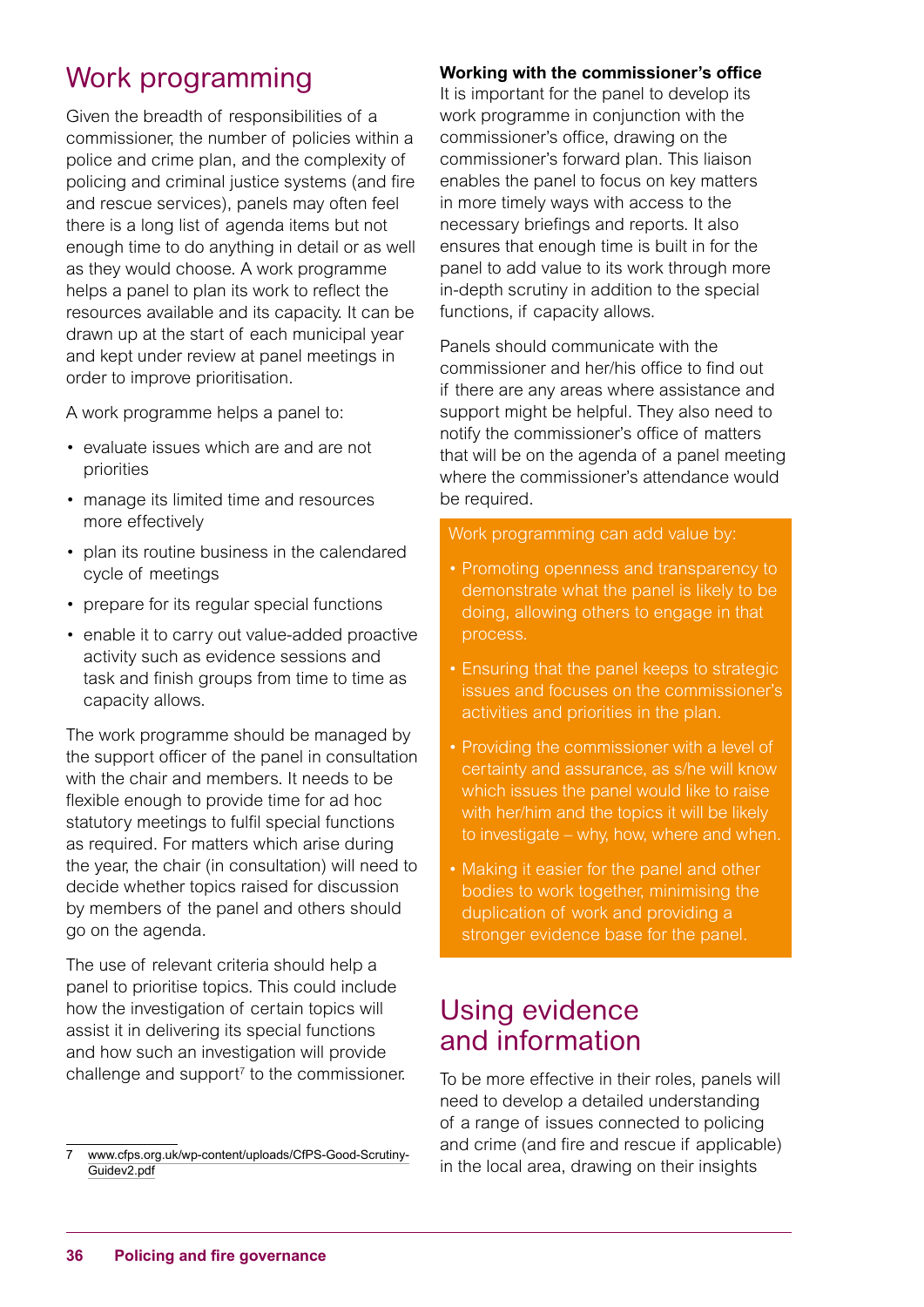## Work programming

Given the breadth of responsibilities of a commissioner, the number of policies within a police and crime plan, and the complexity of policing and criminal justice systems (and fire and rescue services), panels may often feel there is a long list of agenda items but not enough time to do anything in detail or as well as they would choose. A work programme helps a panel to plan its work to reflect the resources available and its capacity. It can be drawn up at the start of each municipal year and kept under review at panel meetings in order to improve prioritisation.

A work programme helps a panel to:

- evaluate issues which are and are not priorities
- manage its limited time and resources more effectively
- plan its routine business in the calendared cycle of meetings
- prepare for its regular special functions
- enable it to carry out value-added proactive activity such as evidence sessions and task and finish groups from time to time as capacity allows.

The work programme should be managed by the support officer of the panel in consultation with the chair and members. It needs to be flexible enough to provide time for ad hoc statutory meetings to fulfil special functions as required. For matters which arise during the year, the chair (in consultation) will need to decide whether topics raised for discussion by members of the panel and others should go on the agenda.

The use of relevant criteria should help a panel to prioritise topics. This could include how the investigation of certain topics will assist it in delivering its special functions and how such an investigation will provide challenge and support[7] to the commissioner.

[7] www.cfps.org.uk/wp-content/uploads/CfPS-Good-Scrutiny-Guidev2.pdf

**Working with the commissioner's office**

It is important for the panel to develop its work programme in conjunction with the commissioner's office, drawing on the commissioner's forward plan. This liaison enables the panel to focus on key matters in more timely ways with access to the necessary briefings and reports. It also ensures that enough time is built in for the panel to add value to its work through more in-depth scrutiny in addition to the special functions, if capacity allows.

Panels should communicate with the commissioner and her/his office to find out if there are any areas where assistance and support might be helpful. They also need to notify the commissioner's office of matters that will be on the agenda of a panel meeting where the commissioner's attendance would be required.

Work programming can add value by:

- Promoting openness and transparency to demonstrate what the panel is likely to be doing, allowing others to engage in that process.
- Ensuring that the panel keeps to strategic issues and focuses on the commissioner's activities and priorities in the plan.
- Providing the commissioner with a level of certainty and assurance, as s/he will know which issues the panel would like to raise with her/him and the topics it will be likely to investigate – why, how, where and when.
- Making it easier for the panel and other bodies to work together, minimising the duplication of work and providing a stronger evidence base for the panel.

## Using evidence and information

To be more effective in their roles, panels will need to develop a detailed understanding of a range of issues connected to policing and crime (and fire and rescue if applicable) in the local area, drawing on their insights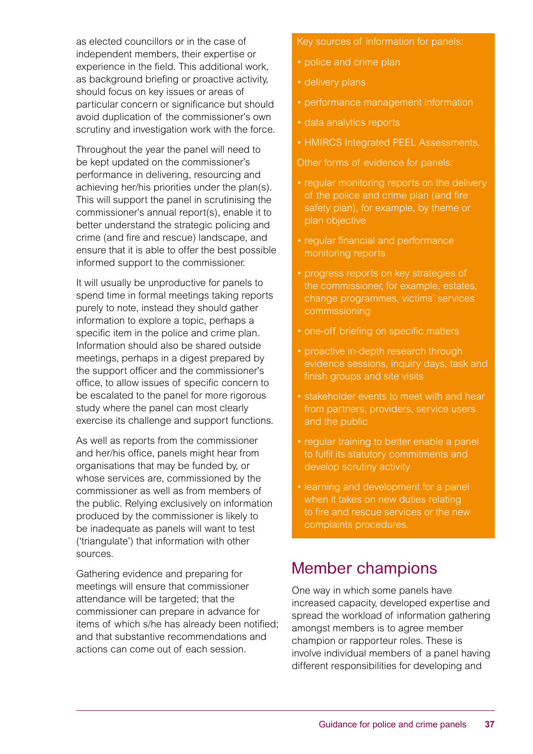as elected councillors or in the case of independent members, their expertise or experience in the field. This additional work, as background briefing or proactive activity, should focus on key issues or areas of particular concern or significance but should avoid duplication of the commissioner's own scrutiny and investigation work with the force.

Throughout the year the panel will need to be kept updated on the commissioner's performance in delivering, resourcing and achieving her/his priorities under the plan(s). This will support the panel in scrutinising the commissioner's annual report(s), enable it to better understand the strategic policing and crime (and fire and rescue) landscape, and ensure that it is able to offer the best possible informed support to the commissioner.

It will usually be unproductive for panels to spend time in formal meetings taking reports purely to note, instead they should gather information to explore a topic, perhaps a specific item in the police and crime plan. Information should also be shared outside meetings, perhaps in a digest prepared by the support officer and the commissioner's office, to allow issues of specific concern to be escalated to the panel for more rigorous study where the panel can most clearly exercise its challenge and support functions.

As well as reports from the commissioner and her/his office, panels might hear from organisations that may be funded by, or whose services are, commissioned by the commissioner as well as from members of the public. Relying exclusively on information produced by the commissioner is likely to be inadequate as panels will want to test ('triangulate') that information with other sources.

Gathering evidence and preparing for meetings will ensure that commissioner attendance will be targeted; that the commissioner can prepare in advance for items of which s/he has already been notified; and that substantive recommendations and actions can come out of each session.

Key sources of information for panels:

- police and crime plan
- delivery plans
- performance management information
- data analytics reports
- HMIRCS Integrated PEEL Assessments.

Other forms of evidence for panels:

- regular monitoring reports on the delivery of the police and crime plan (and fire safety plan), for example, by theme or plan objective
- regular financial and performance monitoring reports
- progress reports on key strategies of the commissioner, for example, estates, change programmes, victims' services commissioning
- one-off briefing on specific matters
- proactive in-depth research through evidence sessions, inquiry days, task and finish groups and site visits
- stakeholder events to meet with and hear from partners, providers, service users and the public
- regular training to better enable a panel to fulfil its statutory commitments and develop scrutiny activity
- learning and development for a panel when it takes on new duties relating to fire and rescue services or the new complaints procedures.

## Member champions

One way in which some panels have increased capacity, developed expertise and spread the workload of information gathering amongst members is to agree member champion or rapporteur roles. These is involve individual members of a panel having different responsibilities for developing and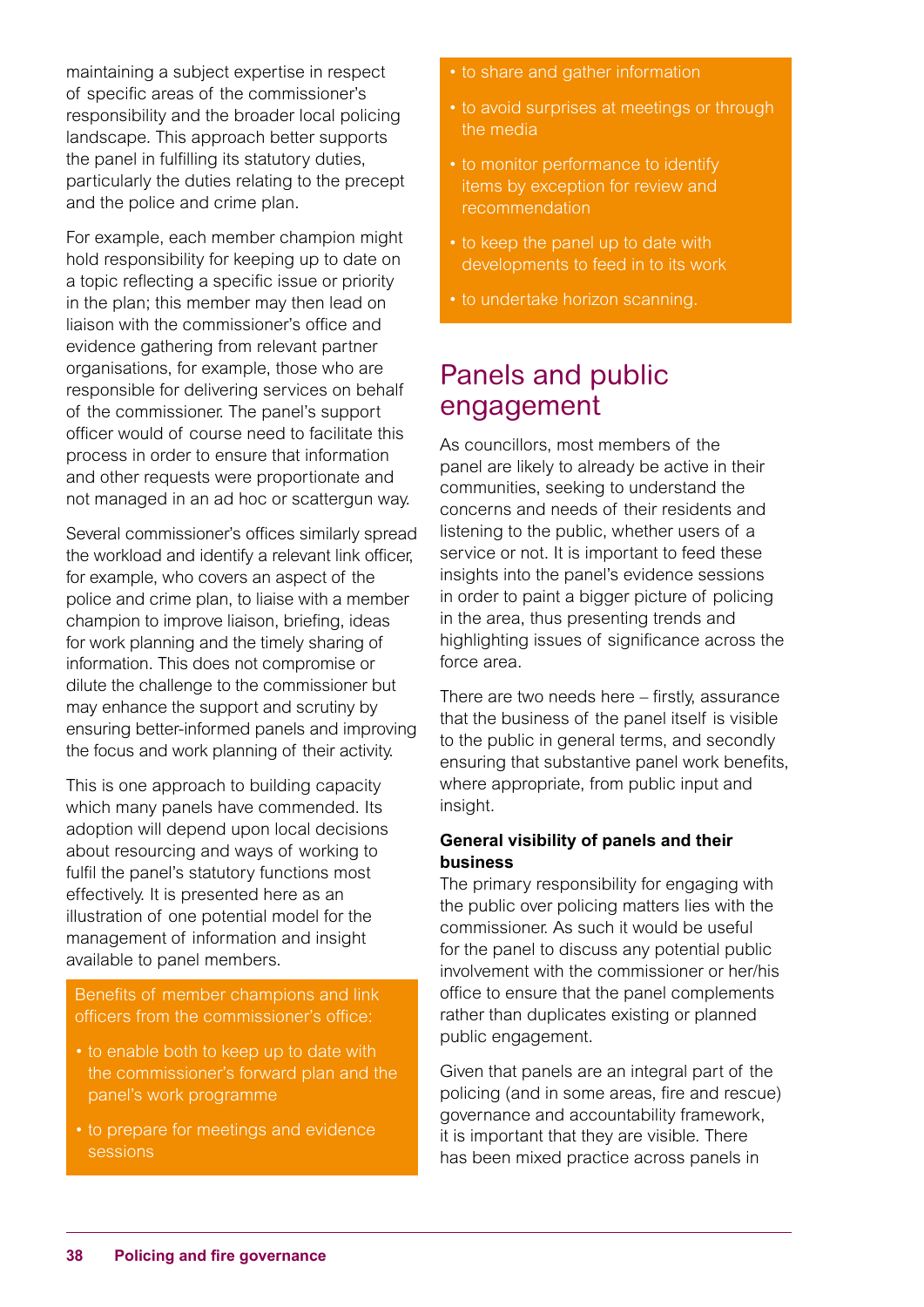maintaining a subject expertise in respect of specific areas of the commissioner's responsibility and the broader local policing landscape. This approach better supports the panel in fulfilling its statutory duties, particularly the duties relating to the precept and the police and crime plan.

For example, each member champion might hold responsibility for keeping up to date on a topic reflecting a specific issue or priority in the plan; this member may then lead on liaison with the commissioner's office and evidence gathering from relevant partner organisations, for example, those who are responsible for delivering services on behalf of the commissioner. The panel's support officer would of course need to facilitate this process in order to ensure that information and other requests were proportionate and not managed in an ad hoc or scattergun way.

Several commissioner's offices similarly spread the workload and identify a relevant link officer, for example, who covers an aspect of the police and crime plan, to liaise with a member champion to improve liaison, briefing, ideas for work planning and the timely sharing of information. This does not compromise or dilute the challenge to the commissioner but may enhance the support and scrutiny by ensuring better-informed panels and improving the focus and work planning of their activity.

This is one approach to building capacity which many panels have commended. Its adoption will depend upon local decisions about resourcing and ways of working to fulfil the panel's statutory functions most effectively. It is presented here as an illustration of one potential model for the management of information and insight available to panel members.

Benefits of member champions and link officers from the commissioner's office:

- to enable both to keep up to date with the commissioner's forward plan and the panel's work programme
- to prepare for meetings and evidence sessions
- to share and gather information
- to avoid surprises at meetings or through the media
- to monitor performance to identify items by exception for review and recommendation
- to keep the panel up to date with developments to feed in to its work
- to undertake horizon scanning.

## Panels and public engagement

As councillors, most members of the panel are likely to already be active in their communities, seeking to understand the concerns and needs of their residents and listening to the public, whether users of a service or not. It is important to feed these insights into the panel's evidence sessions in order to paint a bigger picture of policing in the area, thus presenting trends and highlighting issues of significance across the force area.

There are two needs here – firstly, assurance that the business of the panel itself is visible to the public in general terms, and secondly ensuring that substantive panel work benefits, where appropriate, from public input and insight.

**General visibility of panels and their business**

The primary responsibility for engaging with the public over policing matters lies with the commissioner. As such it would be useful for the panel to discuss any potential public involvement with the commissioner or her/his office to ensure that the panel complements rather than duplicates existing or planned public engagement.

Given that panels are an integral part of the policing (and in some areas, fire and rescue) governance and accountability framework, it is important that they are visible. There has been mixed practice across panels in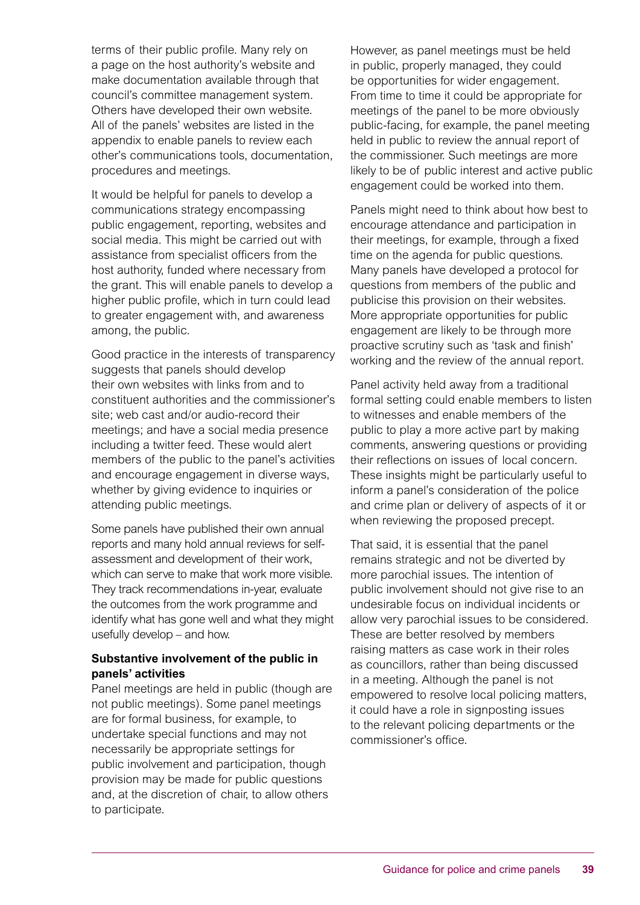terms of their public profile. Many rely on a page on the host authority's website and make documentation available through that council's committee management system. Others have developed their own website. All of the panels' websites are listed in the appendix to enable panels to review each other's communications tools, documentation, procedures and meetings.

It would be helpful for panels to develop a communications strategy encompassing public engagement, reporting, websites and social media. This might be carried out with assistance from specialist officers from the host authority, funded where necessary from the grant. This will enable panels to develop a higher public profile, which in turn could lead to greater engagement with, and awareness among, the public.

Good practice in the interests of transparency suggests that panels should develop their own websites with links from and to constituent authorities and the commissioner's site; web cast and/or audio-record their meetings; and have a social media presence including a twitter feed. These would alert members of the public to the panel's activities and encourage engagement in diverse ways, whether by giving evidence to inquiries or attending public meetings.

Some panels have published their own annual reports and many hold annual reviews for self-assessment and development of their work, which can serve to make that work more visible. They track recommendations in-year, evaluate the outcomes from the work programme and identify what has gone well and what they might usefully develop – and how.

**Substantive involvement of the public in panels' activities**

Panel meetings are held in public (though are not public meetings). Some panel meetings are for formal business, for example, to undertake special functions and may not necessarily be appropriate settings for public involvement and participation, though provision may be made for public questions and, at the discretion of chair, to allow others to participate.

However, as panel meetings must be held in public, properly managed, they could be opportunities for wider engagement. From time to time it could be appropriate for meetings of the panel to be more obviously public-facing, for example, the panel meeting held in public to review the annual report of the commissioner. Such meetings are more likely to be of public interest and active public engagement could be worked into them.

Panels might need to think about how best to encourage attendance and participation in their meetings, for example, through a fixed time on the agenda for public questions. Many panels have developed a protocol for questions from members of the public and publicise this provision on their websites. More appropriate opportunities for public engagement are likely to be through more proactive scrutiny such as 'task and finish' working and the review of the annual report.

Panel activity held away from a traditional formal setting could enable members to listen to witnesses and enable members of the public to play a more active part by making comments, answering questions or providing their reflections on issues of local concern. These insights might be particularly useful to inform a panel's consideration of the police and crime plan or delivery of aspects of it or when reviewing the proposed precept.

That said, it is essential that the panel remains strategic and not be diverted by more parochial issues. The intention of public involvement should not give rise to an undesirable focus on individual incidents or allow very parochial issues to be considered. These are better resolved by members raising matters as case work in their roles as councillors, rather than being discussed in a meeting. Although the panel is not empowered to resolve local policing matters, it could have a role in signposting issues to the relevant policing departments or the commissioner's office.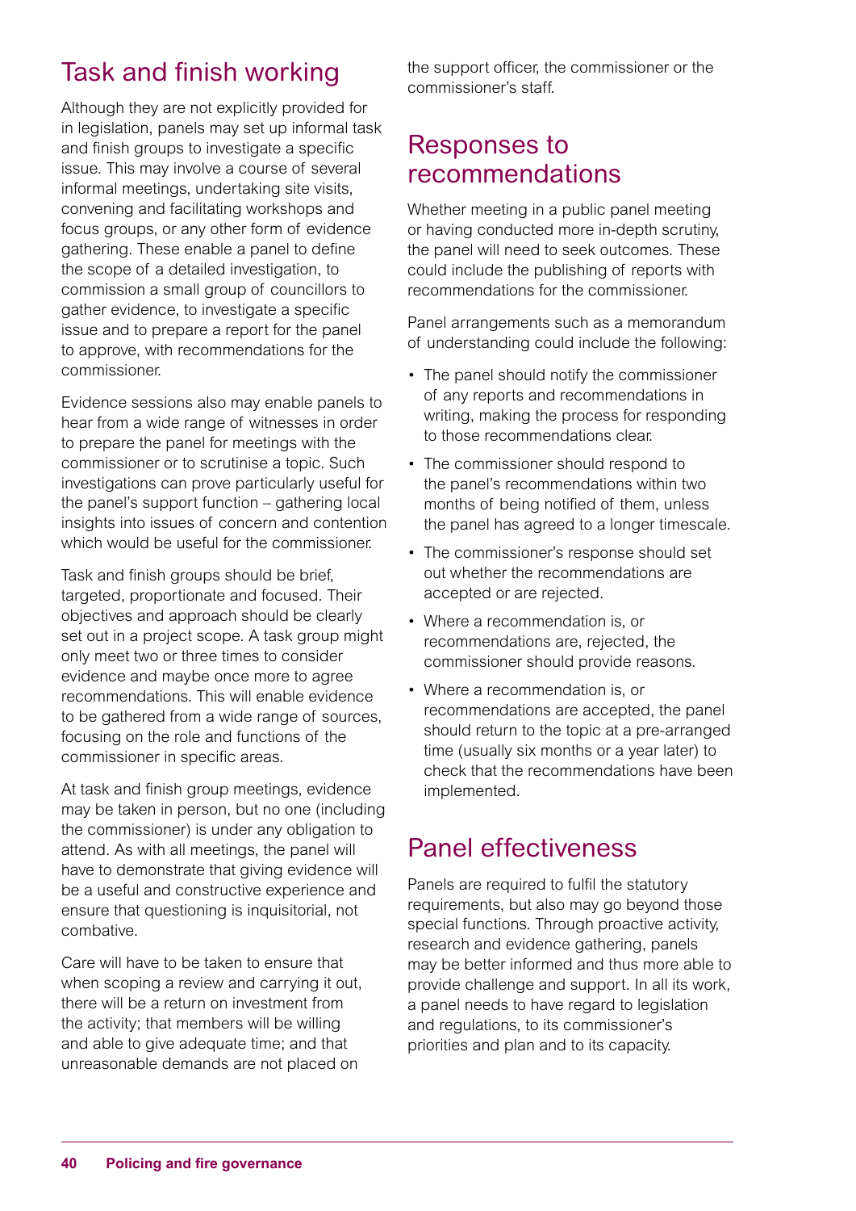## Task and finish working

Although they are not explicitly provided for in legislation, panels may set up informal task and finish groups to investigate a specific issue. This may involve a course of several informal meetings, undertaking site visits, convening and facilitating workshops and focus groups, or any other form of evidence gathering. These enable a panel to define the scope of a detailed investigation, to commission a small group of councillors to gather evidence, to investigate a specific issue and to prepare a report for the panel to approve, with recommendations for the commissioner.

Evidence sessions also may enable panels to hear from a wide range of witnesses in order to prepare the panel for meetings with the commissioner or to scrutinise a topic. Such investigations can prove particularly useful for the panel's support function – gathering local insights into issues of concern and contention which would be useful for the commissioner.

Task and finish groups should be brief, targeted, proportionate and focused. Their objectives and approach should be clearly set out in a project scope. A task group might only meet two or three times to consider evidence and maybe once more to agree recommendations. This will enable evidence to be gathered from a wide range of sources, focusing on the role and functions of the commissioner in specific areas.

At task and finish group meetings, evidence may be taken in person, but no one (including the commissioner) is under any obligation to attend. As with all meetings, the panel will have to demonstrate that giving evidence will be a useful and constructive experience and ensure that questioning is inquisitorial, not combative.

Care will have to be taken to ensure that when scoping a review and carrying it out, there will be a return on investment from the activity; that members will be willing and able to give adequate time; and that unreasonable demands are not placed on the support officer, the commissioner or the commissioner's staff.

## Responses to recommendations

Whether meeting in a public panel meeting or having conducted more in-depth scrutiny, the panel will need to seek outcomes. These could include the publishing of reports with recommendations for the commissioner.

Panel arrangements such as a memorandum of understanding could include the following:

- The panel should notify the commissioner of any reports and recommendations in writing, making the process for responding to those recommendations clear.
- The commissioner should respond to the panel's recommendations within two months of being notified of them, unless the panel has agreed to a longer timescale.
- The commissioner's response should set out whether the recommendations are accepted or are rejected.
- Where a recommendation is, or recommendations are, rejected, the commissioner should provide reasons.
- Where a recommendation is, or recommendations are accepted, the panel should return to the topic at a pre-arranged time (usually six months or a year later) to check that the recommendations have been implemented.

## Panel effectiveness

Panels are required to fulfil the statutory requirements, but also may go beyond those special functions. Through proactive activity, research and evidence gathering, panels may be better informed and thus more able to provide challenge and support. In all its work, a panel needs to have regard to legislation and regulations, to its commissioner's priorities and plan and to its capacity.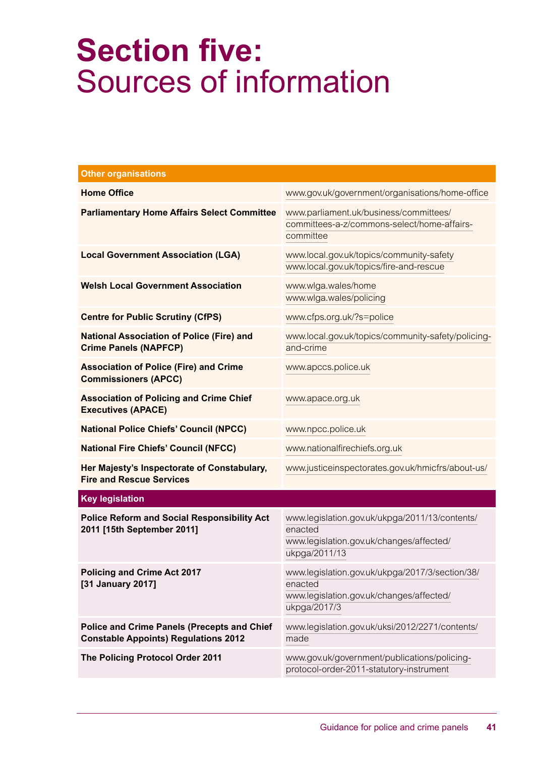# Section five: Sources of information

| Other organisations | |
|---|---|
| **Home Office** | www.gov.uk/government/organisations/home-office |
| **Parliamentary Home Affairs Select Committee** | www.parliament.uk/business/committees/committees-a-z/commons-select/home-affairs-committee |
| **Local Government Association (LGA)** | www.local.gov.uk/topics/community-safety<br>www.local.gov.uk/topics/fire-and-rescue |
| **Welsh Local Government Association** | www.wlga.wales/home<br>www.wlga.wales/policing |
| **Centre for Public Scrutiny (CfPS)** | www.cfps.org.uk/?s=police |
| **National Association of Police (Fire) and Crime Panels (NAPFCP)** | www.local.gov.uk/topics/community-safety/policing-and-crime |
| **Association of Police (Fire) and Crime Commissioners (APCC)** | www.apccs.police.uk |
| **Association of Policing and Crime Chief Executives (APACE)** | www.apace.org.uk |
| **National Police Chiefs' Council (NPCC)** | www.npcc.police.uk |
| **National Fire Chiefs' Council (NFCC)** | www.nationalfirechiefs.org.uk |
| **Her Majesty's Inspectorate of Constabulary, Fire and Rescue Services** | www.justiceinspectorates.gov.uk/hmicfrs/about-us/ |

| Key legislation | |
|---|---|
| **Police Reform and Social Responsibility Act 2011 [15th September 2011]** | www.legislation.gov.uk/ukpga/2011/13/contents/enacted<br>www.legislation.gov.uk/changes/affected/ukpga/2011/13 |
| **Policing and Crime Act 2017 [31 January 2017]** | www.legislation.gov.uk/ukpga/2017/3/section/38/enacted<br>www.legislation.gov.uk/changes/affected/ukpga/2017/3 |
| **Police and Crime Panels (Precepts and Chief Constable Appoints) Regulations 2012** | www.legislation.gov.uk/uksi/2012/2271/contents/made |
| **The Policing Protocol Order 2011** | www.gov.uk/government/publications/policing-protocol-order-2011-statutory-instrument |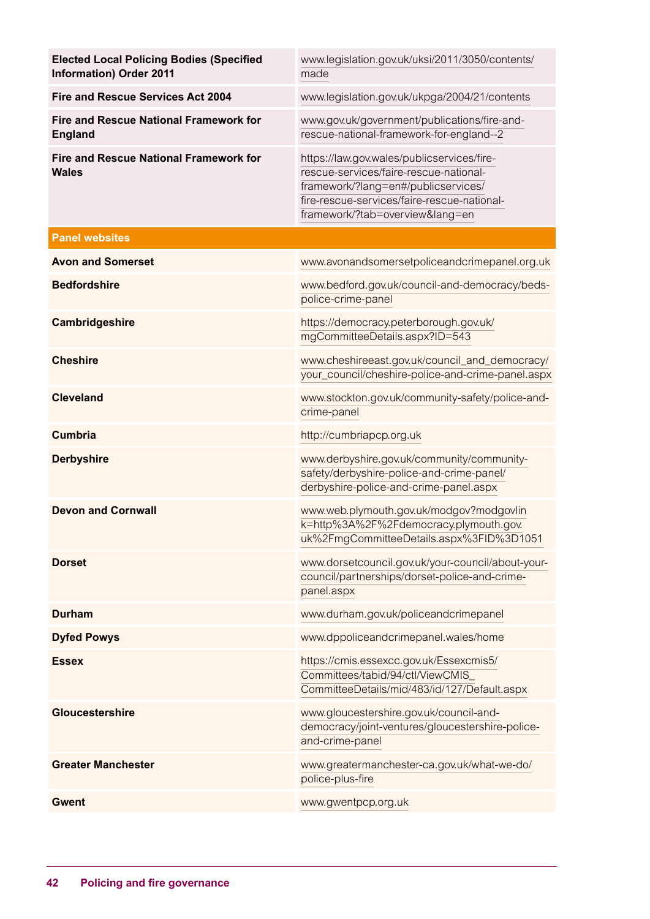| | |
|---|---|
| **Elected Local Policing Bodies (Specified Information) Order 2011** | www.legislation.gov.uk/uksi/2011/3050/contents/made |
| **Fire and Rescue Services Act 2004** | www.legislation.gov.uk/ukpga/2004/21/contents |
| **Fire and Rescue National Framework for England** | www.gov.uk/government/publications/fire-and-rescue-national-framework-for-england--2 |
| **Fire and Rescue National Framework for Wales** | https://law.gov.wales/publicservices/fire-rescue-services/faire-rescue-national-framework/?lang=en#/publicservices/fire-rescue-services/faire-rescue-national-framework/?tab=overview&lang=en |
| **Panel websites** | |
| **Avon and Somerset** | www.avonandsomersetpoliceandcrimepanel.org.uk |
| **Bedfordshire** | www.bedford.gov.uk/council-and-democracy/beds-police-crime-panel |
| **Cambridgeshire** | https://democracy.peterborough.gov.uk/mgCommitteeDetails.aspx?ID=543 |
| **Cheshire** | www.cheshireeast.gov.uk/council_and_democracy/your_council/cheshire-police-and-crime-panel.aspx |
| **Cleveland** | www.stockton.gov.uk/community-safety/police-and-crime-panel |
| **Cumbria** | http://cumbriapcp.org.uk |
| **Derbyshire** | www.derbyshire.gov.uk/community/community-safety/derbyshire-police-and-crime-panel/derbyshire-police-and-crime-panel.aspx |
| **Devon and Cornwall** | www.web.plymouth.gov.uk/modgov?modgovlink=http%3A%2F%2Fdemocracy.plymouth.gov.uk%2FmgCommitteeDetails.aspx%3FID%3D1051 |
| **Dorset** | www.dorsetcouncil.gov.uk/your-council/about-your-council/partnerships/dorset-police-and-crime-panel.aspx |
| **Durham** | www.durham.gov.uk/policeandcrimepanel |
| **Dyfed Powys** | www.dppoliceandcrimepanel.wales/home |
| **Essex** | https://cmis.essexcc.gov.uk/Essexcmis5/Committees/tabid/94/ctl/ViewCMIS_CommitteeDetails/mid/483/id/127/Default.aspx |
| **Gloucestershire** | www.gloucestershire.gov.uk/council-and-democracy/joint-ventures/gloucestershire-police-and-crime-panel |
| **Greater Manchester** | www.greatermanchester-ca.gov.uk/what-we-do/police-plus-fire |
| **Gwent** | www.gwentpcp.org.uk |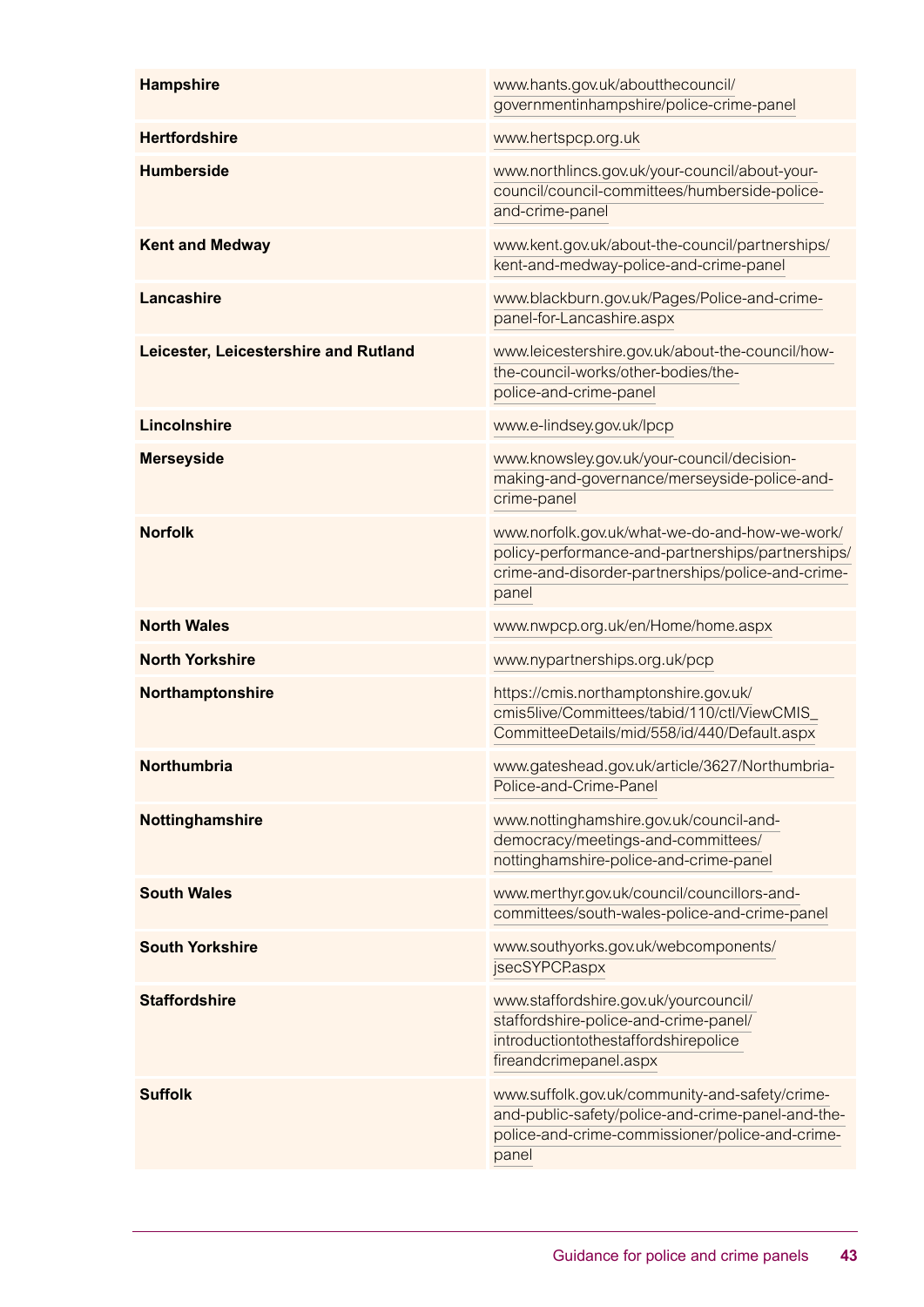| Hampshire | www.hants.gov.uk/aboutthecouncil/governmentinhampshire/police-crime-panel |
|---|---|
| **Hertfordshire** | www.hertspcp.org.uk |
| **Humberside** | www.northlincs.gov.uk/your-council/about-your-council/council-committees/humberside-police-and-crime-panel |
| **Kent and Medway** | www.kent.gov.uk/about-the-council/partnerships/kent-and-medway-police-and-crime-panel |
| **Lancashire** | www.blackburn.gov.uk/Pages/Police-and-crime-panel-for-Lancashire.aspx |
| **Leicester, Leicestershire and Rutland** | www.leicestershire.gov.uk/about-the-council/how-the-council-works/other-bodies/the-police-and-crime-panel |
| **Lincolnshire** | www.e-lindsey.gov.uk/lpcp |
| **Merseyside** | www.knowsley.gov.uk/your-council/decision-making-and-governance/merseyside-police-and-crime-panel |
| **Norfolk** | www.norfolk.gov.uk/what-we-do-and-how-we-work/policy-performance-and-partnerships/partnerships/crime-and-disorder-partnerships/police-and-crime-panel |
| **North Wales** | www.nwpcp.org.uk/en/Home/home.aspx |
| **North Yorkshire** | www.nypartnerships.org.uk/pcp |
| **Northamptonshire** | https://cmis.northamptonshire.gov.uk/cmis5live/Committees/tabid/110/ctl/ViewCMIS_CommitteeDetails/mid/558/id/440/Default.aspx |
| **Northumbria** | www.gateshead.gov.uk/article/3627/Northumbria-Police-and-Crime-Panel |
| **Nottinghamshire** | www.nottinghamshire.gov.uk/council-and-democracy/meetings-and-committees/nottinghamshire-police-and-crime-panel |
| **South Wales** | www.merthyr.gov.uk/council/councillors-and-committees/south-wales-police-and-crime-panel |
| **South Yorkshire** | www.southyorks.gov.uk/webcomponents/jsecSYPCP.aspx |
| **Staffordshire** | www.staffordshire.gov.uk/yourcouncil/staffordshire-police-and-crime-panel/introductiontothestaffordshirepolicefireandcrimepanel.aspx |
| **Suffolk** | www.suffolk.gov.uk/community-and-safety/crime-and-public-safety/police-and-crime-panel-and-the-police-and-crime-commissioner/police-and-crime-panel |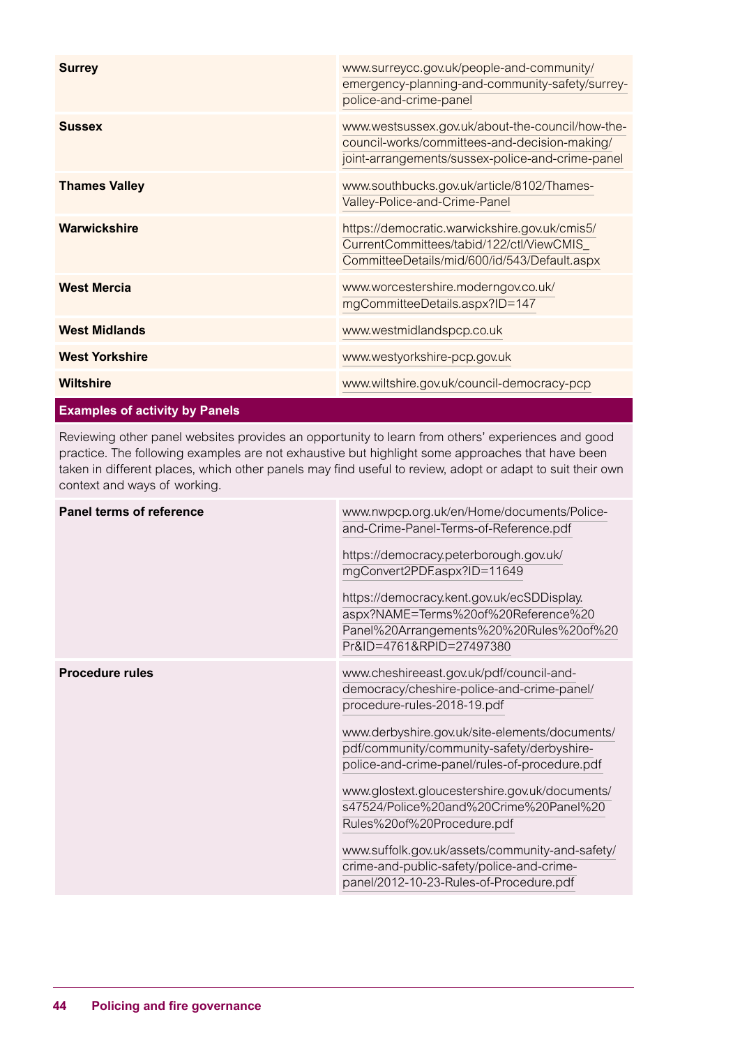| | |
|---|---|
| **Surrey** | www.surreycc.gov.uk/people-and-community/emergency-planning-and-community-safety/surrey-police-and-crime-panel |
| **Sussex** | www.westsussex.gov.uk/about-the-council/how-the-council-works/committees-and-decision-making/joint-arrangements/sussex-police-and-crime-panel |
| **Thames Valley** | www.southbucks.gov.uk/article/8102/Thames-Valley-Police-and-Crime-Panel |
| **Warwickshire** | https://democratic.warwickshire.gov.uk/cmis5/CurrentCommittees/tabid/122/ctl/ViewCMIS_CommitteeDetails/mid/600/id/543/Default.aspx |
| **West Mercia** | www.worcestershire.moderngov.co.uk/mgCommitteeDetails.aspx?ID=147 |
| **West Midlands** | www.westmidlandspcp.co.uk |
| **West Yorkshire** | www.westyorkshire-pcp.gov.uk |
| **Wiltshire** | www.wiltshire.gov.uk/council-democracy-pcp |

**Examples of activity by Panels**

Reviewing other panel websites provides an opportunity to learn from others' experiences and good practice. The following examples are not exhaustive but highlight some approaches that have been taken in different places, which other panels may find useful to review, adopt or adapt to suit their own context and ways of working.

| | |
|---|---|
| **Panel terms of reference** | www.nwpcp.org.uk/en/Home/documents/Police-and-Crime-Panel-Terms-of-Reference.pdf<br><br>https://democracy.peterborough.gov.uk/mgConvert2PDF.aspx?ID=11649<br><br>https://democracy.kent.gov.uk/ecSDDisplay.aspx?NAME=Terms%20of%20Reference%20Panel%20Arrangements%20%20Rules%20of%20Pr&ID=4761&RPID=27497380 |
| **Procedure rules** | www.cheshireeast.gov.uk/pdf/council-and-democracy/cheshire-police-and-crime-panel/procedure-rules-2018-19.pdf<br><br>www.derbyshire.gov.uk/site-elements/documents/pdf/community/community-safety/derbyshire-police-and-crime-panel/rules-of-procedure.pdf<br><br>www.glostext.gloucestershire.gov.uk/documents/s47524/Police%20and%20Crime%20Panel%20Rules%20of%20Procedure.pdf<br><br>www.suffolk.gov.uk/assets/community-and-safety/crime-and-public-safety/police-and-crime-panel/2012-10-23-Rules-of-Procedure.pdf |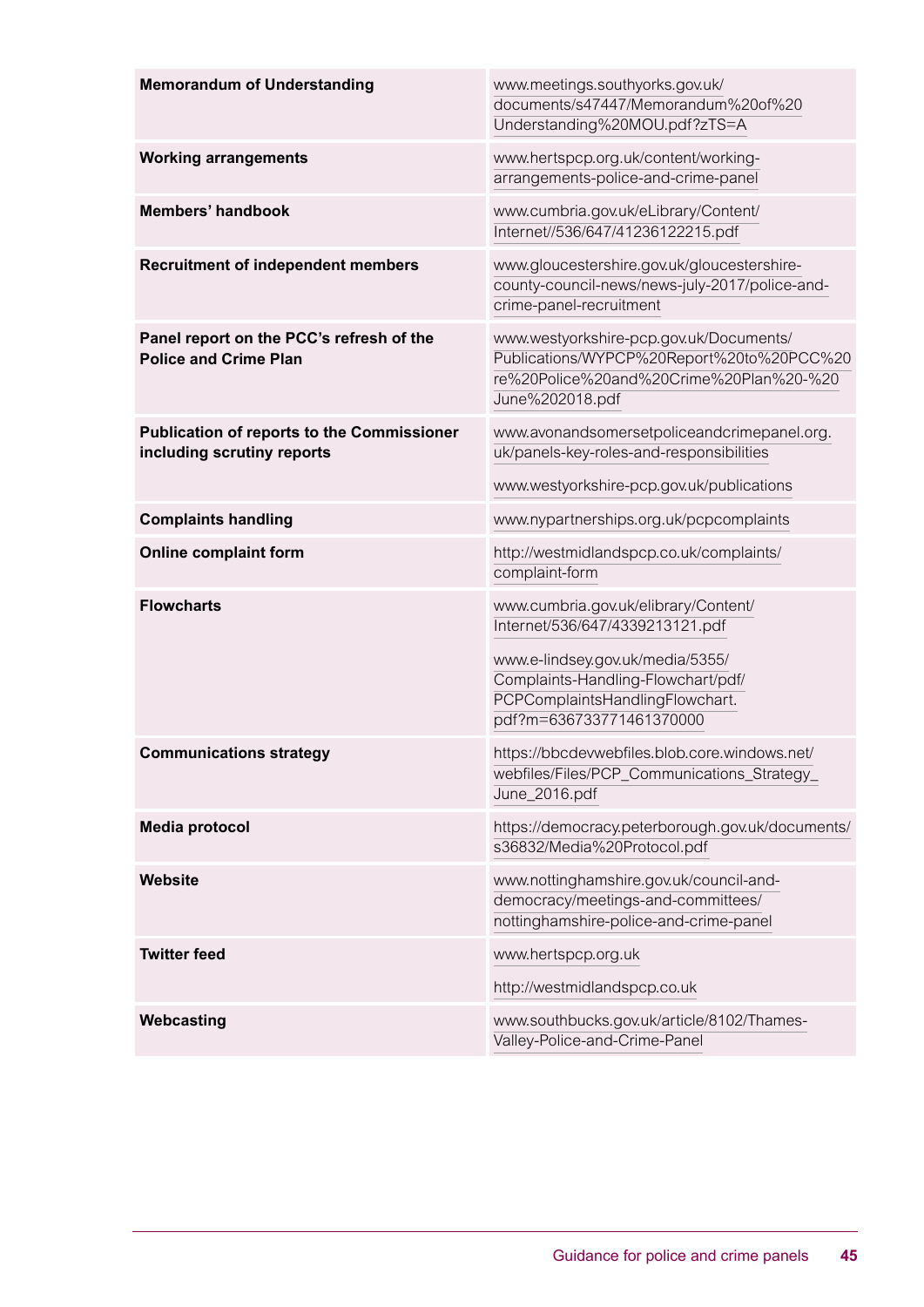| | |
|---|---|
| **Memorandum of Understanding** | www.meetings.southyorks.gov.uk/documents/s47447/Memorandum%20of%20Understanding%20MOU.pdf?zTS=A |
| **Working arrangements** | www.hertspcp.org.uk/content/working-arrangements-police-and-crime-panel |
| **Members' handbook** | www.cumbria.gov.uk/eLibrary/Content/Internet//536/647/41236122215.pdf |
| **Recruitment of independent members** | www.gloucestershire.gov.uk/gloucestershire-county-council-news/news-july-2017/police-and-crime-panel-recruitment |
| **Panel report on the PCC's refresh of the Police and Crime Plan** | www.westyorkshire-pcp.gov.uk/Documents/Publications/WYPCP%20Report%20to%20PCC%20re%20Police%20and%20Crime%20Plan%20-%20June%202018.pdf |
| **Publication of reports to the Commissioner including scrutiny reports** | www.avonandsomersetpoliceandcrimepanel.org.uk/panels-key-roles-and-responsibilities<br><br>www.westyorkshire-pcp.gov.uk/publications |
| **Complaints handling** | www.nypartnerships.org.uk/pcpcomplaints |
| **Online complaint form** | http://westmidlandspcp.co.uk/complaints/complaint-form |
| **Flowcharts** | www.cumbria.gov.uk/elibrary/Content/Internet/536/647/4339213121.pdf<br><br>www.e-lindsey.gov.uk/media/5355/Complaints-Handling-Flowchart/pdf/PCPComplaintsHandlingFlowchart.pdf?m=636733771461370000 |
| **Communications strategy** | https://bbcdevwebfiles.blob.core.windows.net/webfiles/Files/PCP_Communications_Strategy_June_2016.pdf |
| **Media protocol** | https://democracy.peterborough.gov.uk/documents/s36832/Media%20Protocol.pdf |
| **Website** | www.nottinghamshire.gov.uk/council-and-democracy/meetings-and-committees/nottinghamshire-police-and-crime-panel |
| **Twitter feed** | www.hertspcp.org.uk<br><br>http://westmidlandspcp.co.uk |
| **Webcasting** | www.southbucks.gov.uk/article/8102/Thames-Valley-Police-and-Crime-Panel |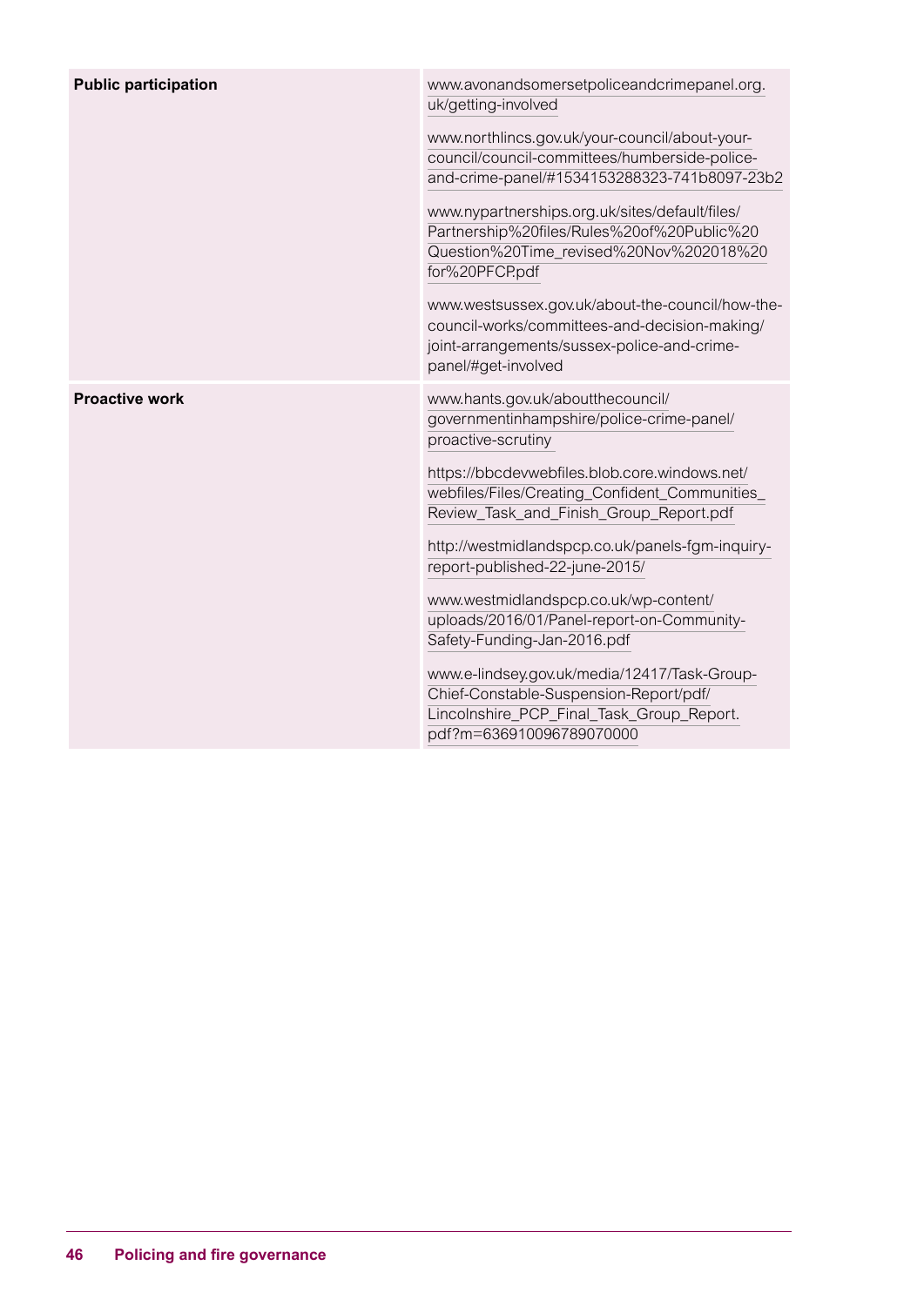| | |
|---|---|
| **Public participation** | www.avonandsomersetpoliceandcrimepanel.org.uk/getting-involved<br><br>www.northlincs.gov.uk/your-council/about-your-council/council-committees/humberside-police-and-crime-panel/#1534153288323-741b8097-23b2<br><br>www.nypartnerships.org.uk/sites/default/files/Partnership%20files/Rules%20of%20Public%20Question%20Time_revised%20Nov%202018%20for%20PFCP.pdf<br><br>www.westsussex.gov.uk/about-the-council/how-the-council-works/committees-and-decision-making/joint-arrangements/sussex-police-and-crime-panel/#get-involved |
| **Proactive work** | www.hants.gov.uk/aboutthecouncil/governmentinhampshire/police-crime-panel/proactive-scrutiny<br><br>https://bbcdevwebfiles.blob.core.windows.net/webfiles/Files/Creating_Confident_Communities_Review_Task_and_Finish_Group_Report.pdf<br><br>http://westmidlandspcp.co.uk/panels-fgm-inquiry-report-published-22-june-2015/<br><br>www.westmidlandspcp.co.uk/wp-content/uploads/2016/01/Panel-report-on-Community-Safety-Funding-Jan-2016.pdf<br><br>www.e-lindsey.gov.uk/media/12417/Task-Group-Chief-Constable-Suspension-Report/pdf/Lincolnshire_PCP_Final_Task_Group_Report.pdf?m=636910096789070000 |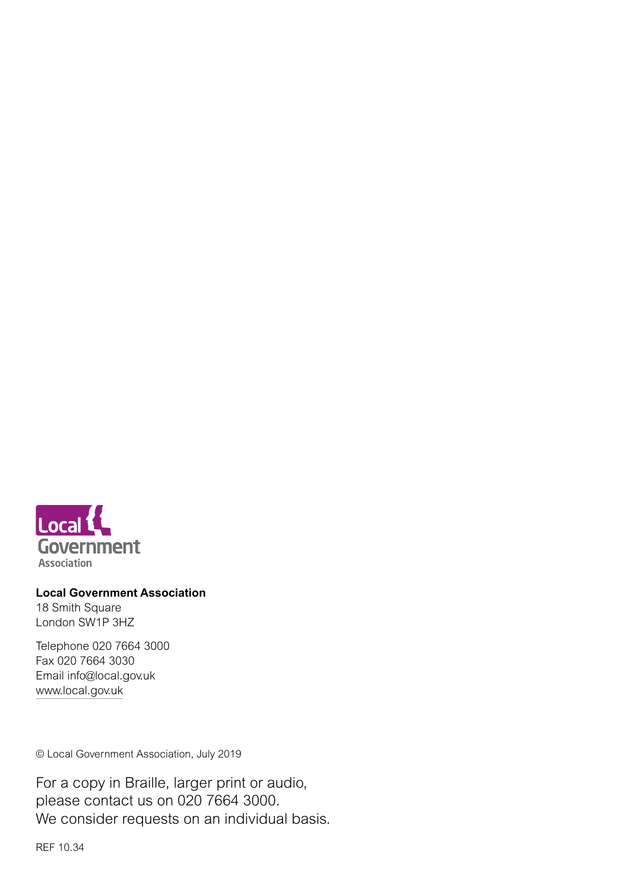Local Government Association

**Local Government Association**
18 Smith Square
London SW1P 3HZ

Telephone 020 7664 3000
Fax 020 7664 3030
Email info@local.gov.uk
www.local.gov.uk

© Local Government Association, July 2019

For a copy in Braille, larger print or audio, please contact us on 020 7664 3000.
We consider requests on an individual basis.

REF 10.34